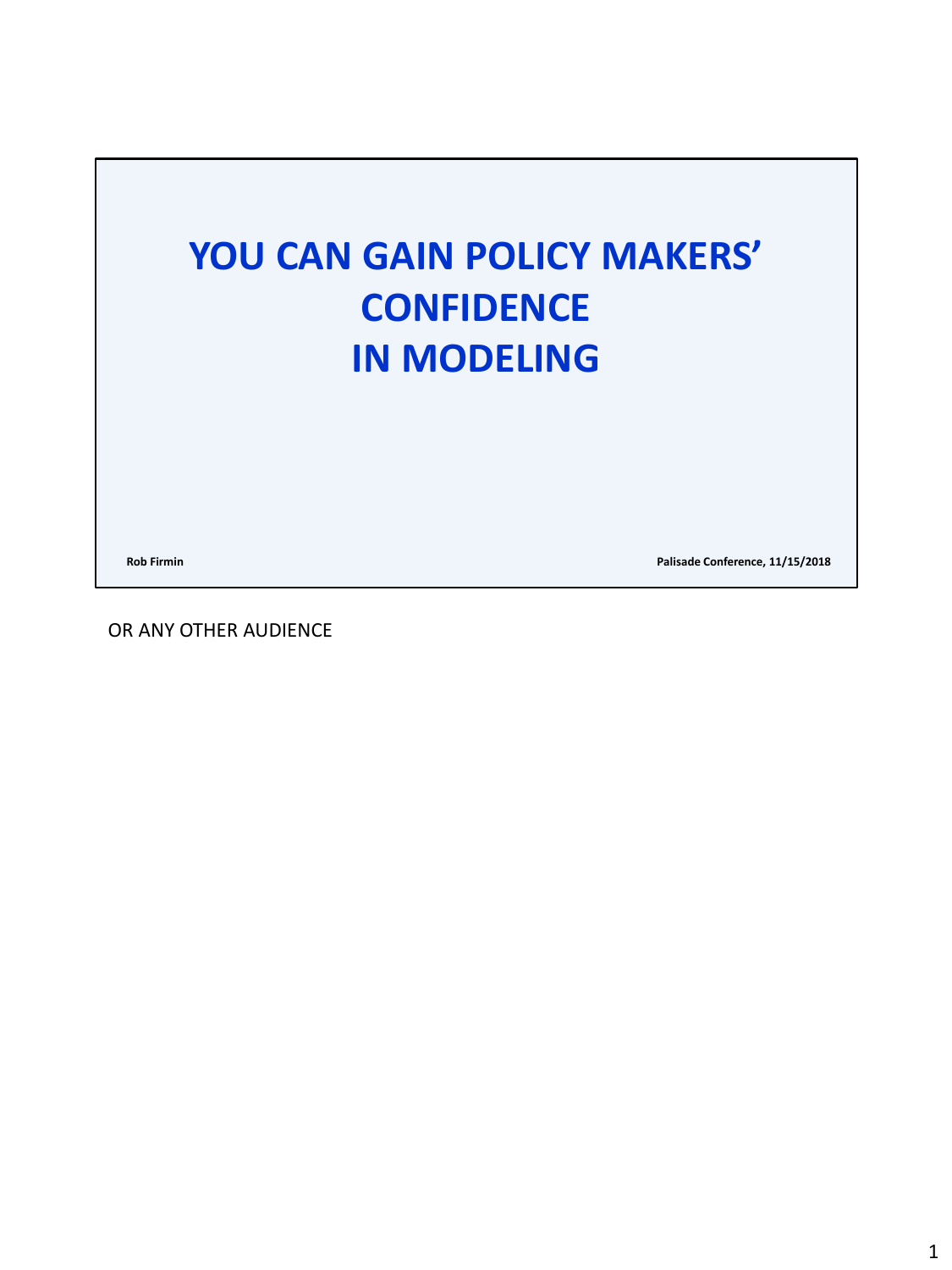# YOU CAN GAIN POLICY MAKERS' CONFIDENCE IN MODELING

**Rob Firmin**

**Palisade Conference, 11/15/2018**

OR ANY OTHER AUDIENCE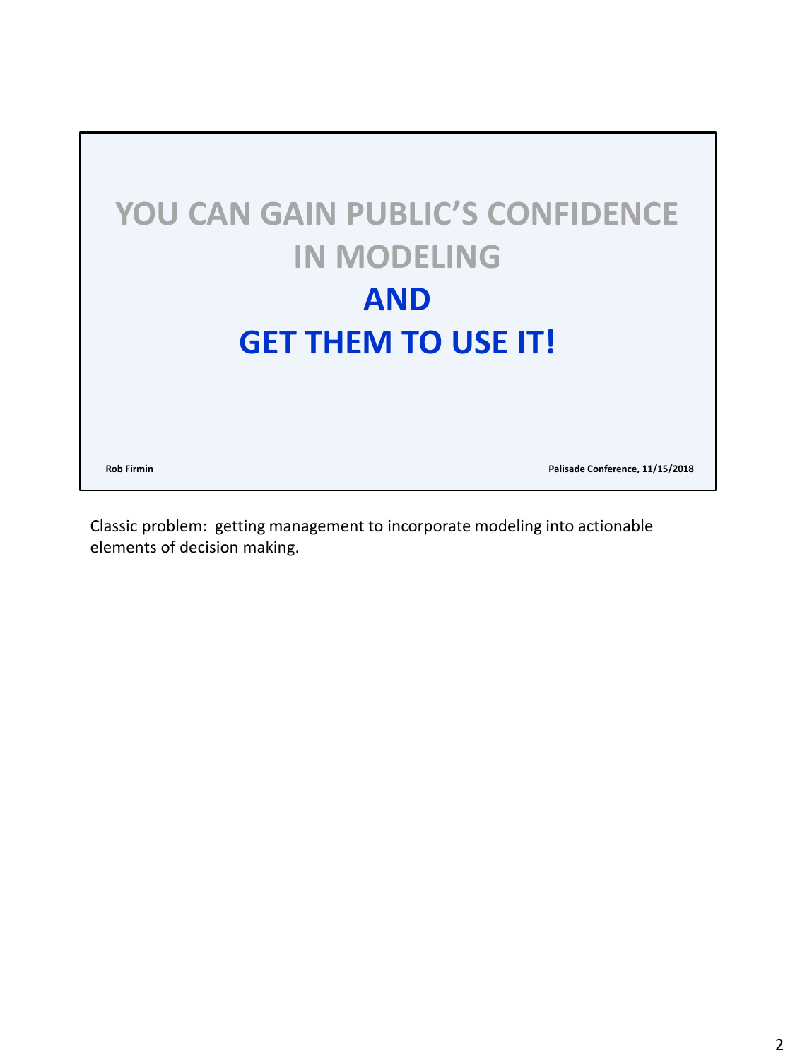# YOU CAN GAIN PUBLIC'S CONFIDENCE IN MODELING

# AND

# GET THEM TO USE IT!

**Rob Firmin**

**Palisade Conference, 11/15/2018**

Classic problem: getting management to incorporate modeling into actionable elements of decision making.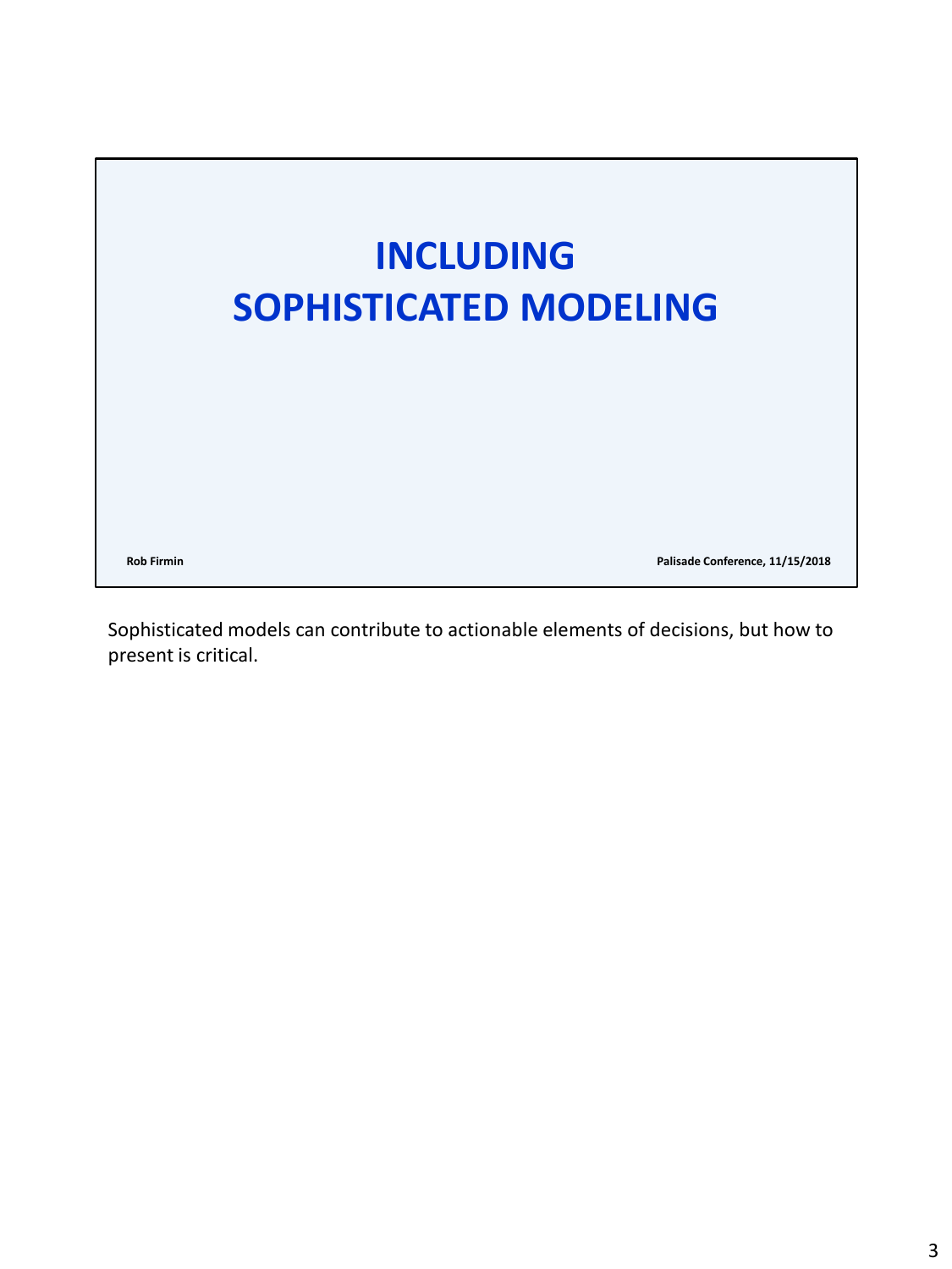# INCLUDING SOPHISTICATED MODELING

Rob Firmin

Palisade Conference, 11/15/2018

Sophisticated models can contribute to actionable elements of decisions, but how to present is critical.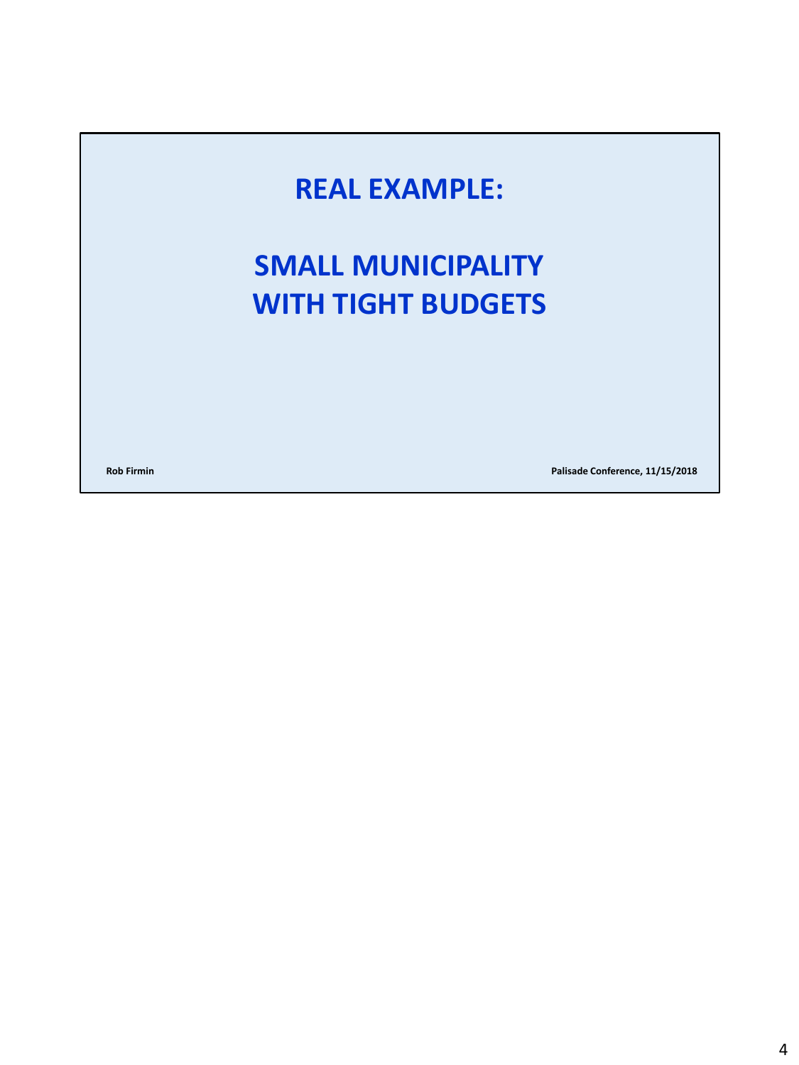# REAL EXAMPLE:

## SMALL MUNICIPALITY WITH TIGHT BUDGETS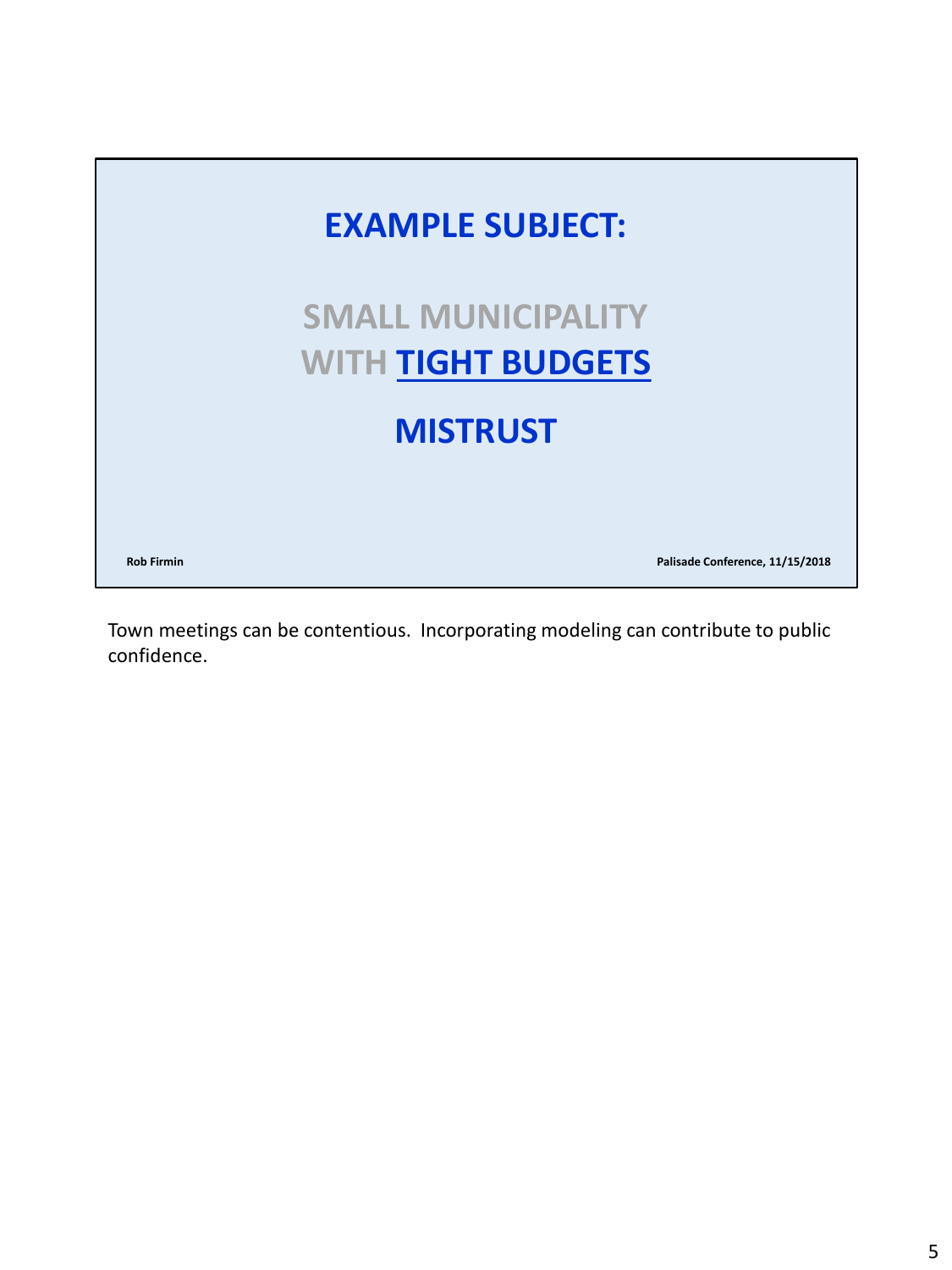## EXAMPLE SUBJECT:

**SMALL MUNICIPALITY WITH TIGHT BUDGETS**

**MISTRUST**

Rob Firmin

Palisade Conference, 11/15/2018

Town meetings can be contentious. Incorporating modeling can contribute to public confidence.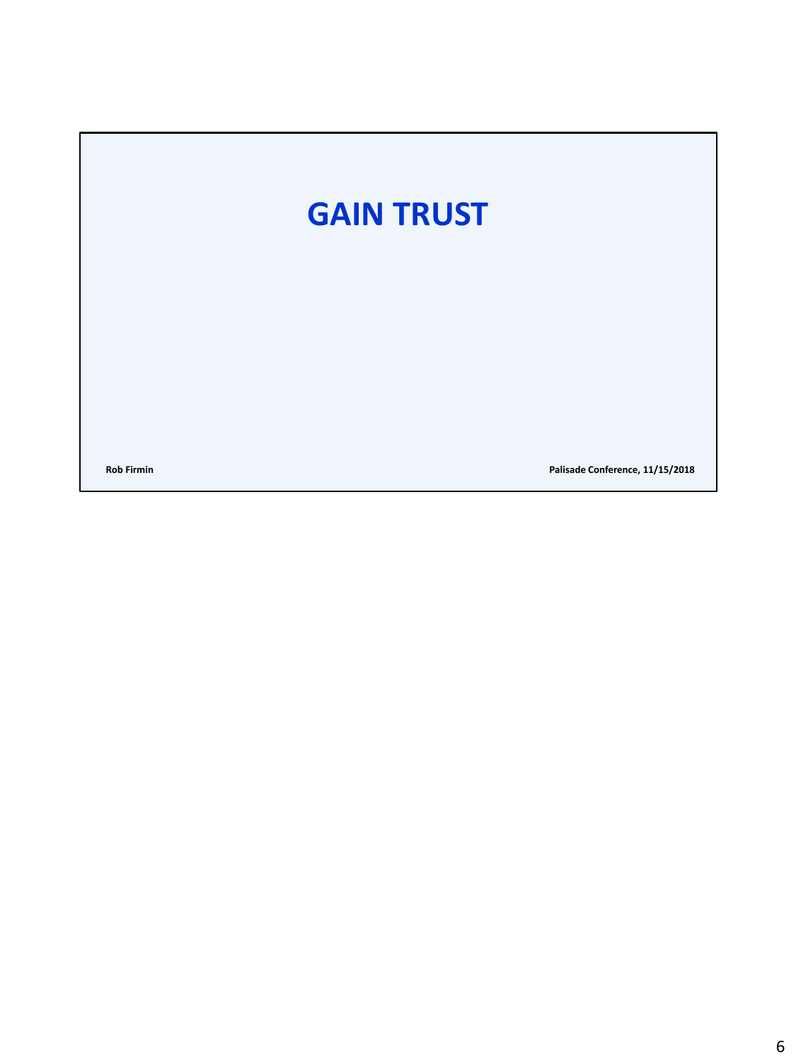# GAIN TRUST

**Rob Firmin**

**Palisade Conference, 11/15/2018**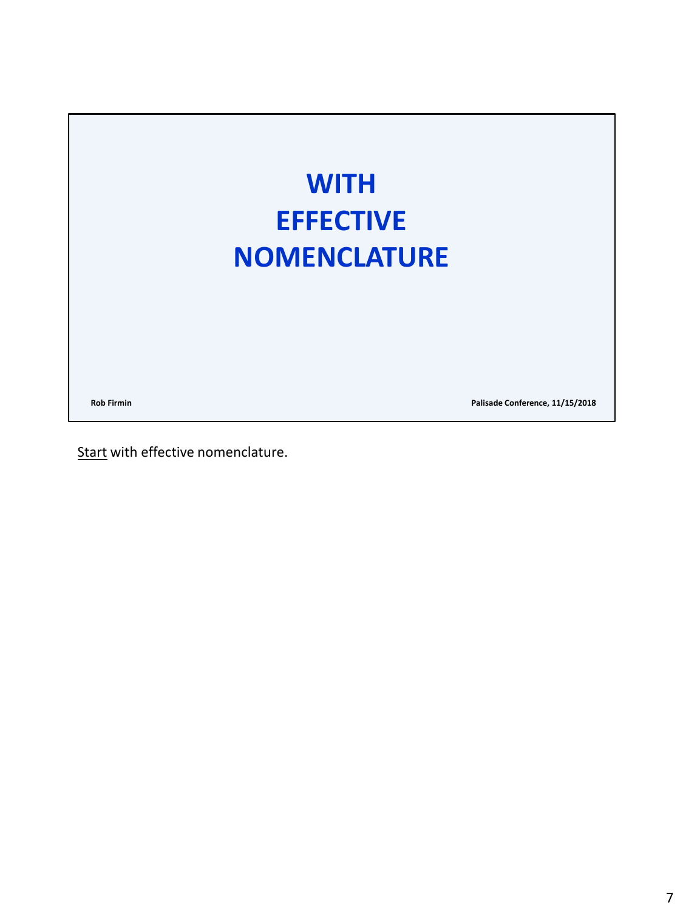# WITH EFFECTIVE NOMENCLATURE

Rob Firmin

Palisade Conference, 11/15/2018

Start with effective nomenclature.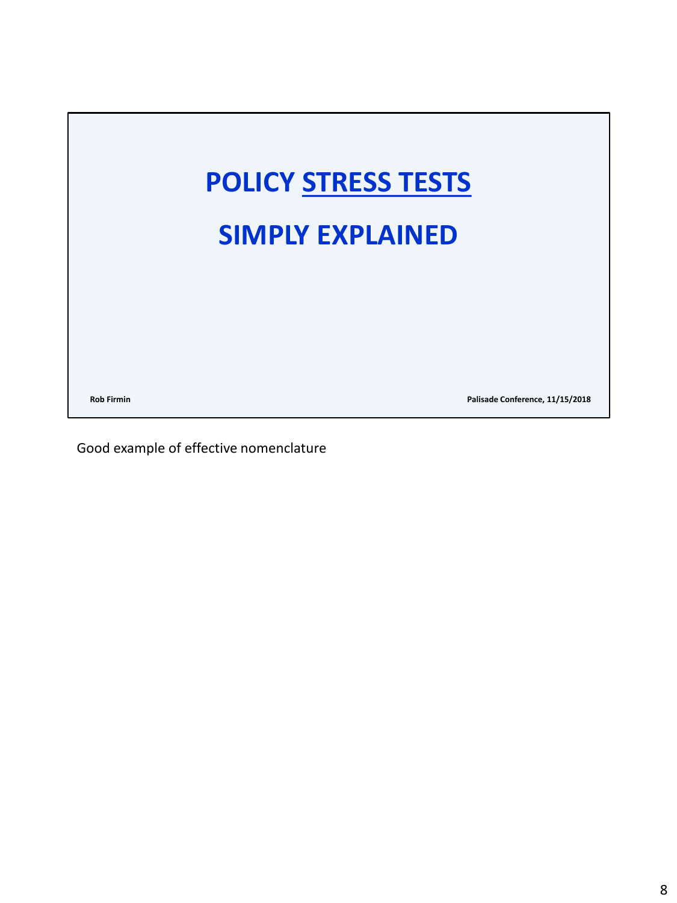# POLICY STRESS TESTS

# SIMPLY EXPLAINED

**Rob Firmin**

**Palisade Conference, 11/15/2018**

Good example of effective nomenclature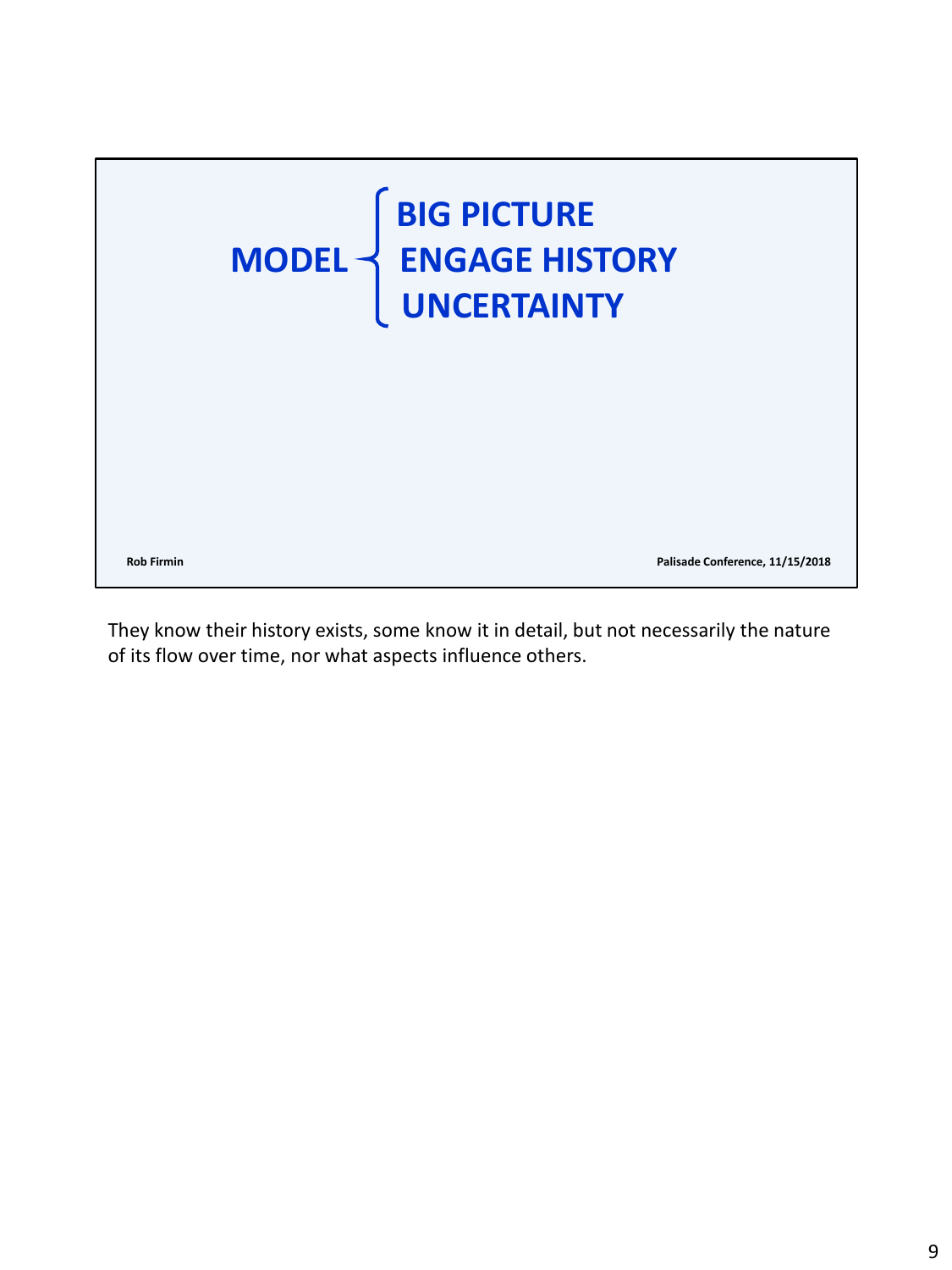**MODEL**
- **BIG PICTURE**
- **ENGAGE HISTORY**
- **UNCERTAINTY**

Rob Firmin — Palisade Conference, 11/15/2018

They know their history exists, some know it in detail, but not necessarily the nature of its flow over time, nor what aspects influence others.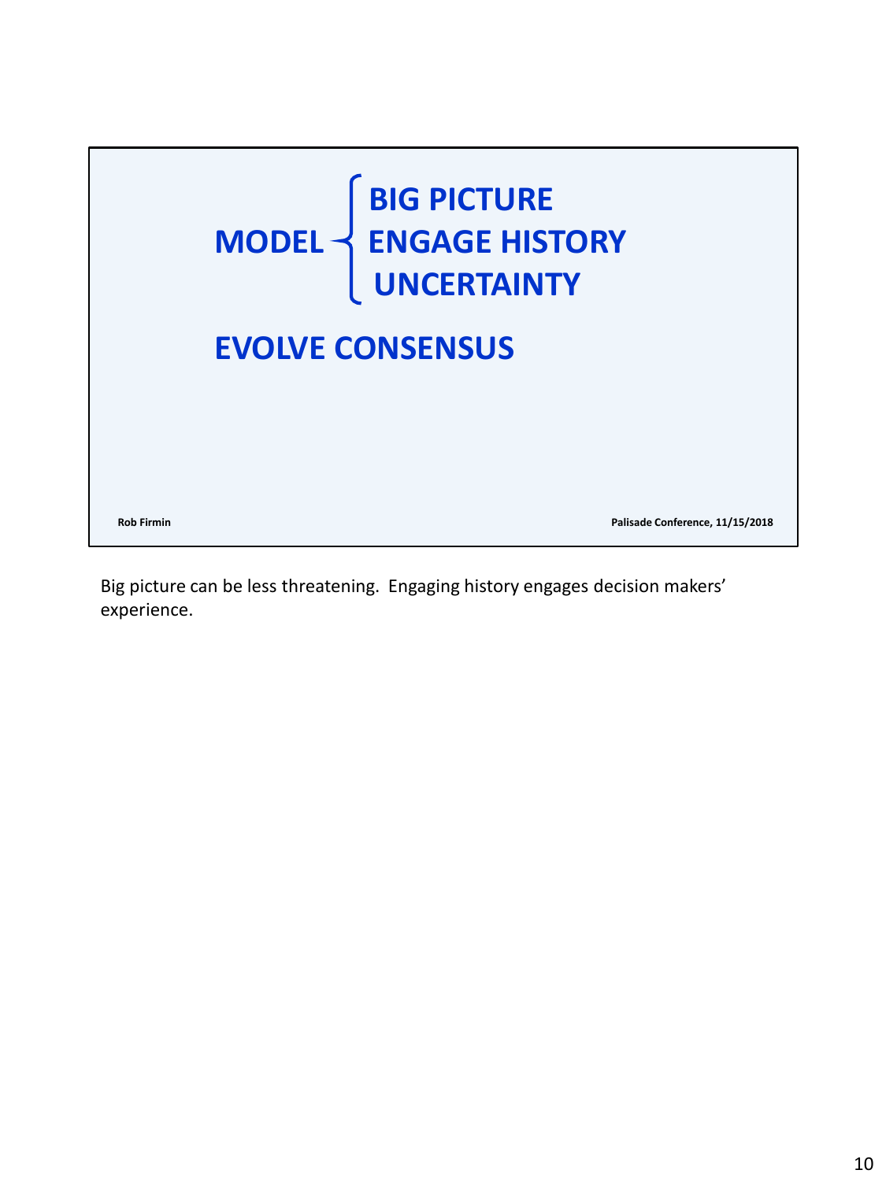**MODEL**
- **BIG PICTURE**
- **ENGAGE HISTORY**
- **UNCERTAINTY**

**EVOLVE CONSENSUS**

Rob Firmin

Palisade Conference, 11/15/2018

Big picture can be less threatening. Engaging history engages decision makers' experience.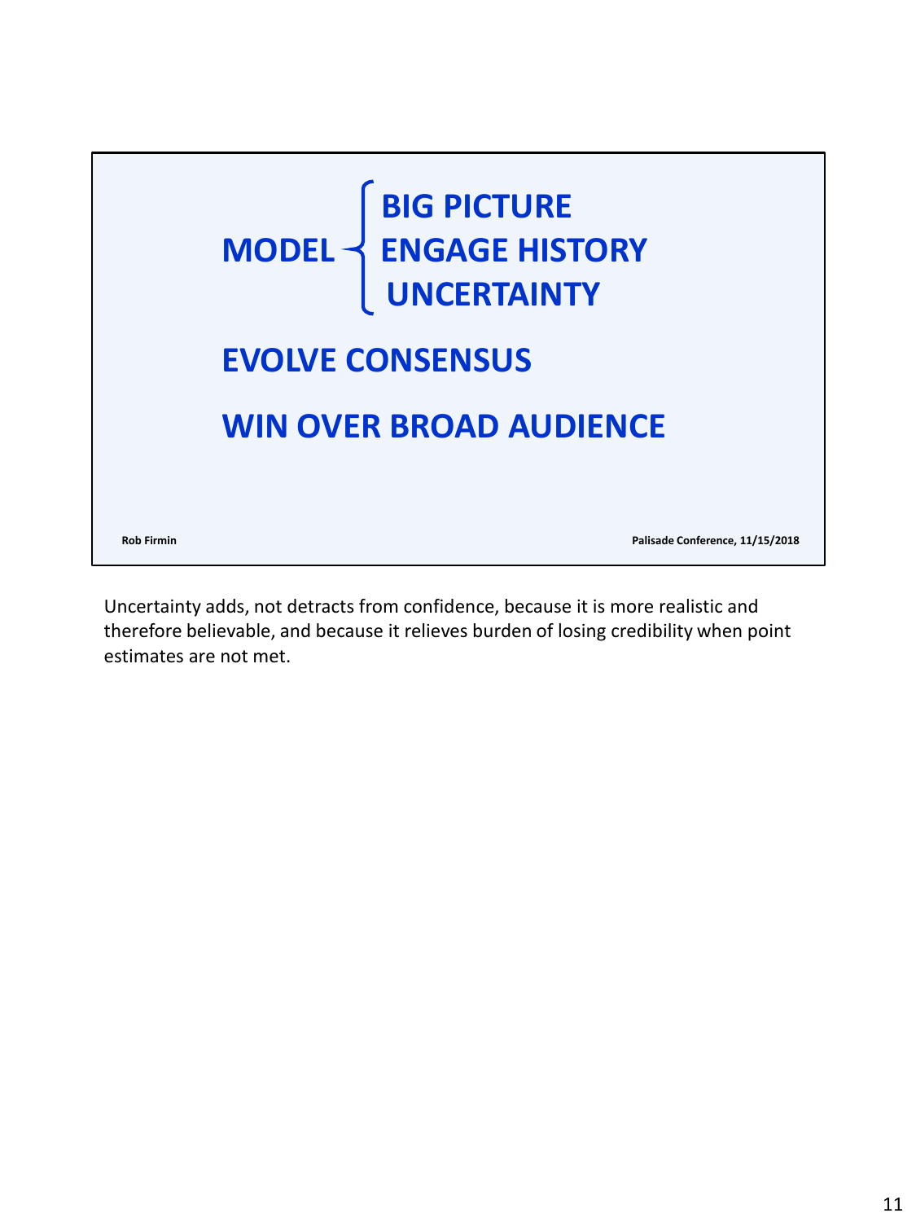**MODEL**
- **BIG PICTURE**
- **ENGAGE HISTORY**
- **UNCERTAINTY**

**EVOLVE CONSENSUS**

**WIN OVER BROAD AUDIENCE**

Uncertainty adds, not detracts from confidence, because it is more realistic and therefore believable, and because it relieves burden of losing credibility when point estimates are not met.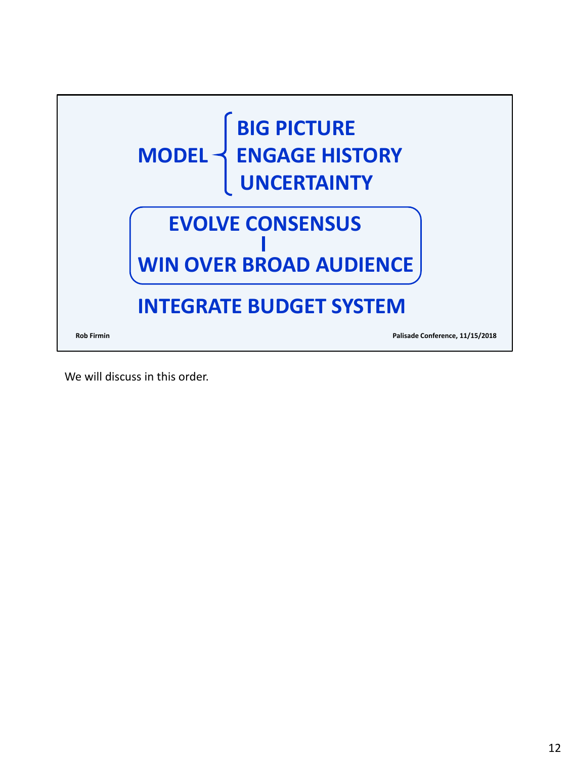MODEL
- BIG PICTURE
- ENGAGE HISTORY
- UNCERTAINTY

EVOLVE CONSENSUS

WIN OVER BROAD AUDIENCE

INTEGRATE BUDGET SYSTEM

Rob Firmin

Palisade Conference, 11/15/2018

We will discuss in this order.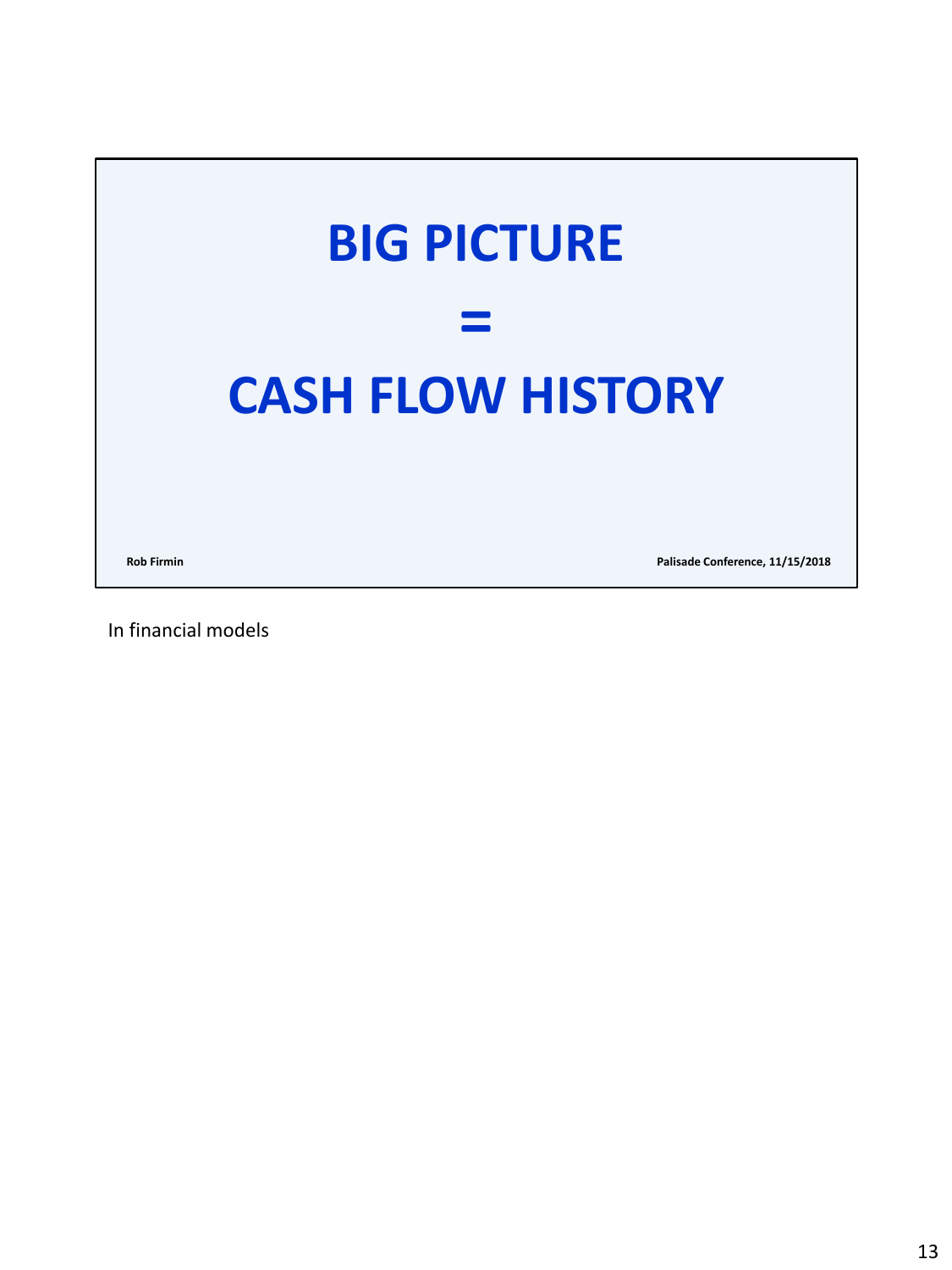# BIG PICTURE

# =

# CASH FLOW HISTORY

**Rob Firmin** **Palisade Conference, 11/15/2018**

In financial models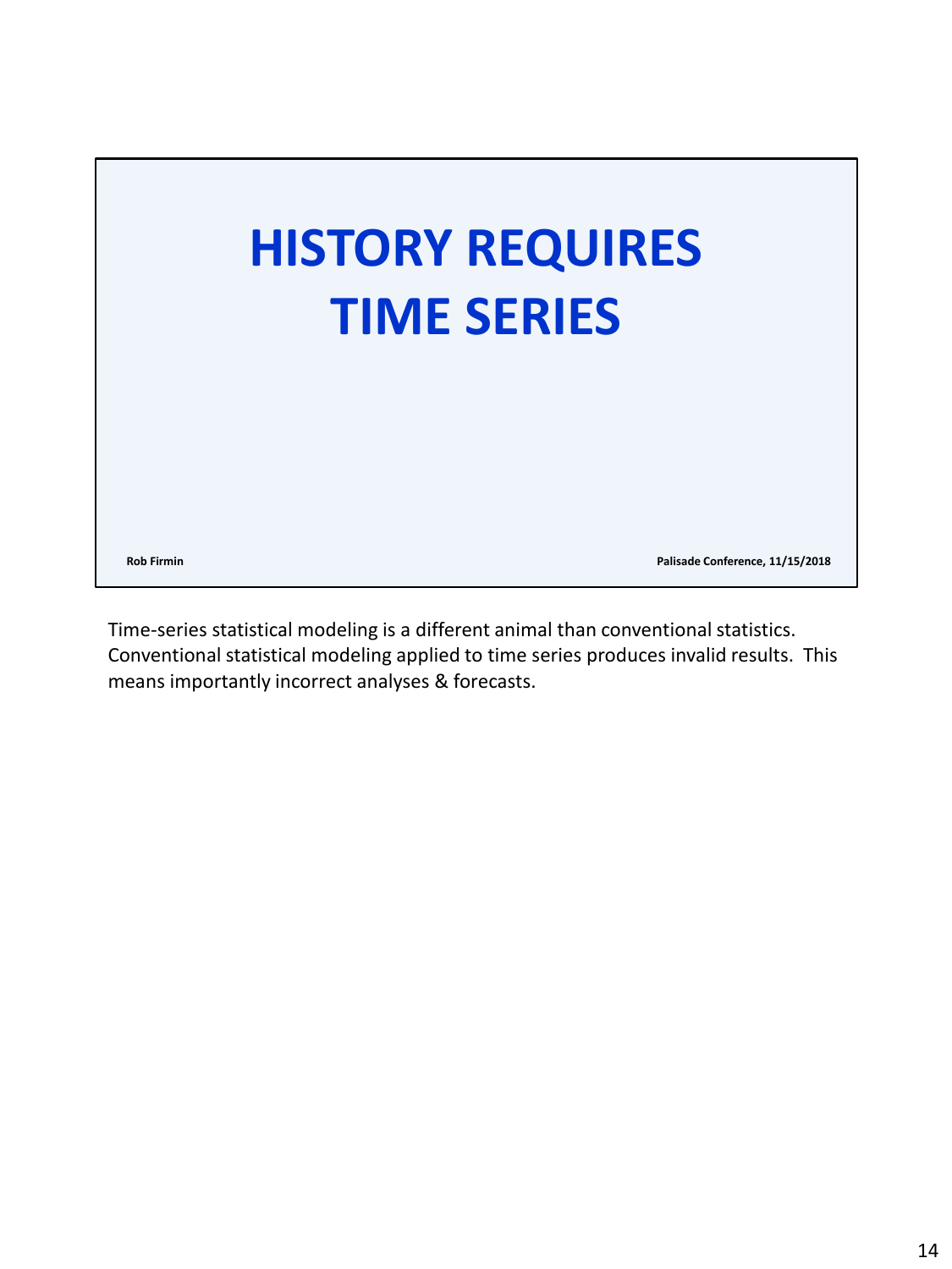# HISTORY REQUIRES TIME SERIES

Rob Firmin

Palisade Conference, 11/15/2018

Time-series statistical modeling is a different animal than conventional statistics. Conventional statistical modeling applied to time series produces invalid results. This means importantly incorrect analyses & forecasts.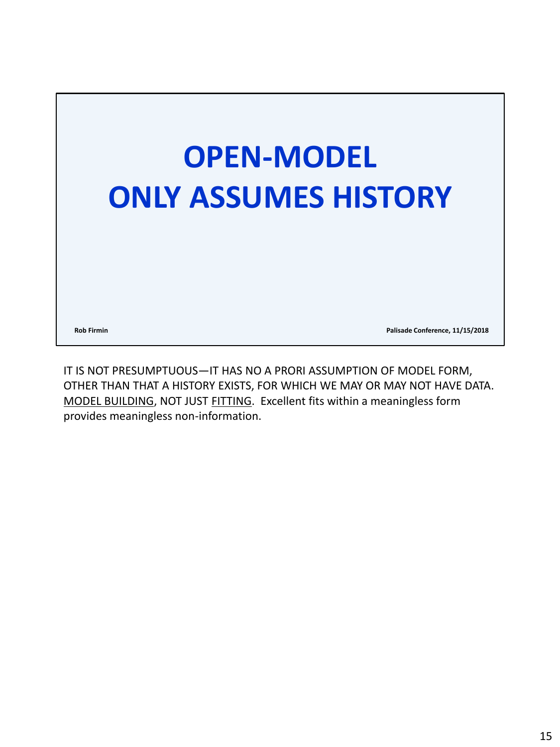# OPEN-MODEL ONLY ASSUMES HISTORY

Rob Firmin

Palisade Conference, 11/15/2018

IT IS NOT PRESUMPTUOUS—IT HAS NO A PRORI ASSUMPTION OF MODEL FORM, OTHER THAN THAT A HISTORY EXISTS, FOR WHICH WE MAY OR MAY NOT HAVE DATA. MODEL BUILDING, NOT JUST FITTING. Excellent fits within a meaningless form provides meaningless non-information.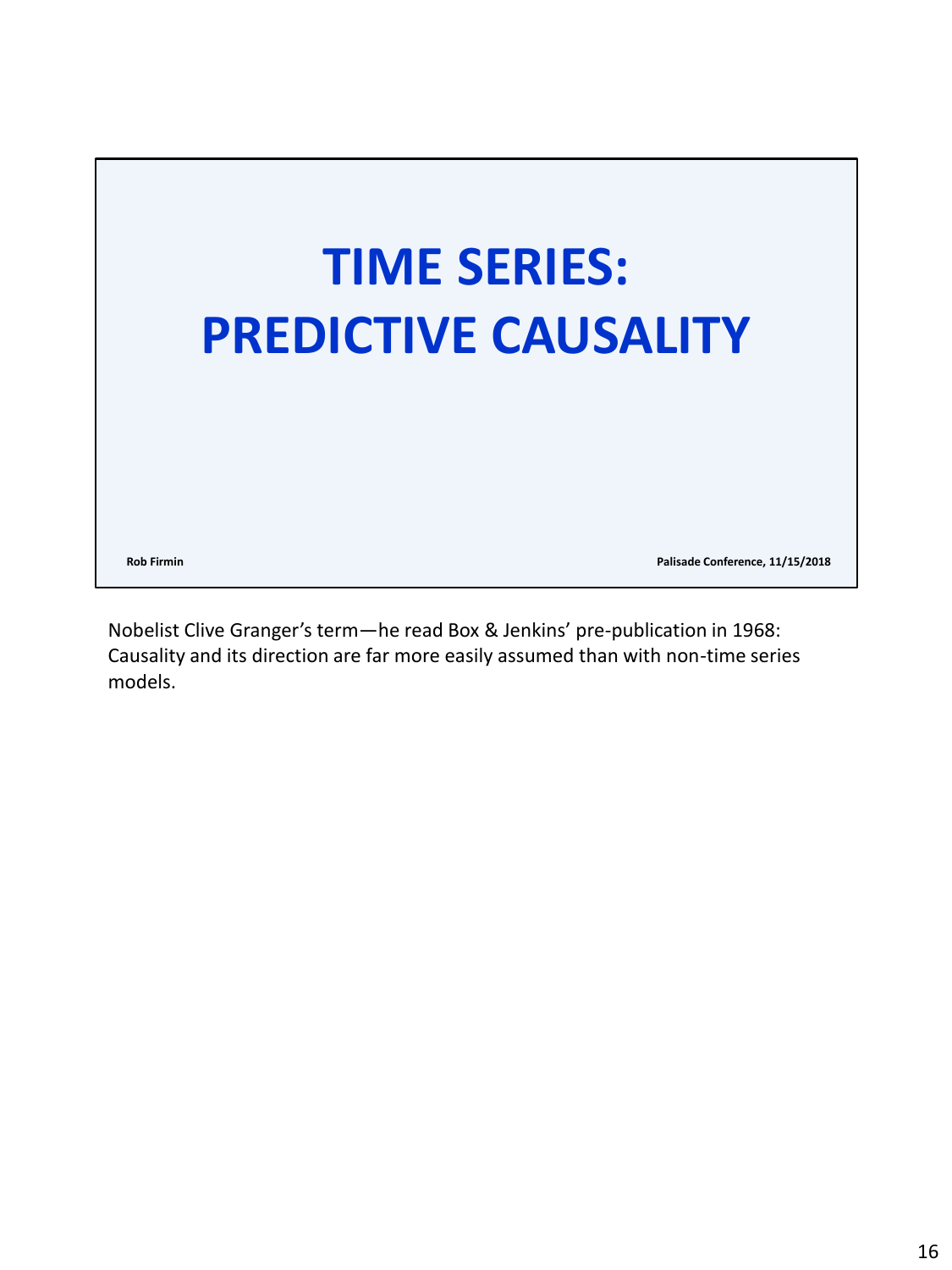# TIME SERIES: PREDICTIVE CAUSALITY

Rob Firmin

Palisade Conference, 11/15/2018

Nobelist Clive Granger's term—he read Box & Jenkins' pre-publication in 1968: Causality and its direction are far more easily assumed than with non-time series models.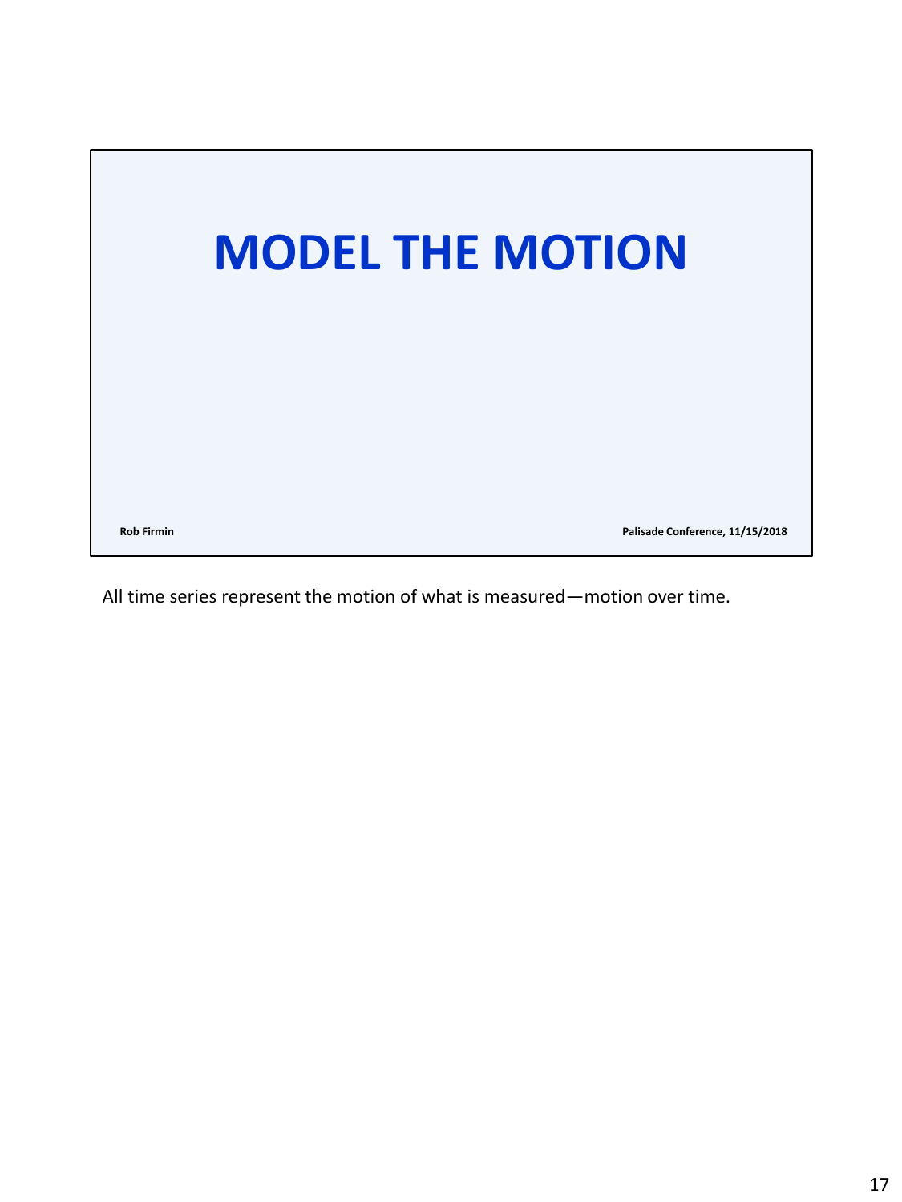# MODEL THE MOTION

Rob Firmin

Palisade Conference, 11/15/2018

All time series represent the motion of what is measured—motion over time.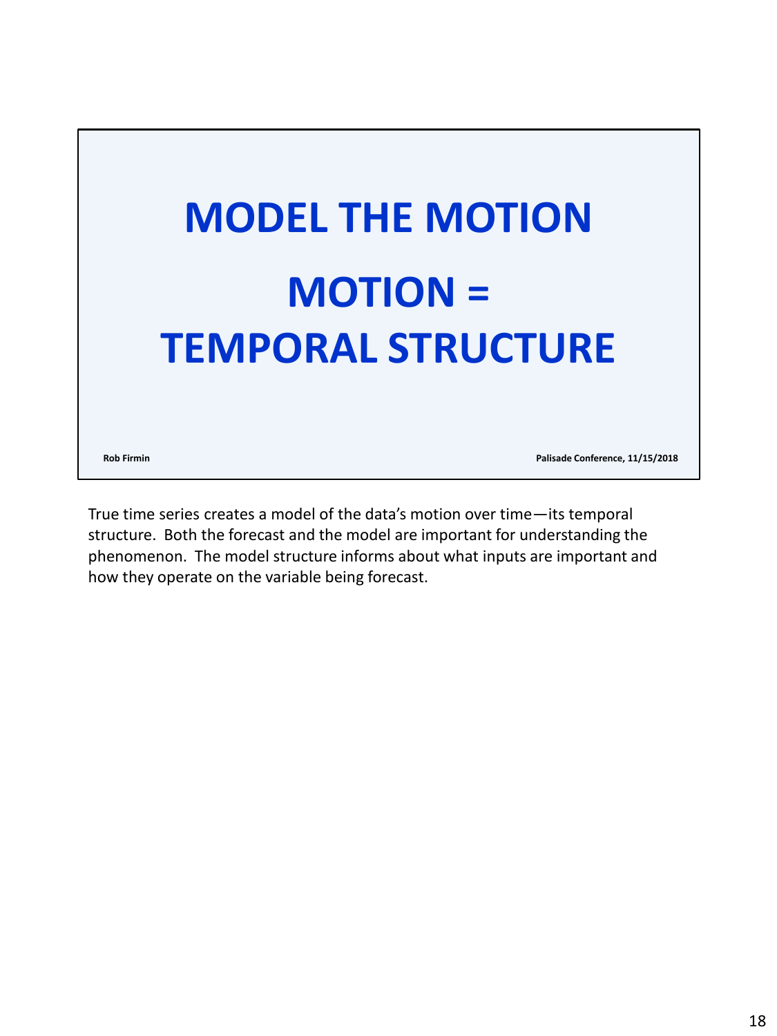# MODEL THE MOTION

# MOTION = TEMPORAL STRUCTURE

**Rob Firmin**

**Palisade Conference, 11/15/2018**

True time series creates a model of the data's motion over time—its temporal structure. Both the forecast and the model are important for understanding the phenomenon. The model structure informs about what inputs are important and how they operate on the variable being forecast.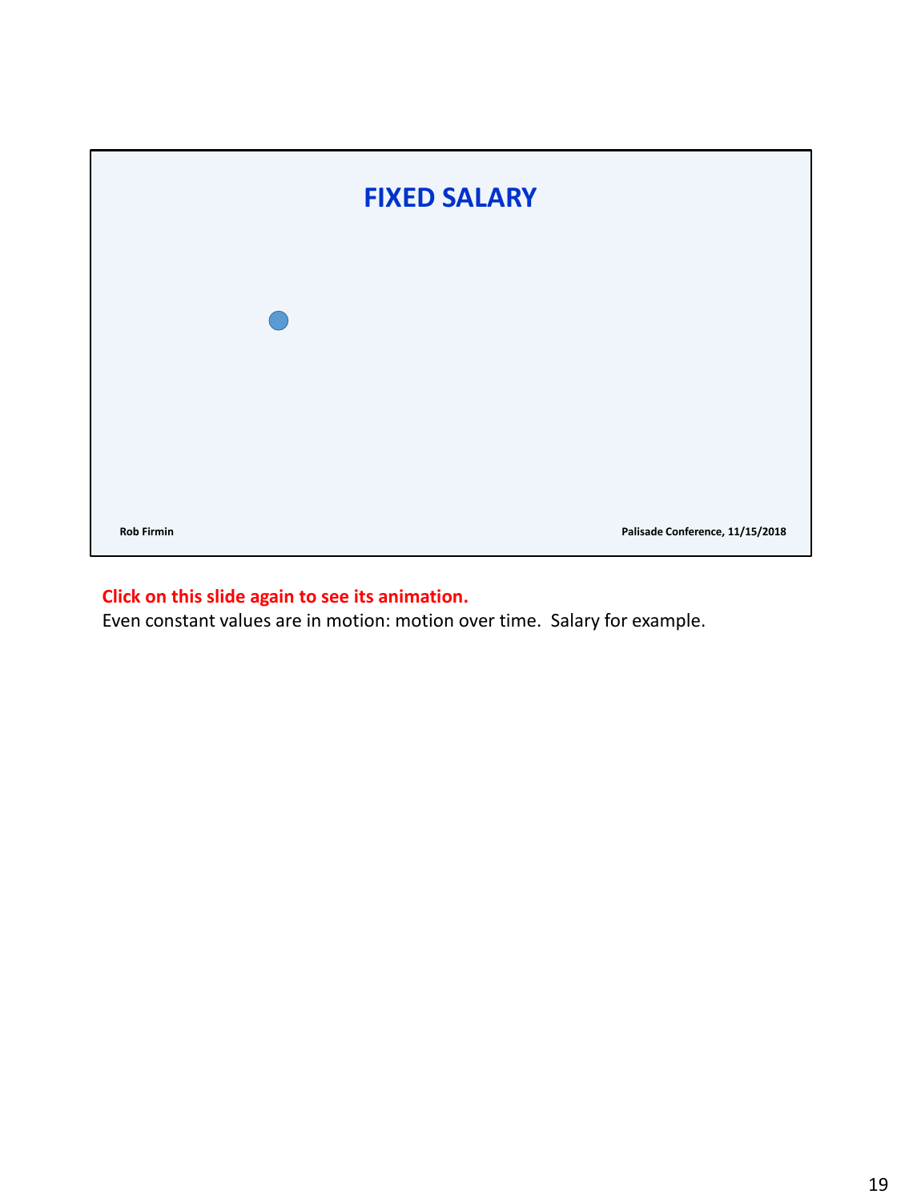# FIXED SALARY

Rob Firmin

Palisade Conference, 11/15/2018

**Click on this slide again to see its animation.**

Even constant values are in motion: motion over time. Salary for example.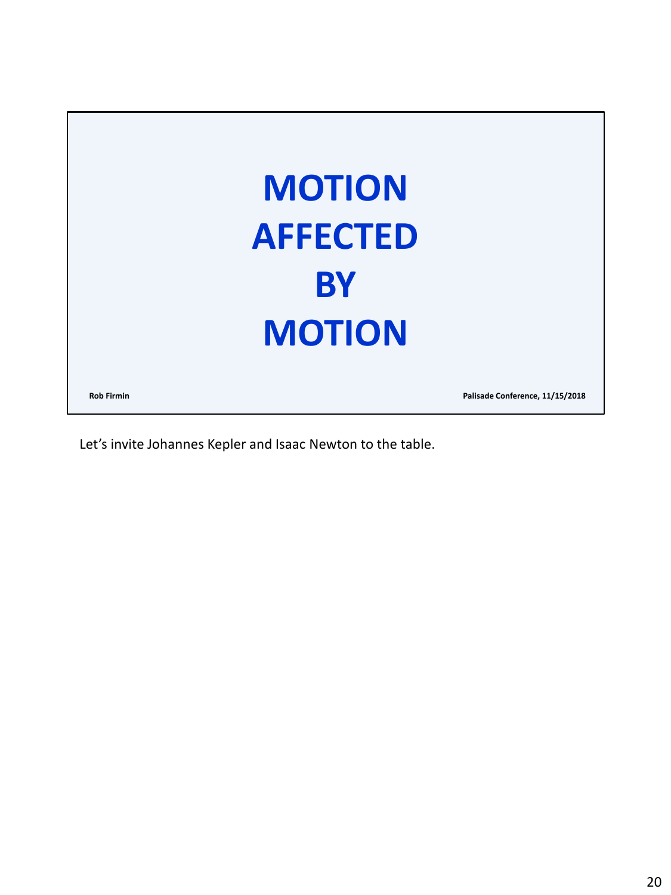# MOTION AFFECTED BY MOTION

Rob Firmin

Palisade Conference, 11/15/2018

Let's invite Johannes Kepler and Isaac Newton to the table.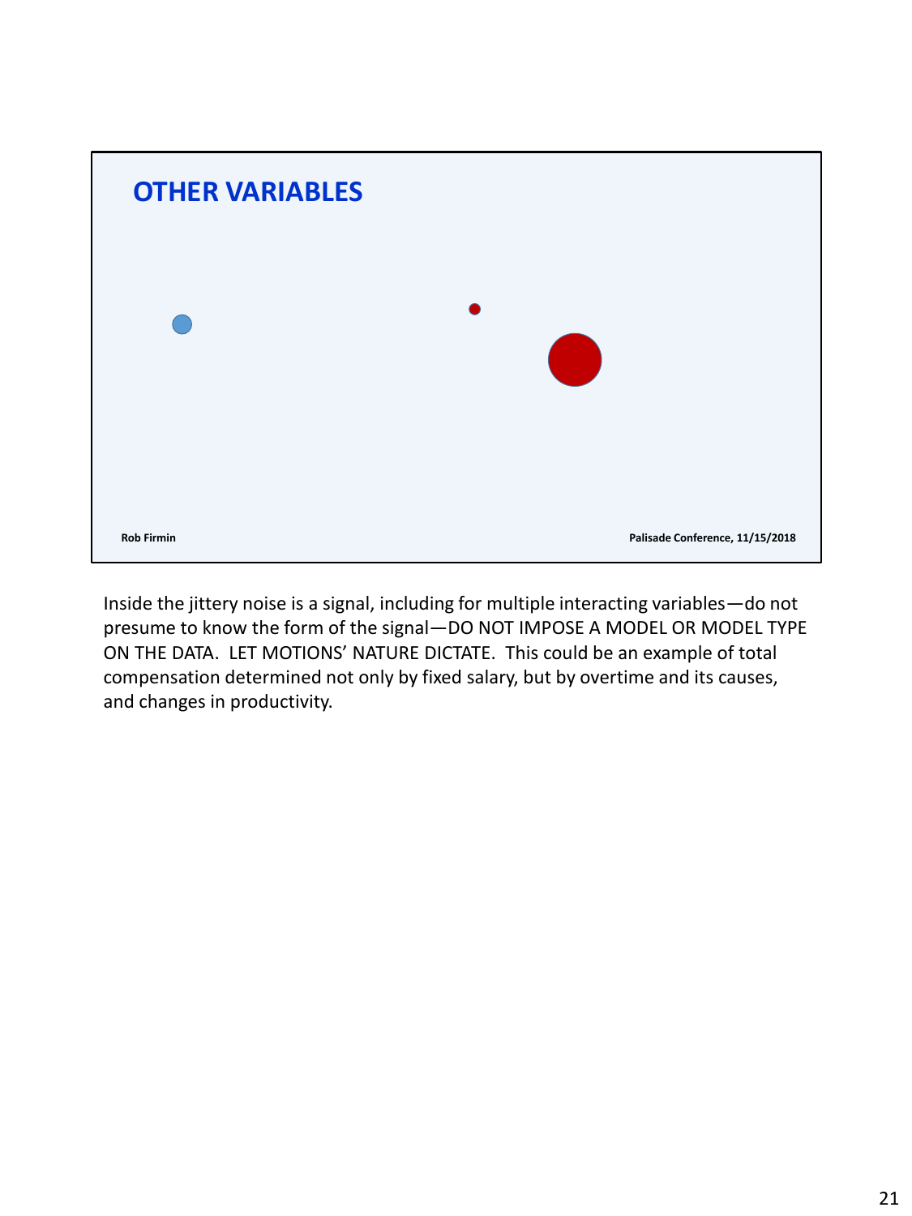## OTHER VARIABLES

Rob Firmin

Palisade Conference, 11/15/2018

Inside the jittery noise is a signal, including for multiple interacting variables—do not presume to know the form of the signal—DO NOT IMPOSE A MODEL OR MODEL TYPE ON THE DATA. LET MOTIONS' NATURE DICTATE. This could be an example of total compensation determined not only by fixed salary, but by overtime and its causes, and changes in productivity.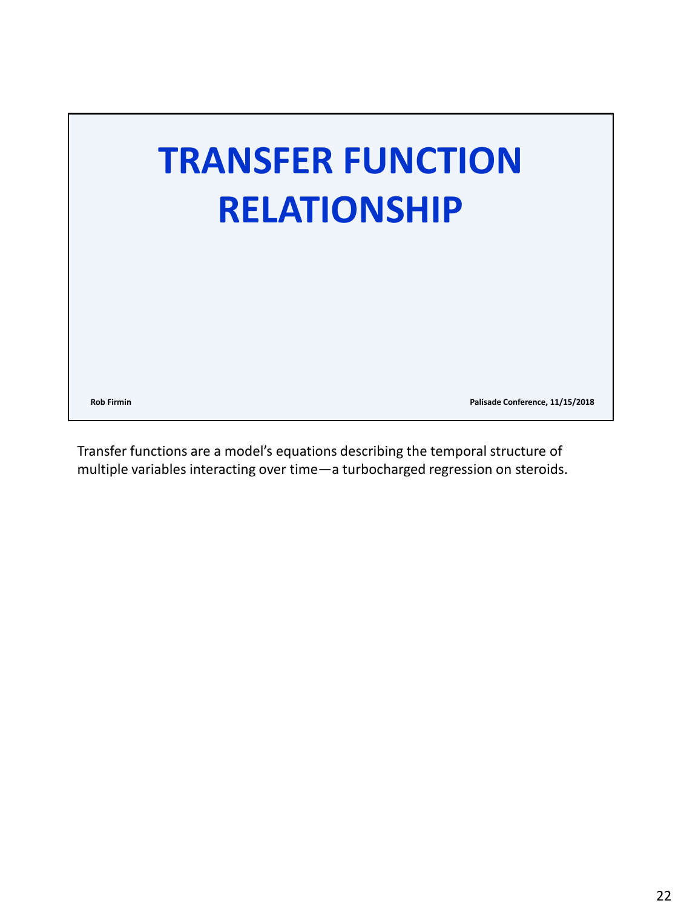# TRANSFER FUNCTION RELATIONSHIP

Rob Firmin

Palisade Conference, 11/15/2018

Transfer functions are a model's equations describing the temporal structure of multiple variables interacting over time—a turbocharged regression on steroids.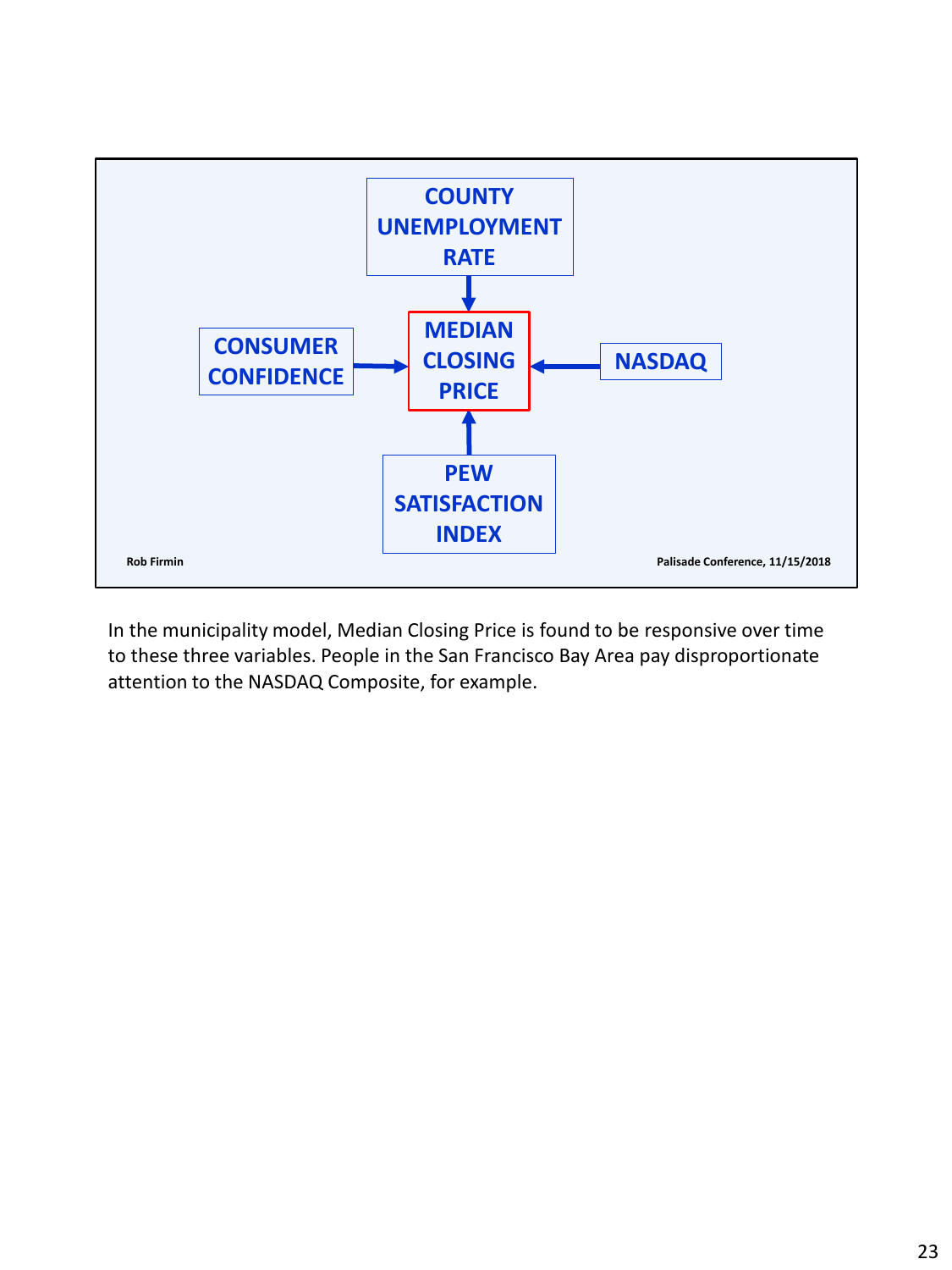COUNTY UNEMPLOYMENT RATE

CONSUMER CONFIDENCE

MEDIAN CLOSING PRICE

NASDAQ

PEW SATISFACTION INDEX

Rob Firmin

Palisade Conference, 11/15/2018

In the municipality model, Median Closing Price is found to be responsive over time to these three variables. People in the San Francisco Bay Area pay disproportionate attention to the NASDAQ Composite, for example.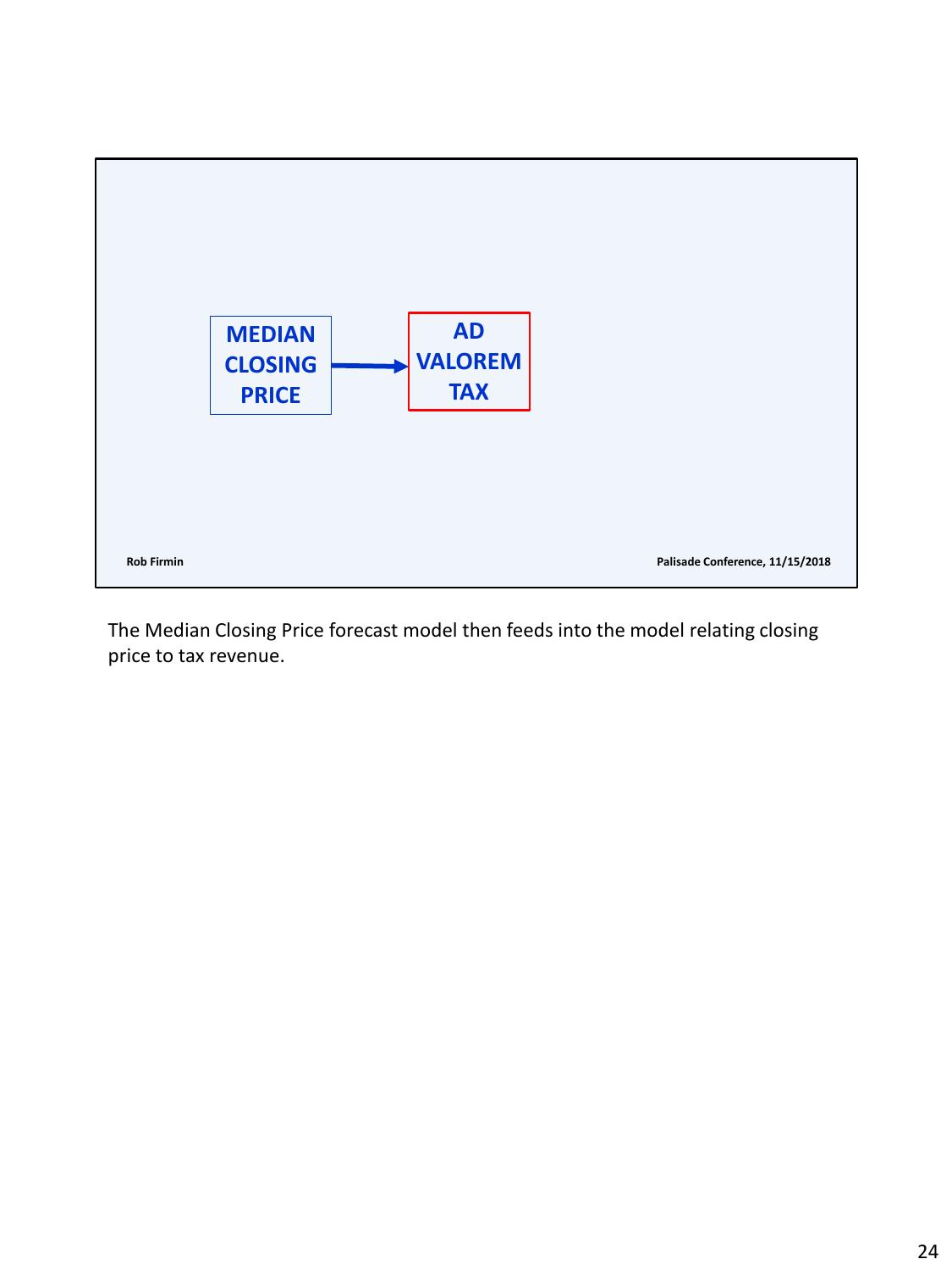MEDIAN CLOSING PRICE → AD VALOREM TAX

The Median Closing Price forecast model then feeds into the model relating closing price to tax revenue.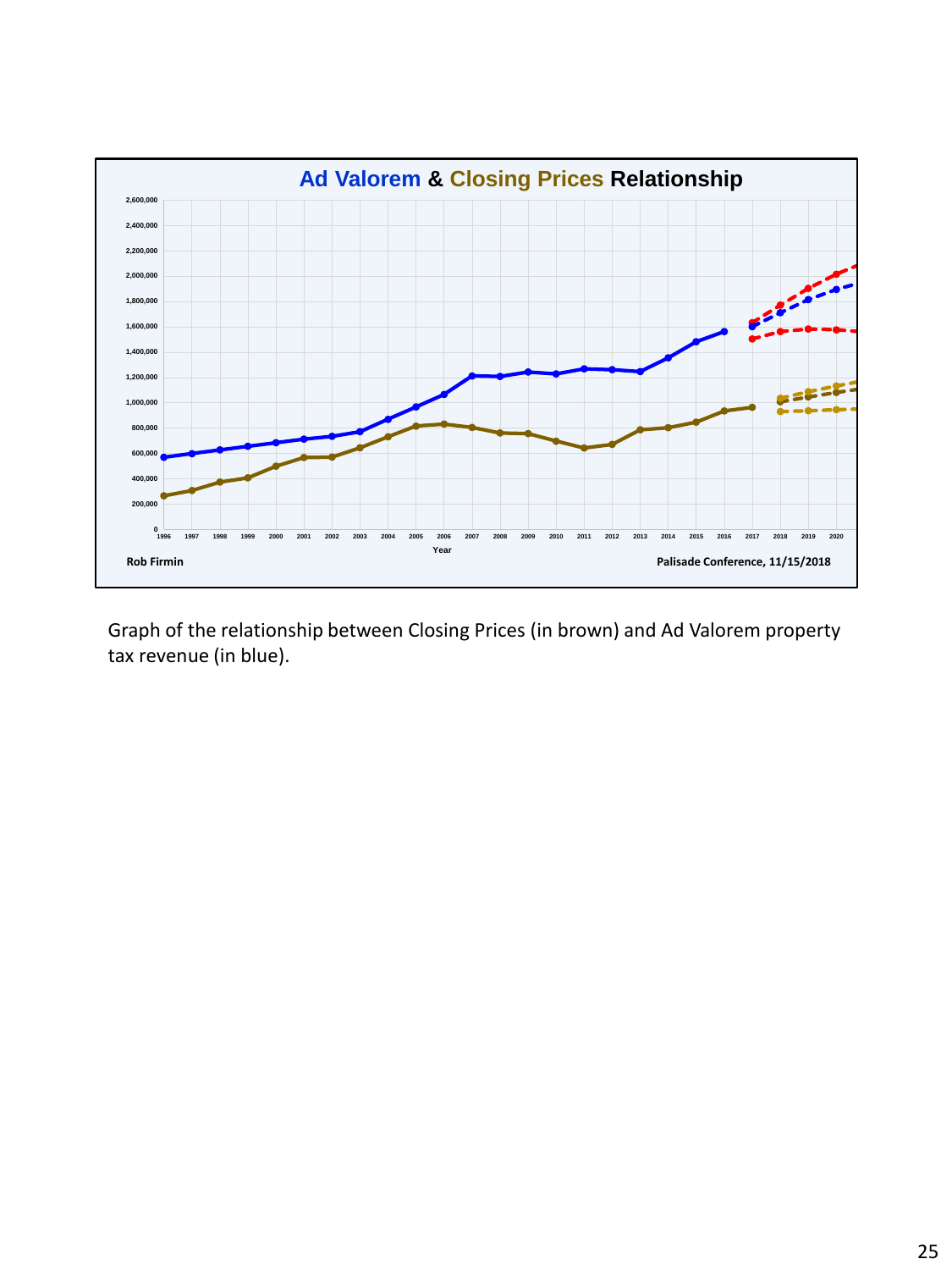**Ad Valorem & Closing Prices Relationship**

Rob Firmin — Palisade Conference, 11/15/2018

Graph of the relationship between Closing Prices (in brown) and Ad Valorem property tax revenue (in blue).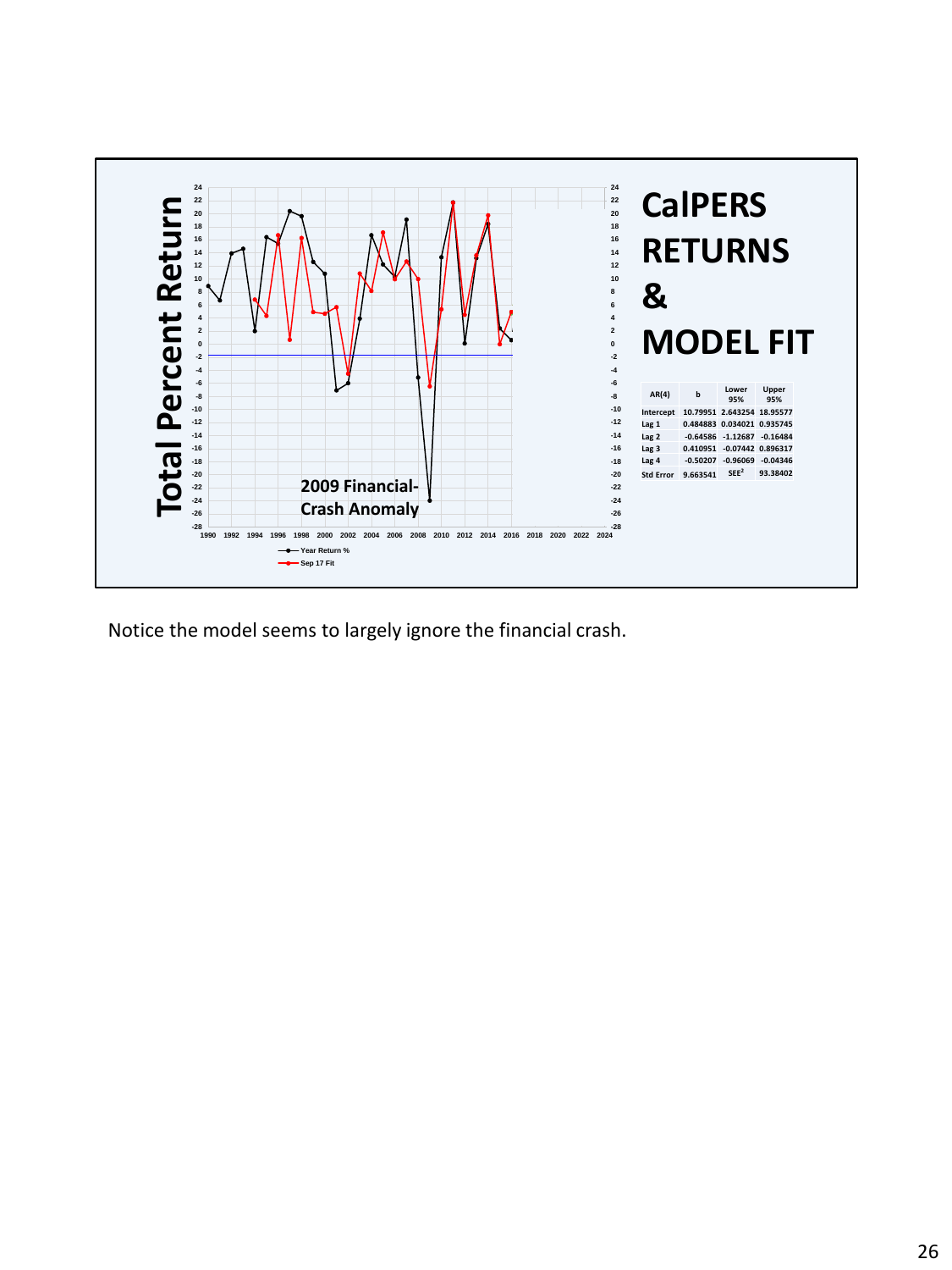# CalPERS RETURNS & MODEL FIT

| AR(4) | b | Lower 95% | Upper 95% |
|---|---|---|---|
| Intercept | 10.79951 | 2.643254 | 18.95577 |
| Lag 1 | 0.484883 | 0.034021 | 0.935745 |
| Lag 2 | -0.64586 | -1.12687 | -0.16484 |
| Lag 3 | 0.410951 | -0.07442 | 0.896317 |
| Lag 4 | -0.50207 | -0.96069 | -0.04346 |
| Std Error | 9.663541 | $SEE^2$ | 93.38402 |

Total Percent Return

2009 Financial-Crash Anomaly

Year Return %

Sep 17 Fit

Notice the model seems to largely ignore the financial crash.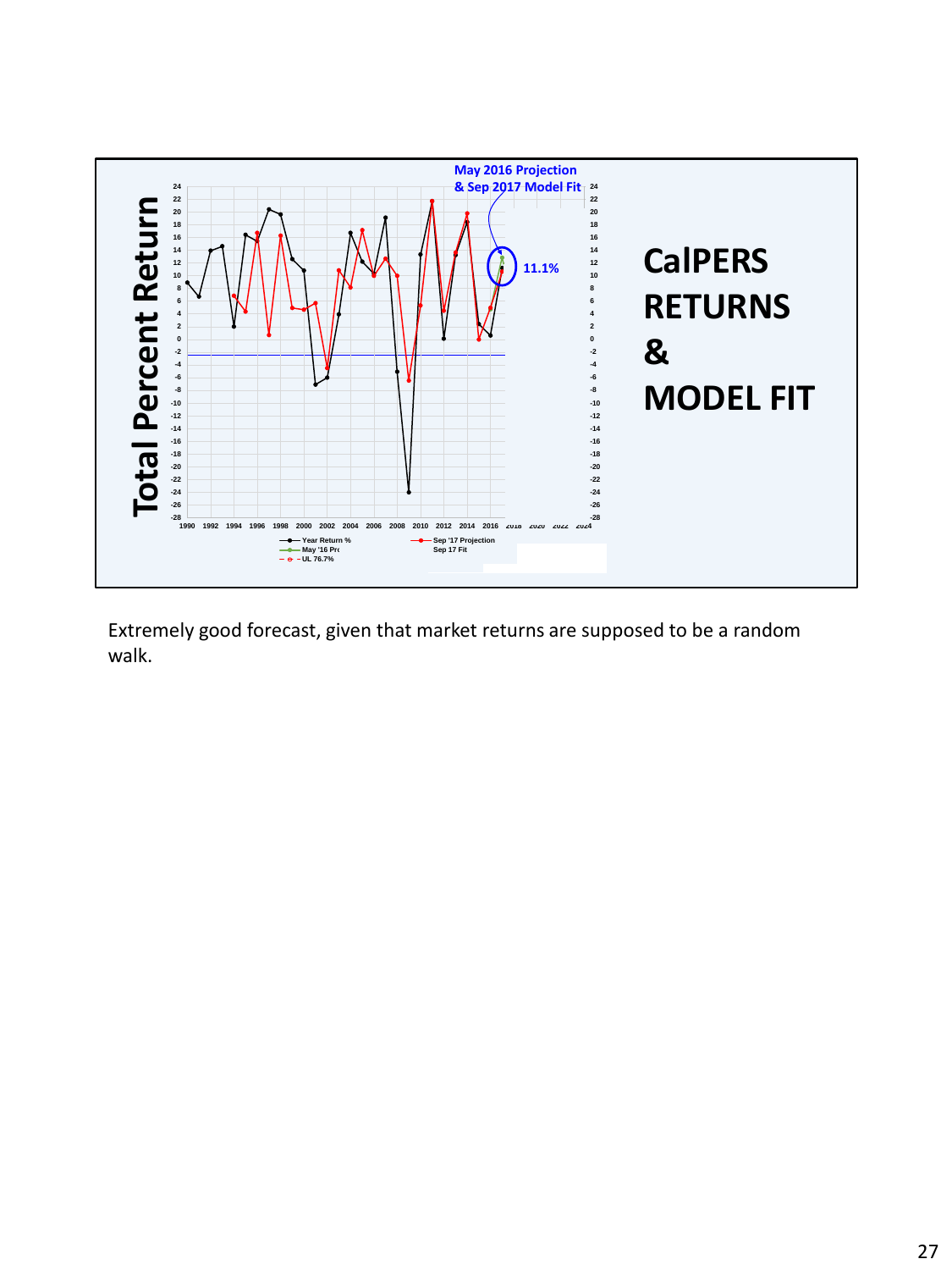# CalPERS RETURNS & MODEL FIT

**Total Percent Return**

May 2016 Projection & Sep 2017 Model Fit

11.1%

- Year Return %
- May '16 Pr
- UL 76.7%
- Sep '17 Projection
- Sep 17 Fit

Extremely good forecast, given that market returns are supposed to be a random walk.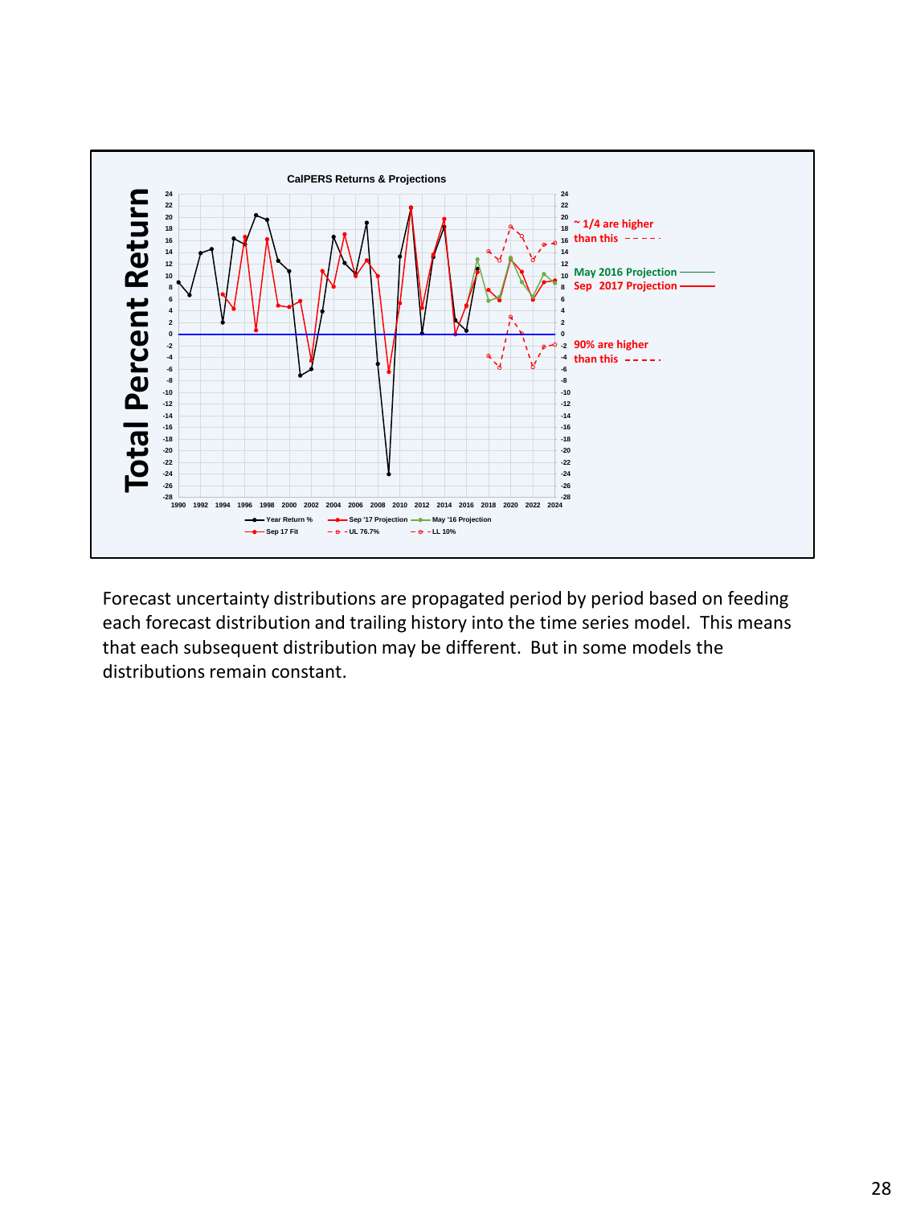**CalPERS Returns & Projections**

Total Percent Return

~ 1/4 are higher than this

May 2016 Projection

Sep 2017 Projection

90% are higher than this

Legend: Year Return %, Sep '17 Projection, May '16 Projection, Sep 17 Fit, UL 76.7%, LL 10%

Forecast uncertainty distributions are propagated period by period based on feeding each forecast distribution and trailing history into the time series model. This means that each subsequent distribution may be different. But in some models the distributions remain constant.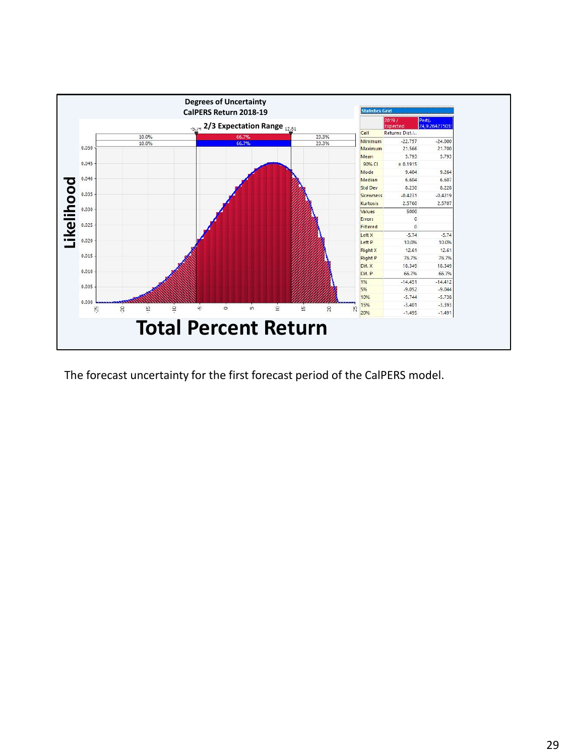**Degrees of Uncertainty**
**CalPERS Return 2018-19**

**2/3 Expectation Range**

| | | |
|---|---|---|
| 10.0% | 66.7% | 23.3% |
| 10.0% | 66.7% | 23.3% |

**Statistics Grid**

| | 2019 / Expected | Pert(-24,9.26427503 |
|---|---|---|
| Cell | Returns Dist.l.. | |
| Minimum | -22.757 | -24.000 |
| Maximum | 21.566 | 21.700 |
| Mean | 5.793 | 5.793 |
| 90% CI | ± 0.1915 | |
| Mode | 9.404 | 9.264 |
| Median | 6.604 | 6.607 |
| Std Dev | 8.230 | 8.228 |
| Skewness | -0.4231 | -0.4219 |
| Kurtosis | 2.5760 | 2.5707 |
| Values | 5000 | |
| Errors | 0 | |
| Filtered | 0 | |
| Left X | -5.74 | -5.74 |
| Left P | 10.0% | 10.0% |
| Right X | 12.61 | 12.61 |
| Right P | 76.7% | 76.7% |
| Dif. X | 18.349 | 18.349 |
| Dif. P | 66.7% | 66.7% |
| 1% | -14.451 | -14.412 |
| 5% | -9.052 | -9.044 |
| 10% | -5.744 | -5.738 |
| 15% | -3.401 | -3.393 |
| 20% | -1.495 | -1.491 |

**Likelihood**

**Total Percent Return**

The forecast uncertainty for the first forecast period of the CalPERS model.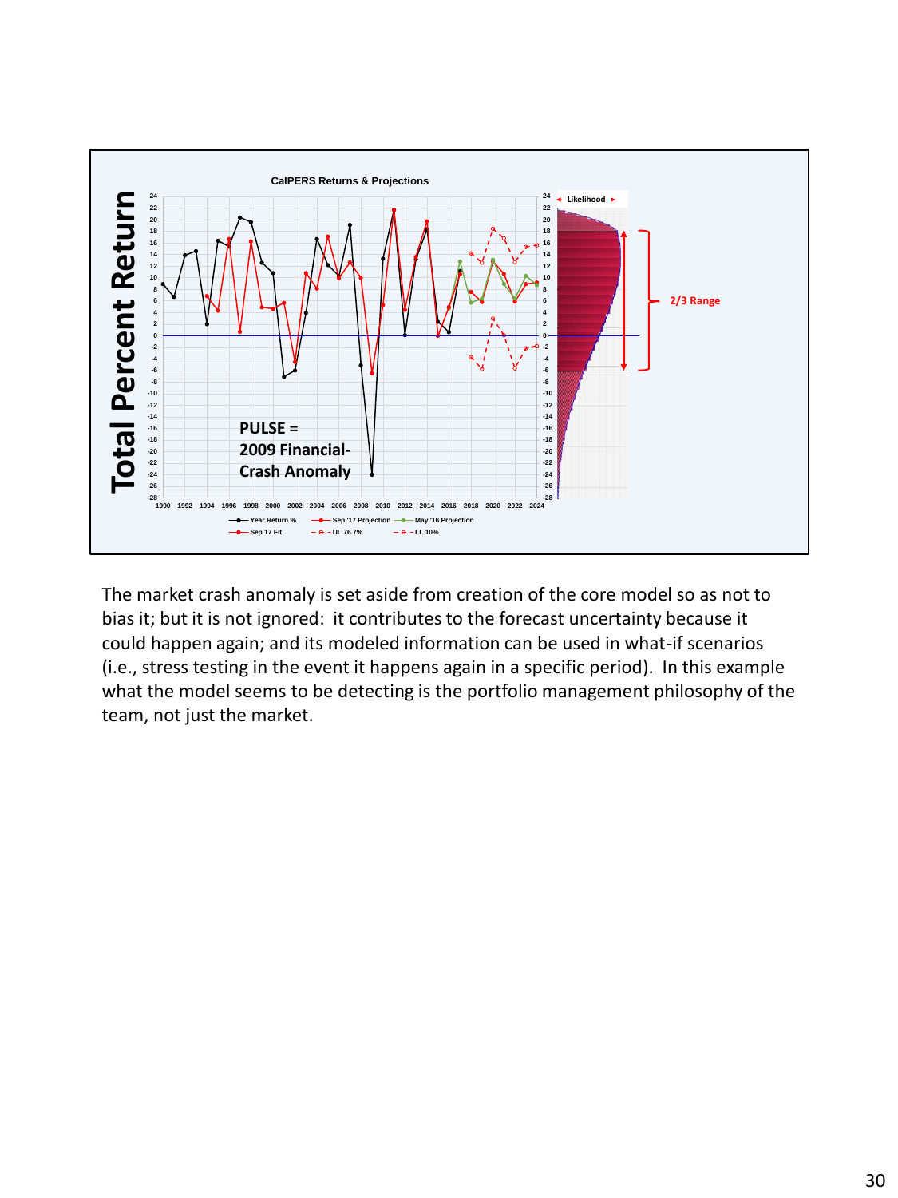The market crash anomaly is set aside from creation of the core model so as not to bias it; but it is not ignored: it contributes to the forecast uncertainty because it could happen again; and its modeled information can be used in what-if scenarios (i.e., stress testing in the event it happens again in a specific period). In this example what the model seems to be detecting is the portfolio management philosophy of the team, not just the market.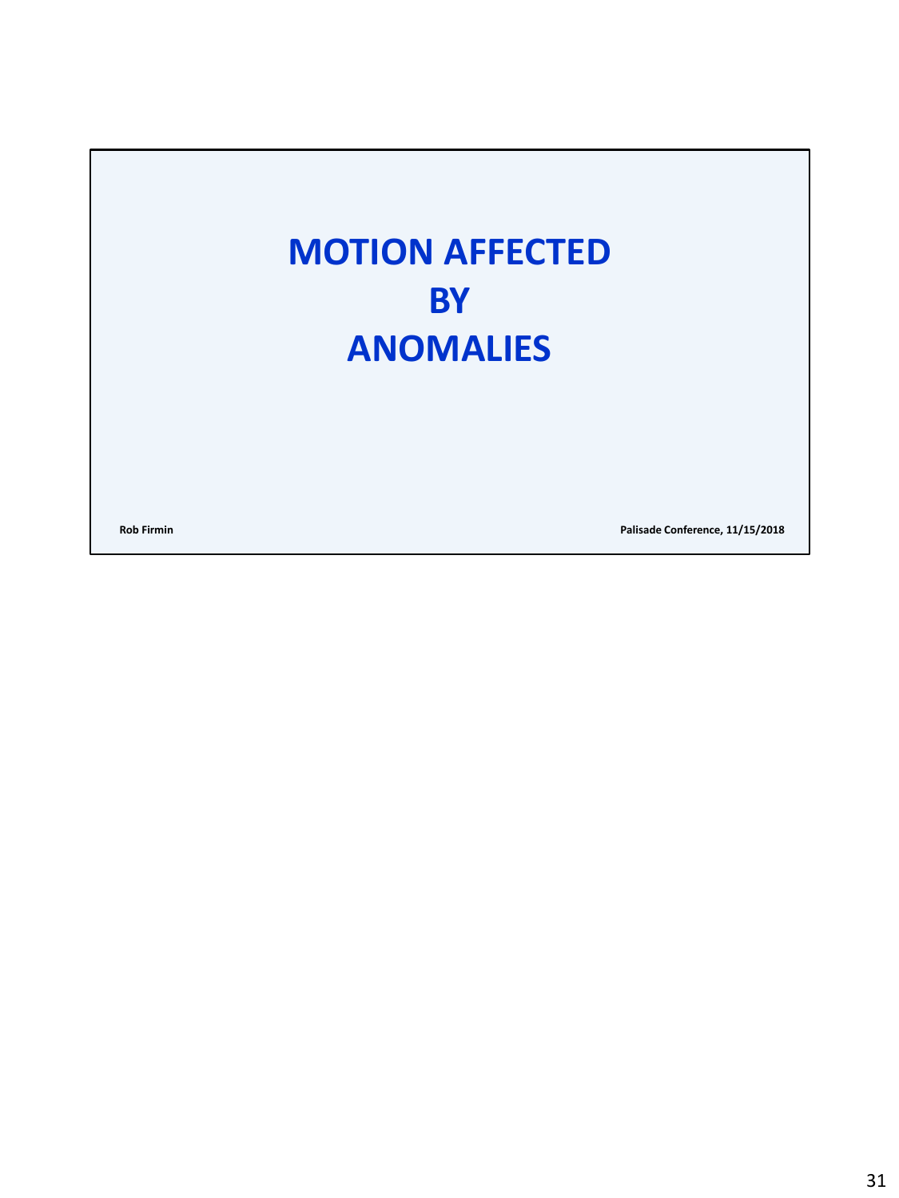# MOTION AFFECTED BY ANOMALIES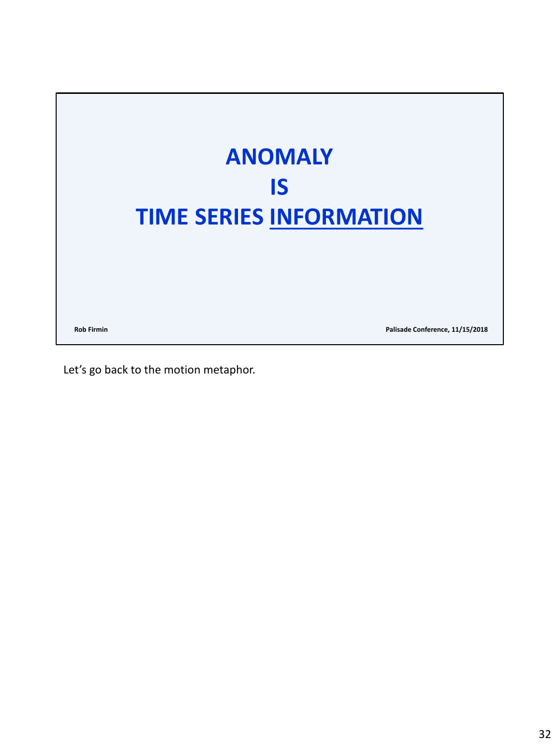# ANOMALY
# IS
# TIME SERIES <u>INFORMATION</u>

**Rob Firmin** **Palisade Conference, 11/15/2018**

Let's go back to the motion metaphor.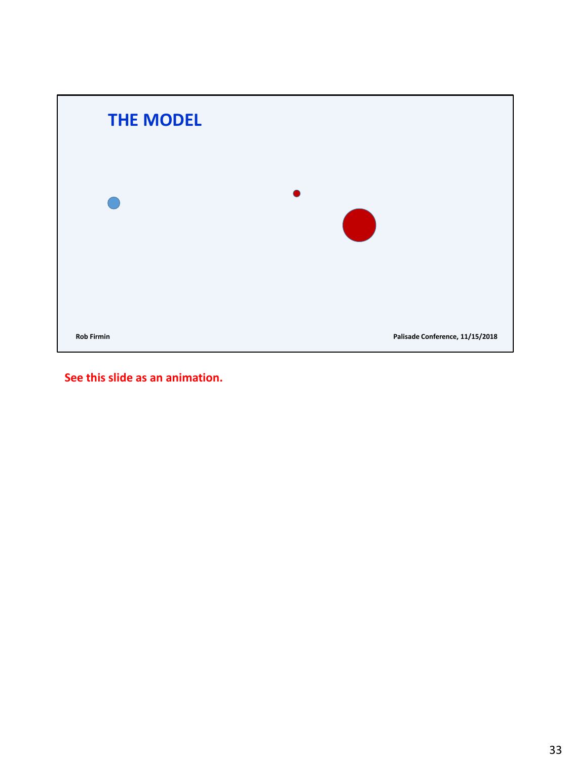## THE MODEL

Rob Firmin

Palisade Conference, 11/15/2018

**See this slide as an animation.**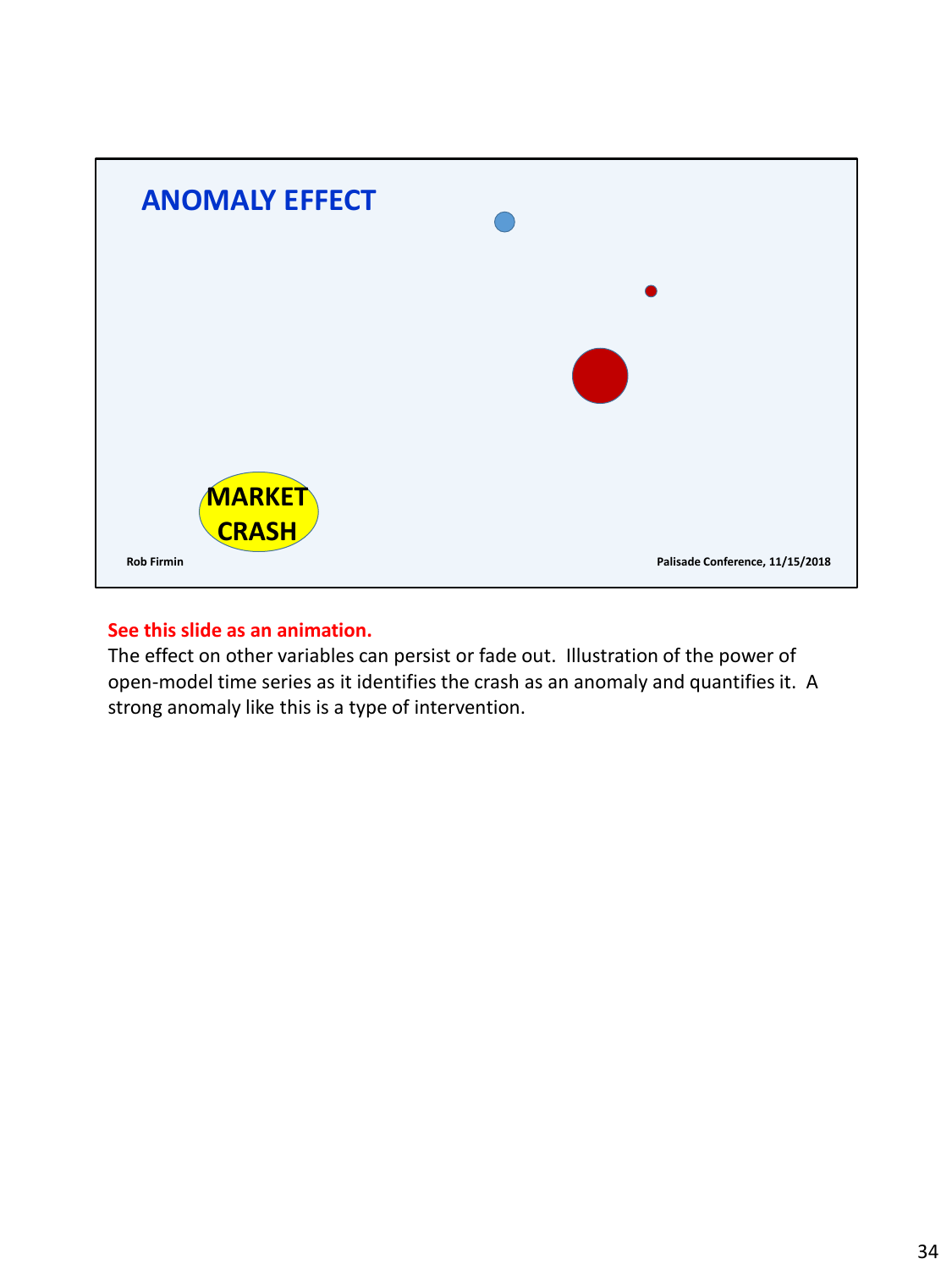## ANOMALY EFFECT

MARKET CRASH

Rob Firmin

Palisade Conference, 11/15/2018

**See this slide as an animation.**

The effect on other variables can persist or fade out. Illustration of the power of open-model time series as it identifies the crash as an anomaly and quantifies it. A strong anomaly like this is a type of intervention.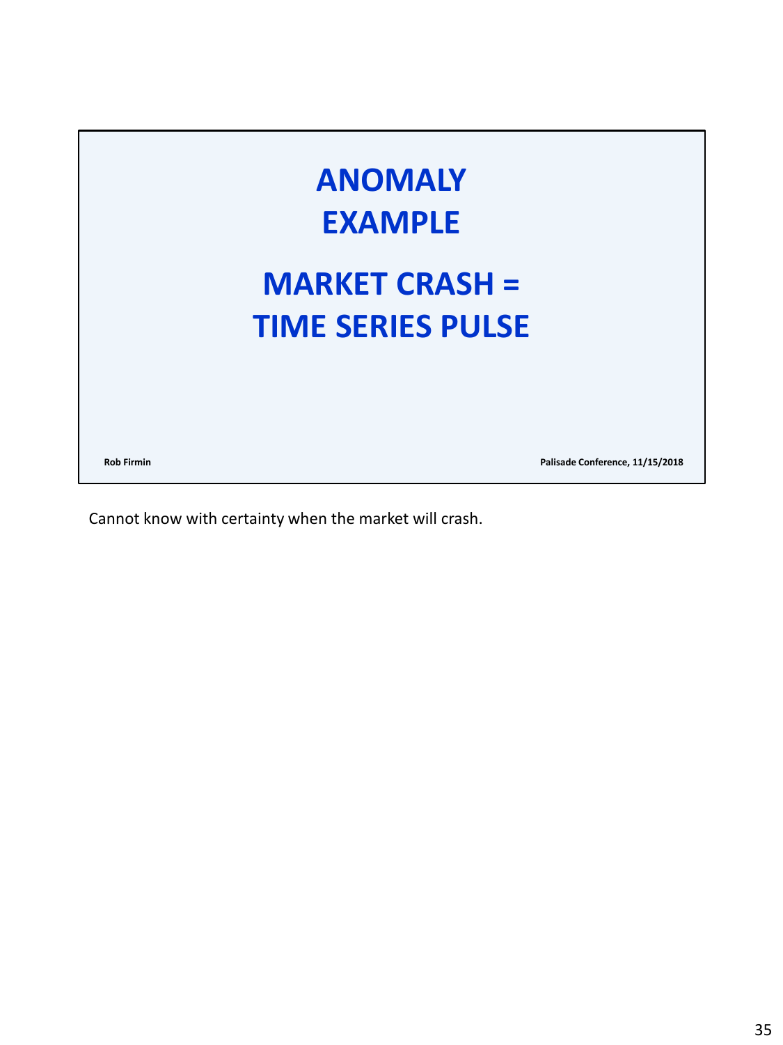# ANOMALY EXAMPLE

# MARKET CRASH = TIME SERIES PULSE

Rob Firmin

Palisade Conference, 11/15/2018

Cannot know with certainty when the market will crash.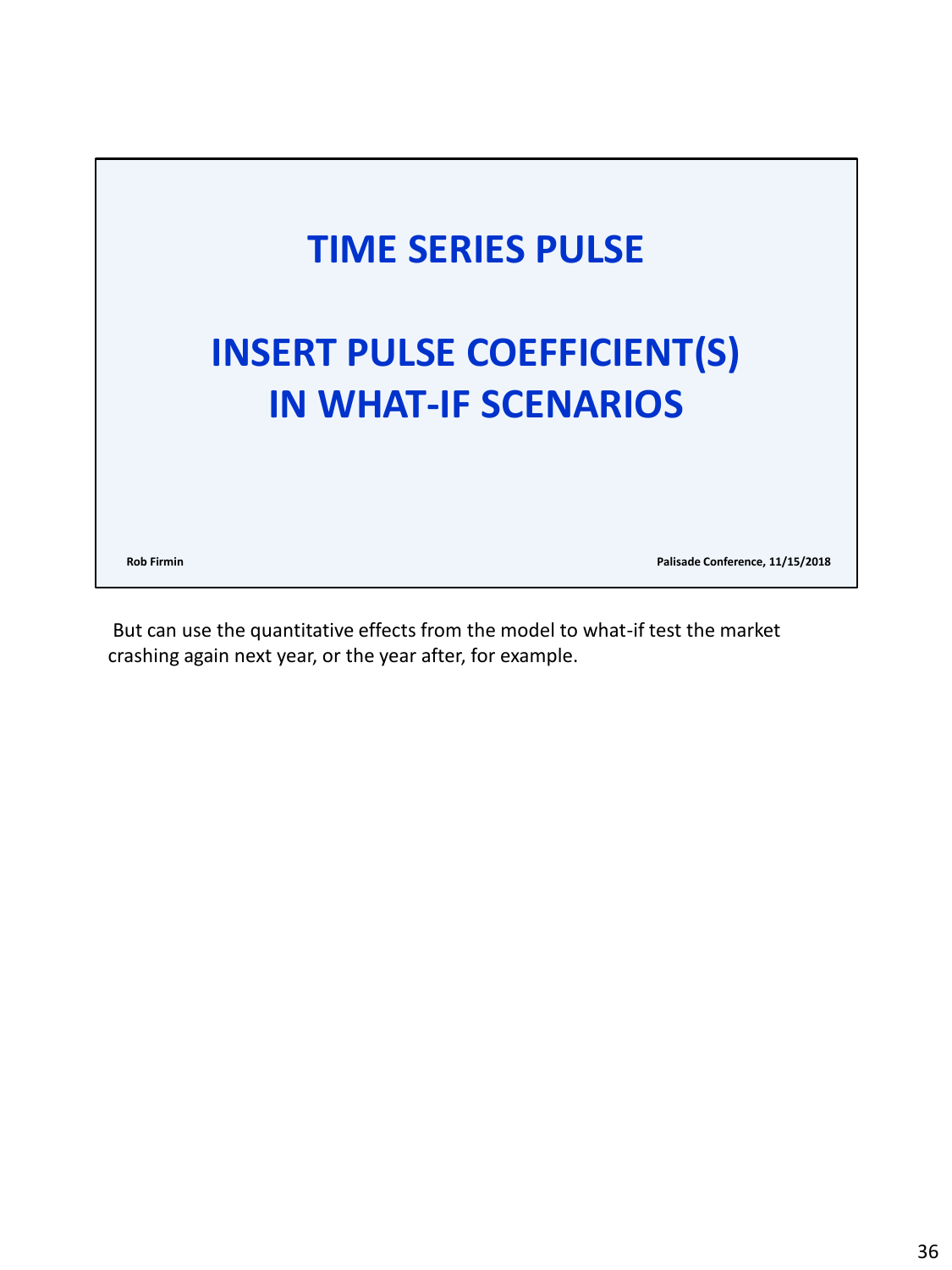# TIME SERIES PULSE

## INSERT PULSE COEFFICIENT(S) IN WHAT-IF SCENARIOS

Rob Firmin

Palisade Conference, 11/15/2018

But can use the quantitative effects from the model to what-if test the market crashing again next year, or the year after, for example.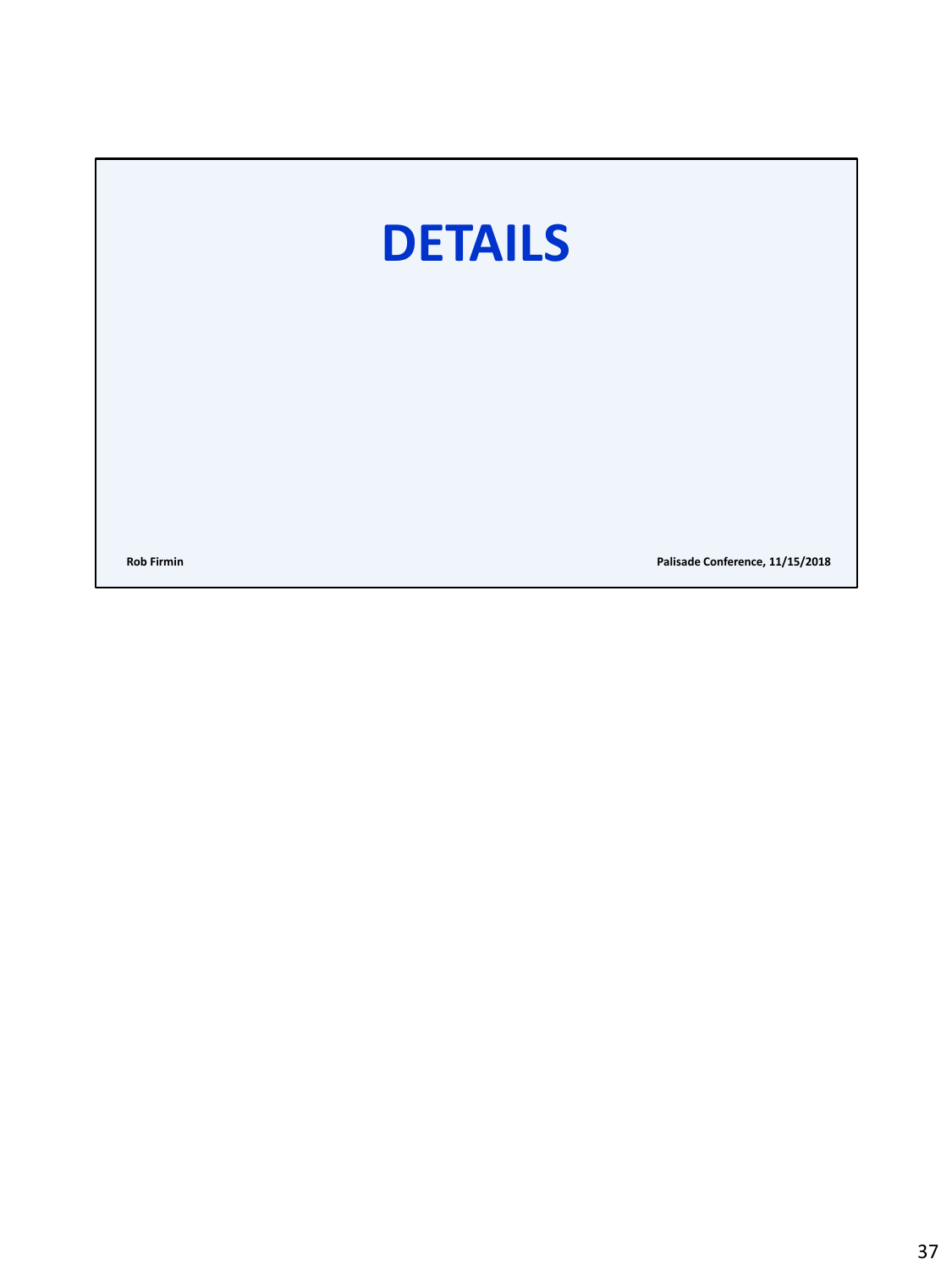# DETAILS

**Rob Firmin** **Palisade Conference, 11/15/2018**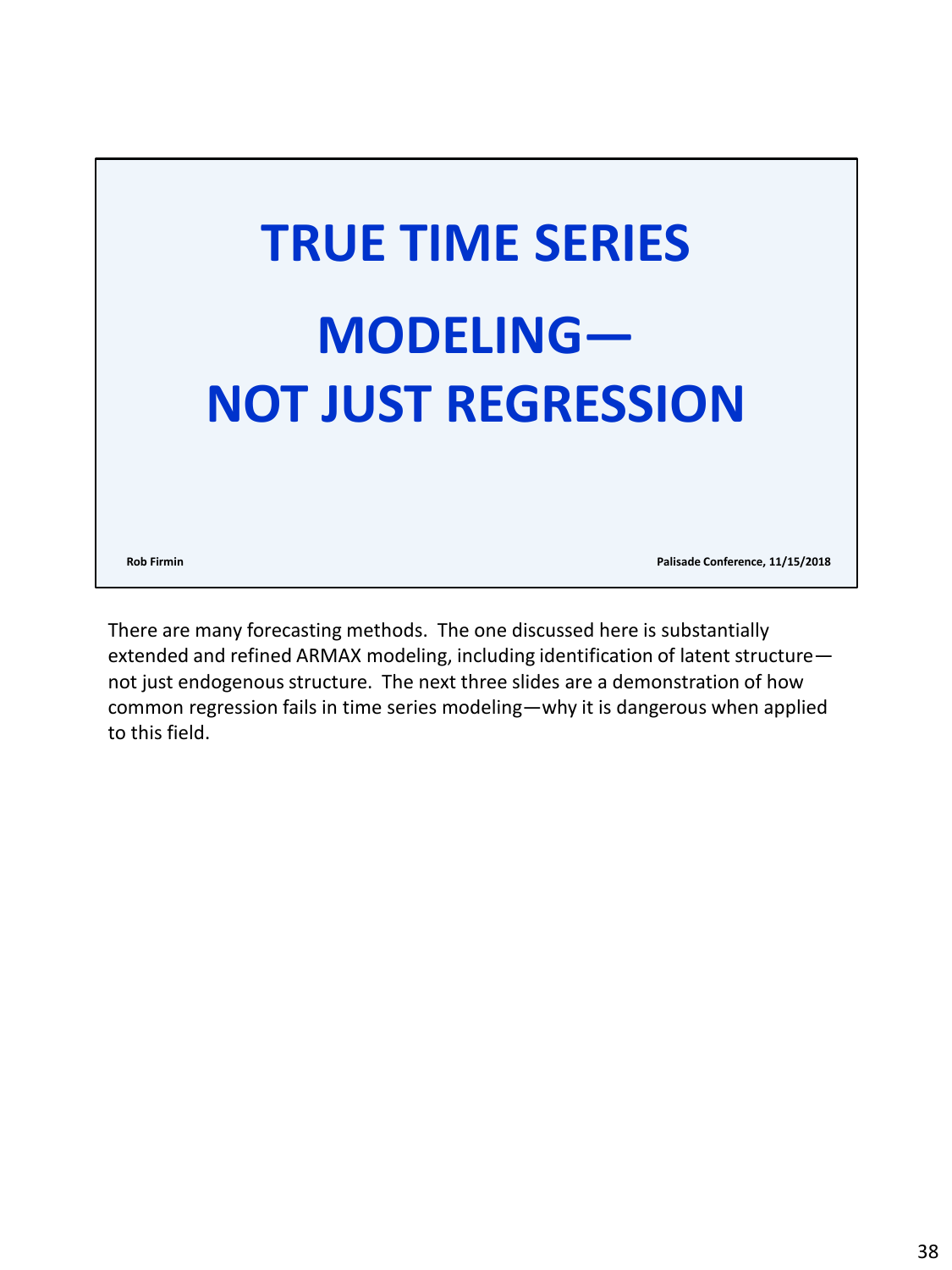# TRUE TIME SERIES MODELING— NOT JUST REGRESSION

Rob Firmin

Palisade Conference, 11/15/2018

There are many forecasting methods. The one discussed here is substantially extended and refined ARMAX modeling, including identification of latent structure—not just endogenous structure. The next three slides are a demonstration of how common regression fails in time series modeling—why it is dangerous when applied to this field.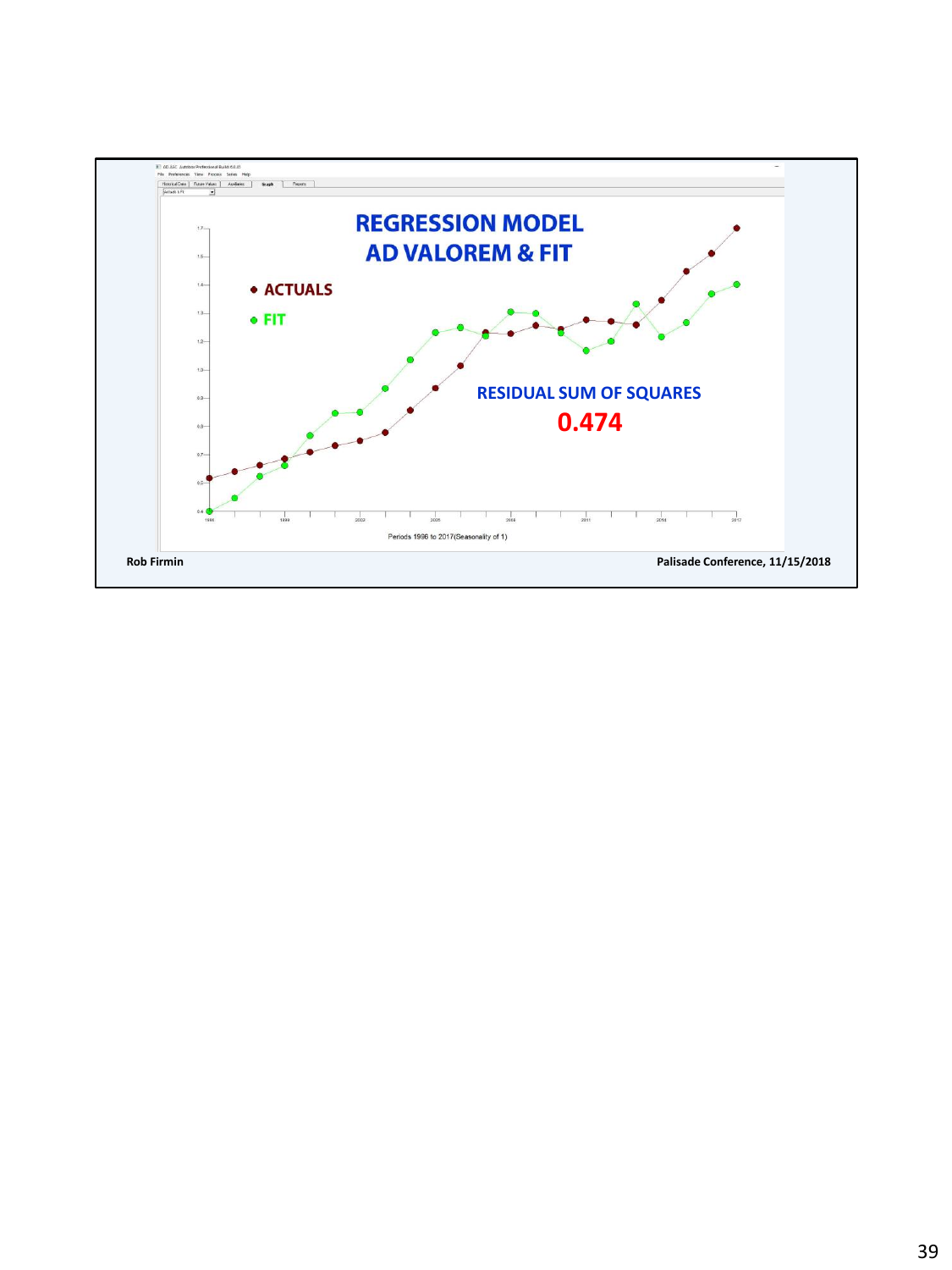# REGRESSION MODEL AD VALOREM & FIT

- ACTUALS
- FIT

RESIDUAL SUM OF SQUARES

**0.474**

Periods 1996 to 2017(Seasonality of 1)

**Rob Firmin**

**Palisade Conference, 11/15/2018**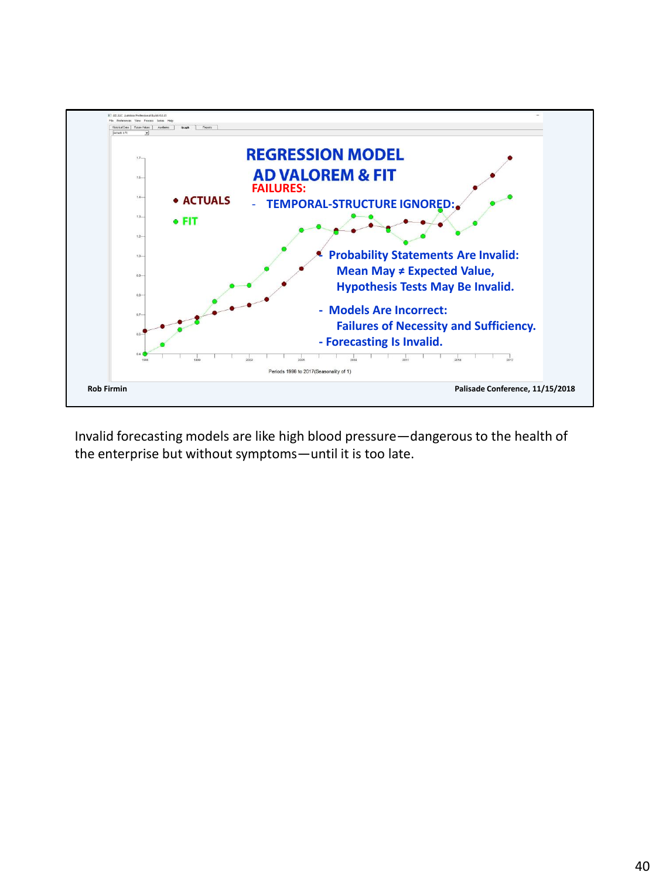## REGRESSION MODEL

## AD VALOREM & FIT

**FAILURES:**

- **TEMPORAL-STRUCTURE IGNORED:**
- **Probability Statements Are Invalid:**
  **Mean May ≠ Expected Value,**
  **Hypothesis Tests May Be Invalid.**
- **Models Are Incorrect:**
  **Failures of Necessity and Sufficiency.**
- **Forecasting Is Invalid.**

◆ ACTUALS

● FIT

Periods 1996 to 2017(Seasonality of 1)

Rob Firmin

Palisade Conference, 11/15/2018

Invalid forecasting models are like high blood pressure—dangerous to the health of the enterprise but without symptoms—until it is too late.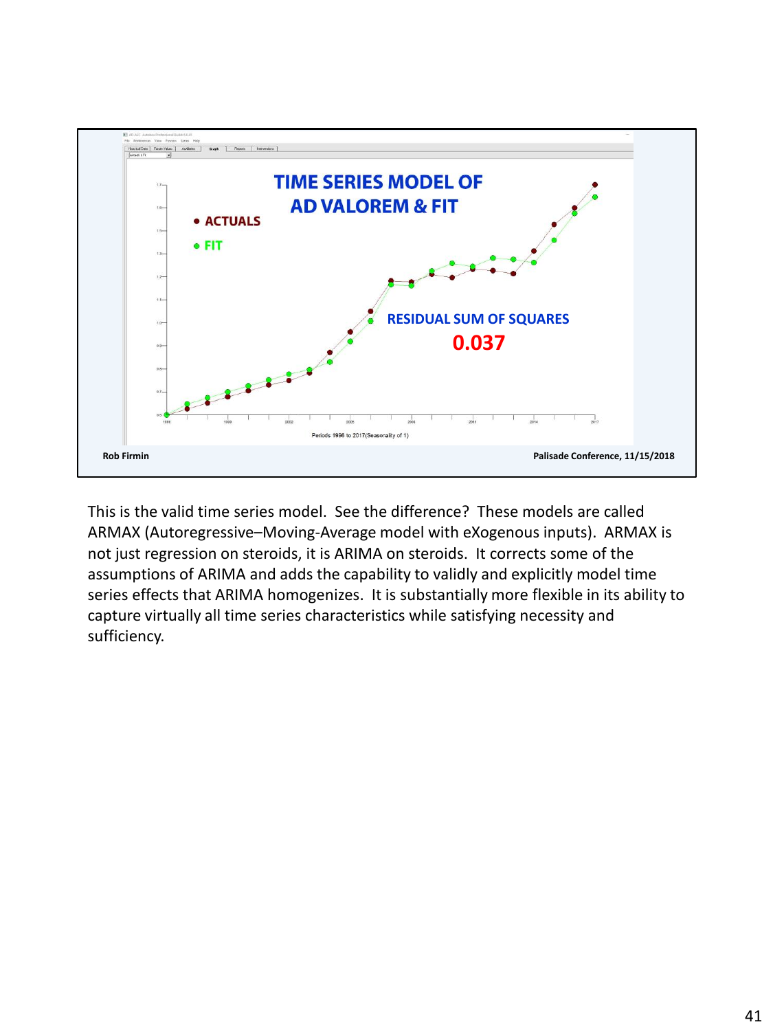## TIME SERIES MODEL OF AD VALOREM & FIT

- ACTUALS
- FIT

RESIDUAL SUM OF SQUARES

0.037

Periods 1996 to 2017(Seasonality of 1)

Rob Firmin — Palisade Conference, 11/15/2018

This is the valid time series model. See the difference? These models are called ARMAX (Autoregressive–Moving-Average model with eXogenous inputs). ARMAX is not just regression on steroids, it is ARIMA on steroids. It corrects some of the assumptions of ARIMA and adds the capability to validly and explicitly model time series effects that ARIMA homogenizes. It is substantially more flexible in its ability to capture virtually all time series characteristics while satisfying necessity and sufficiency.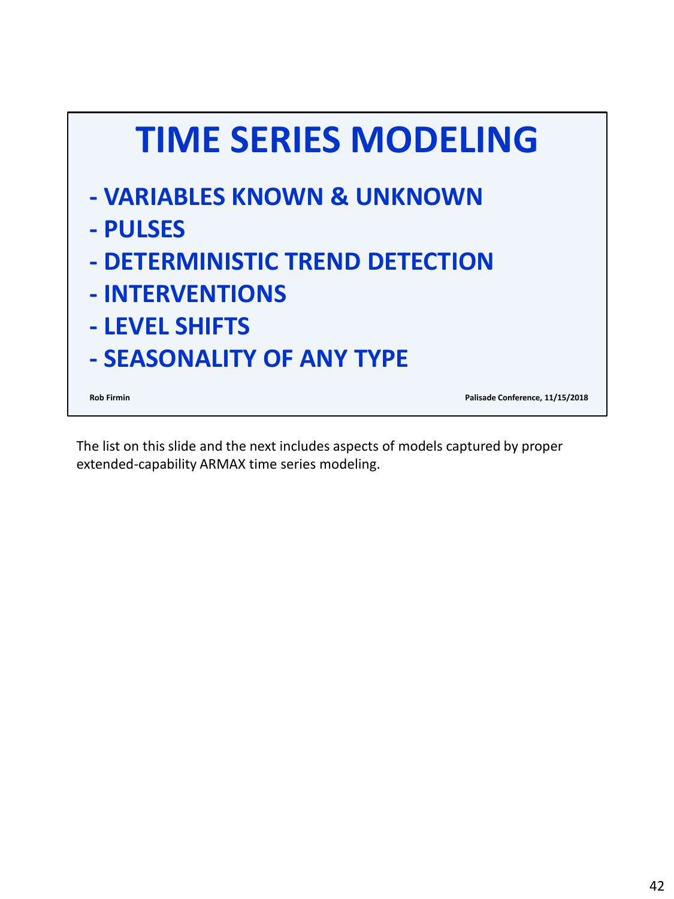# TIME SERIES MODELING

- VARIABLES KNOWN & UNKNOWN
- PULSES
- DETERMINISTIC TREND DETECTION
- INTERVENTIONS
- LEVEL SHIFTS
- SEASONALITY OF ANY TYPE

Rob Firmin

Palisade Conference, 11/15/2018

The list on this slide and the next includes aspects of models captured by proper extended-capability ARMAX time series modeling.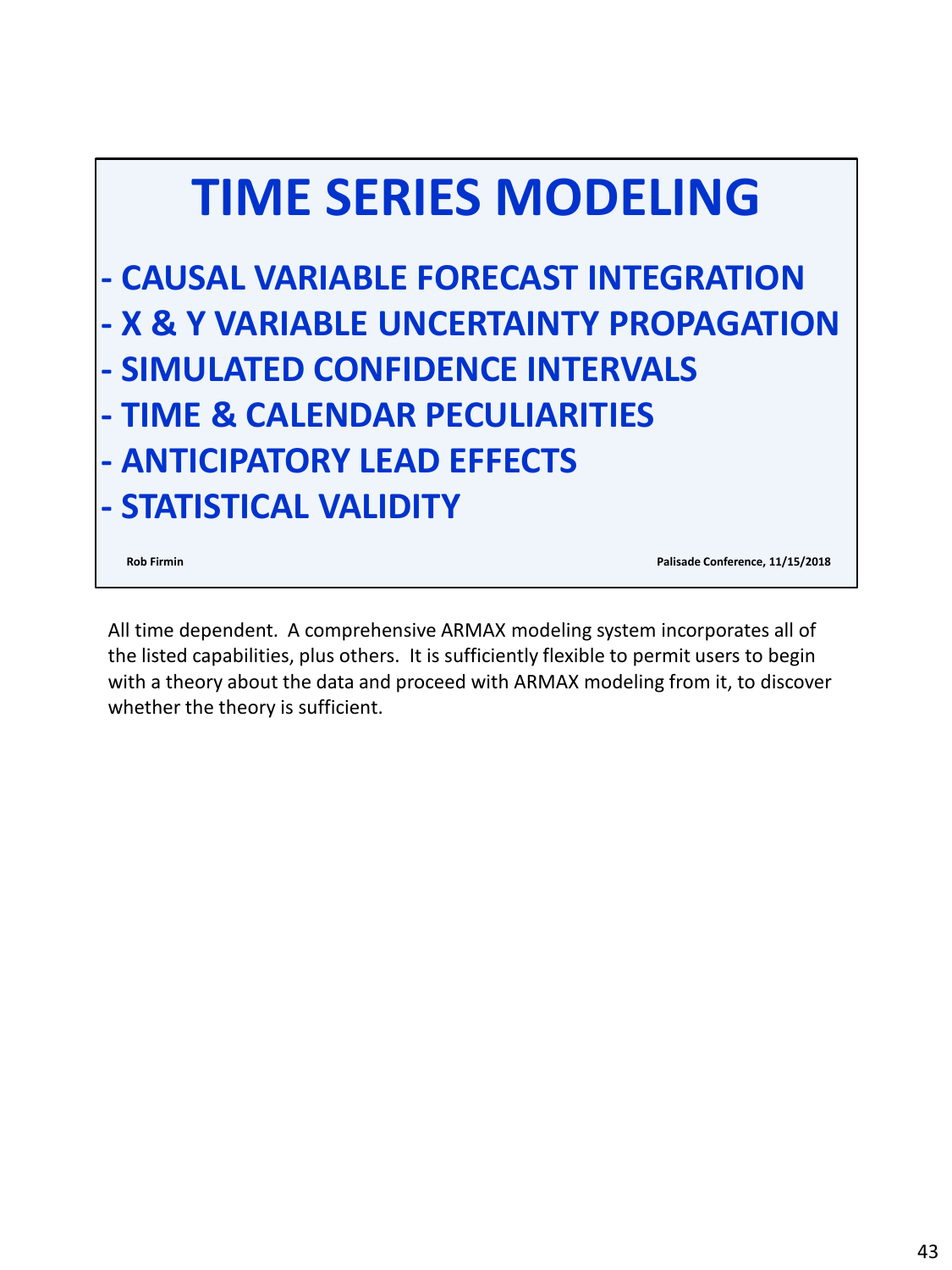# TIME SERIES MODELING

- CAUSAL VARIABLE FORECAST INTEGRATION
- X & Y VARIABLE UNCERTAINTY PROPAGATION
- SIMULATED CONFIDENCE INTERVALS
- TIME & CALENDAR PECULIARITIES
- ANTICIPATORY LEAD EFFECTS
- STATISTICAL VALIDITY

**Rob Firmin** **Palisade Conference, 11/15/2018**

All time dependent. A comprehensive ARMAX modeling system incorporates all of the listed capabilities, plus others. It is sufficiently flexible to permit users to begin with a theory about the data and proceed with ARMAX modeling from it, to discover whether the theory is sufficient.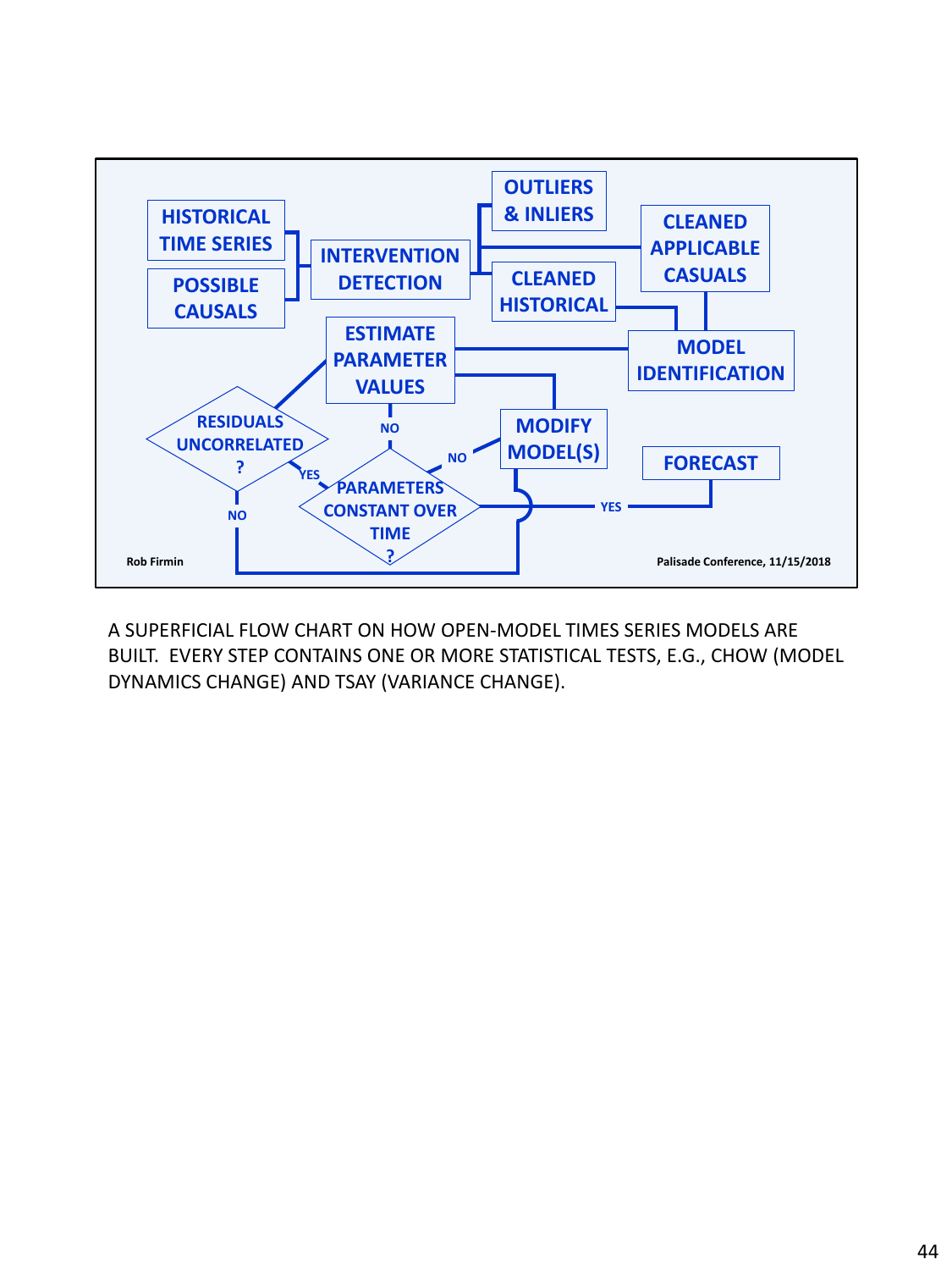HISTORICAL TIME SERIES

POSSIBLE CAUSALS

INTERVENTION DETECTION

OUTLIERS & INLIERS

CLEANED HISTORICAL

CLEANED APPLICABLE CASUALS

MODEL IDENTIFICATION

ESTIMATE PARAMETER VALUES

RESIDUALS UNCORRELATED ?

PARAMETERS CONSTANT OVER TIME ?

MODIFY MODEL(S)

FORECAST

YES

NO

NO

NO

YES

Rob Firmin

Palisade Conference, 11/15/2018

A SUPERFICIAL FLOW CHART ON HOW OPEN-MODEL TIMES SERIES MODELS ARE BUILT. EVERY STEP CONTAINS ONE OR MORE STATISTICAL TESTS, E.G., CHOW (MODEL DYNAMICS CHANGE) AND TSAY (VARIANCE CHANGE).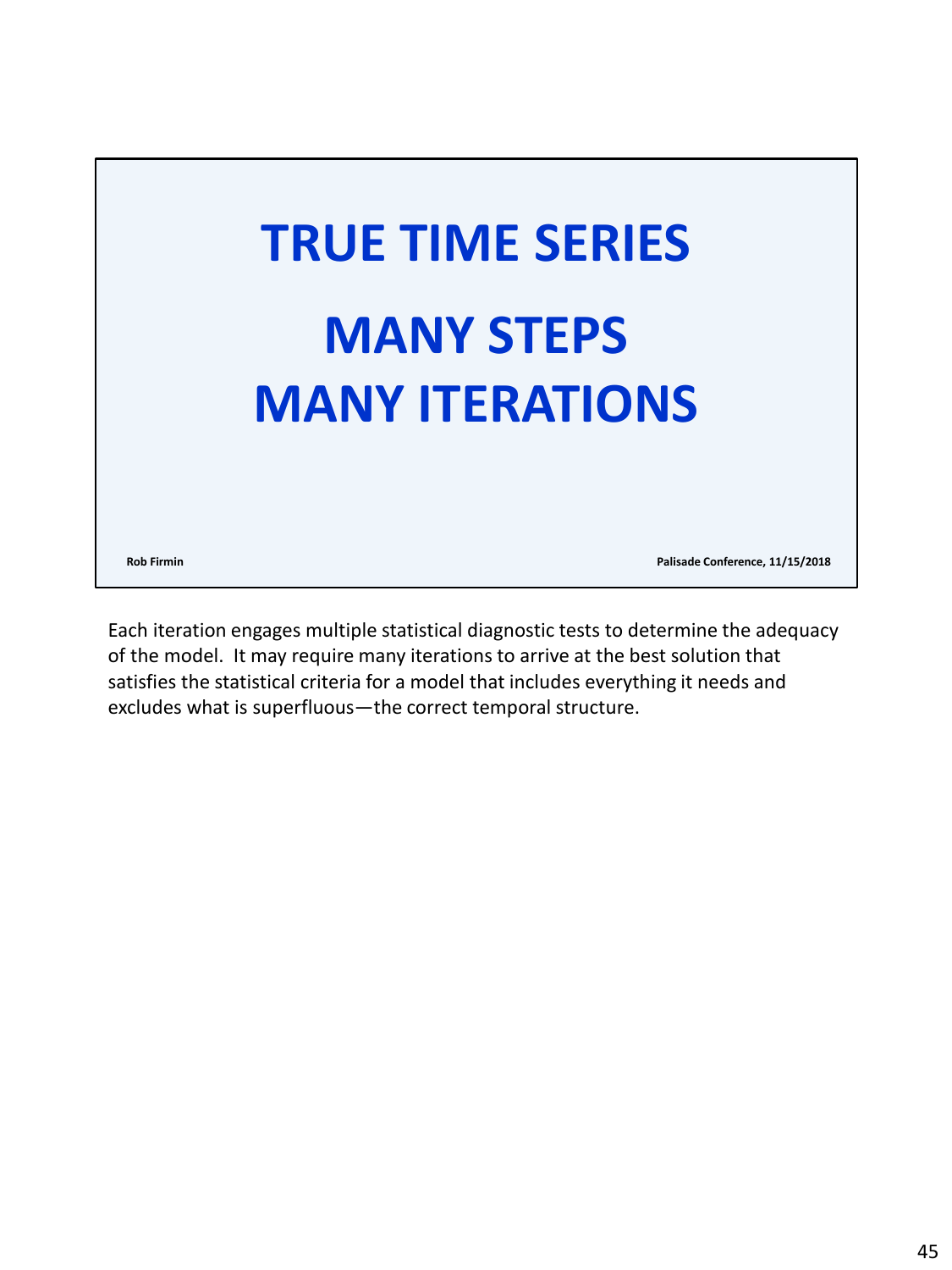# TRUE TIME SERIES

## MANY STEPS
## MANY ITERATIONS

Rob Firmin

Palisade Conference, 11/15/2018

Each iteration engages multiple statistical diagnostic tests to determine the adequacy of the model. It may require many iterations to arrive at the best solution that satisfies the statistical criteria for a model that includes everything it needs and excludes what is superfluous—the correct temporal structure.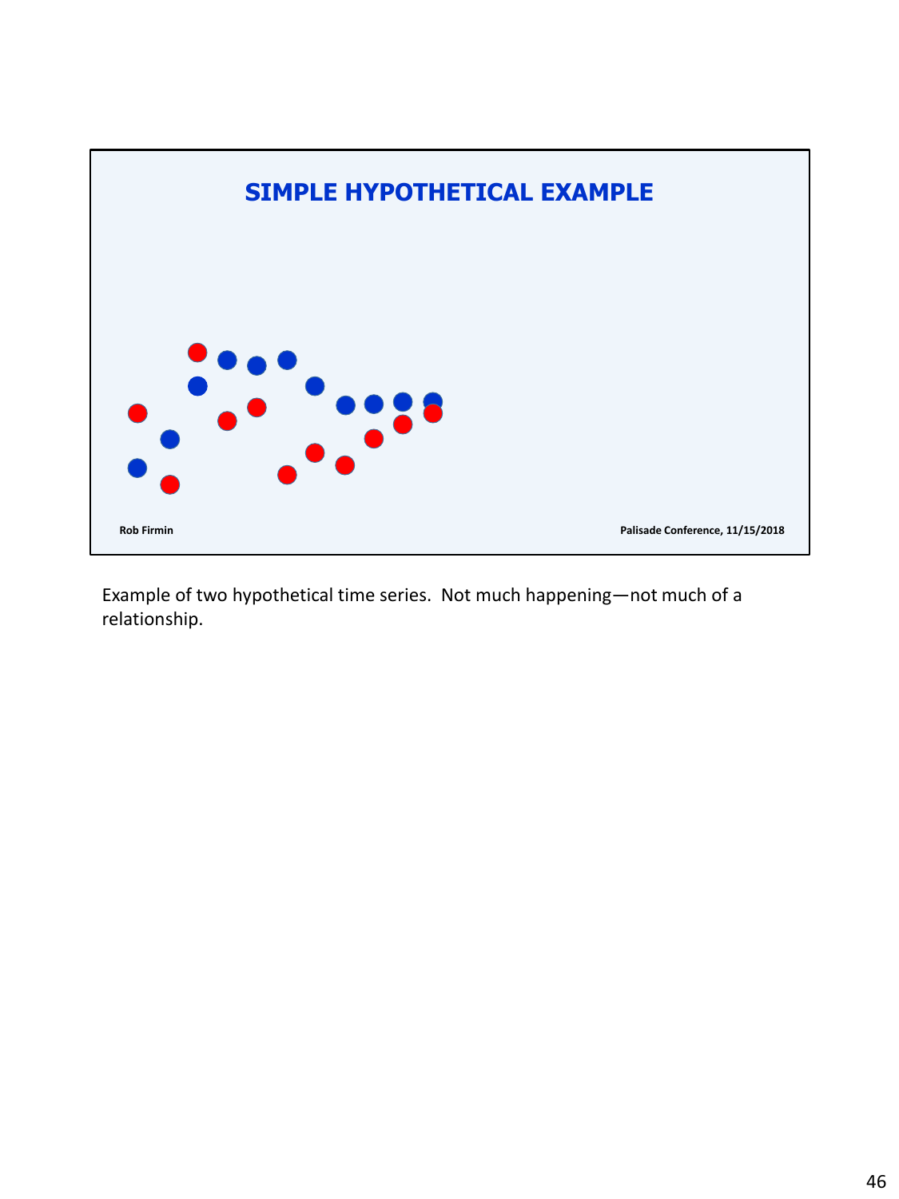## SIMPLE HYPOTHETICAL EXAMPLE

Rob Firmin

Palisade Conference, 11/15/2018

Example of two hypothetical time series. Not much happening—not much of a relationship.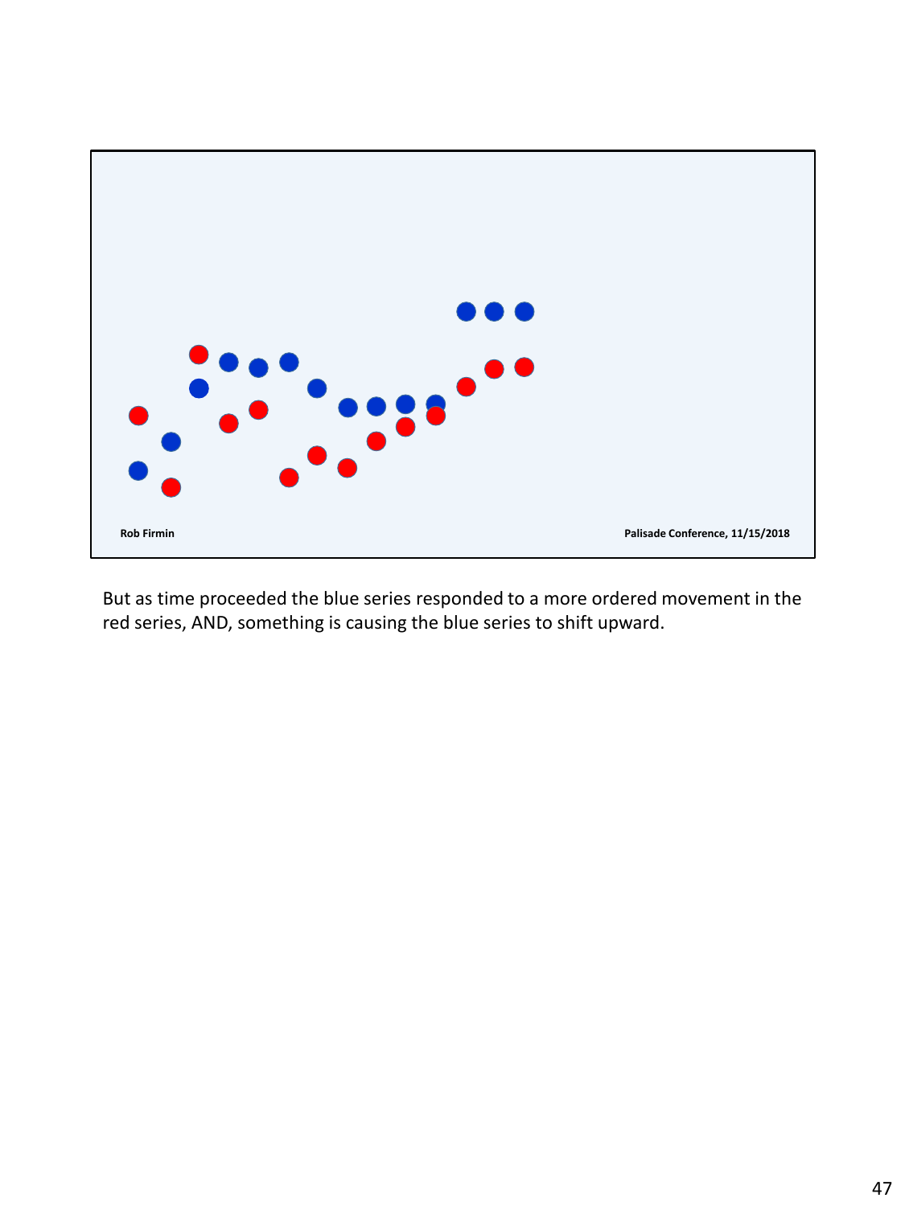But as time proceeded the blue series responded to a more ordered movement in the red series, AND, something is causing the blue series to shift upward.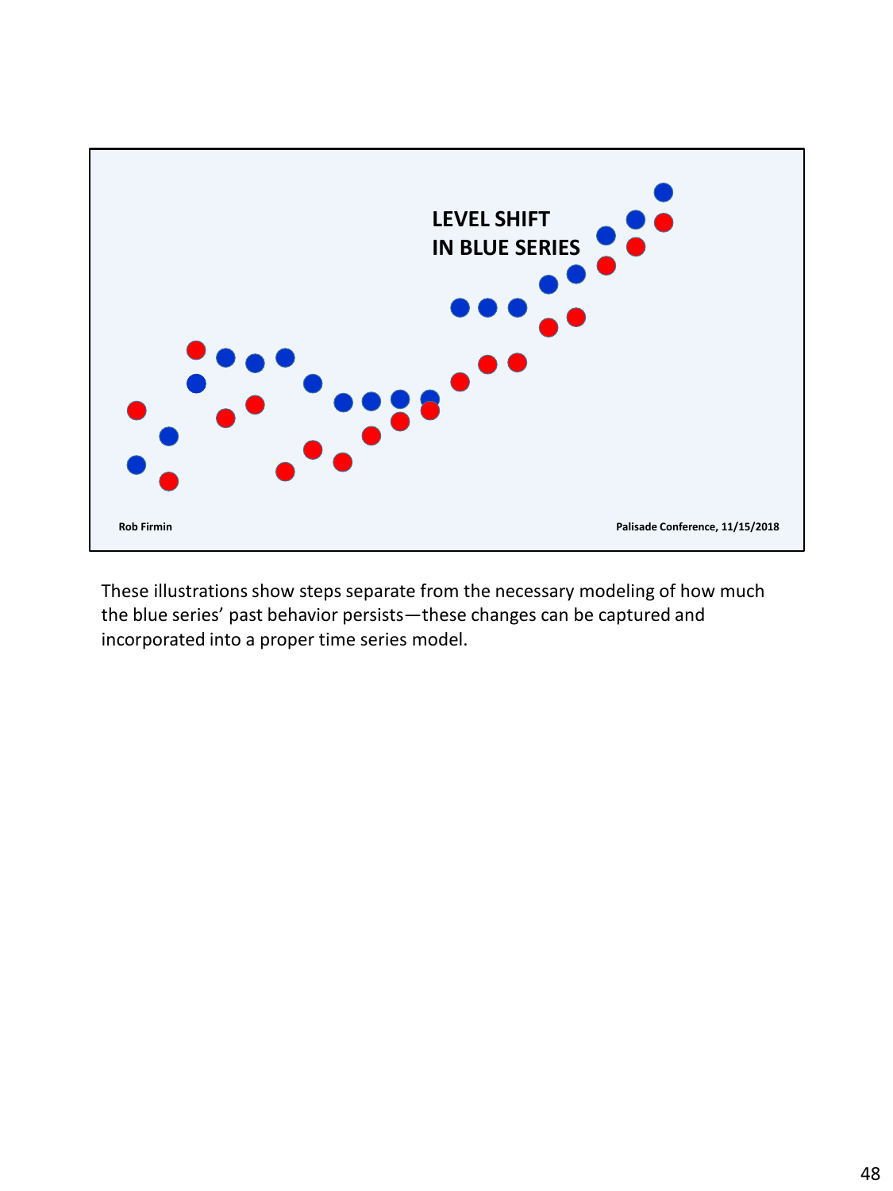LEVEL SHIFT
IN BLUE SERIES

Rob Firmin

Palisade Conference, 11/15/2018

These illustrations show steps separate from the necessary modeling of how much the blue series' past behavior persists—these changes can be captured and incorporated into a proper time series model.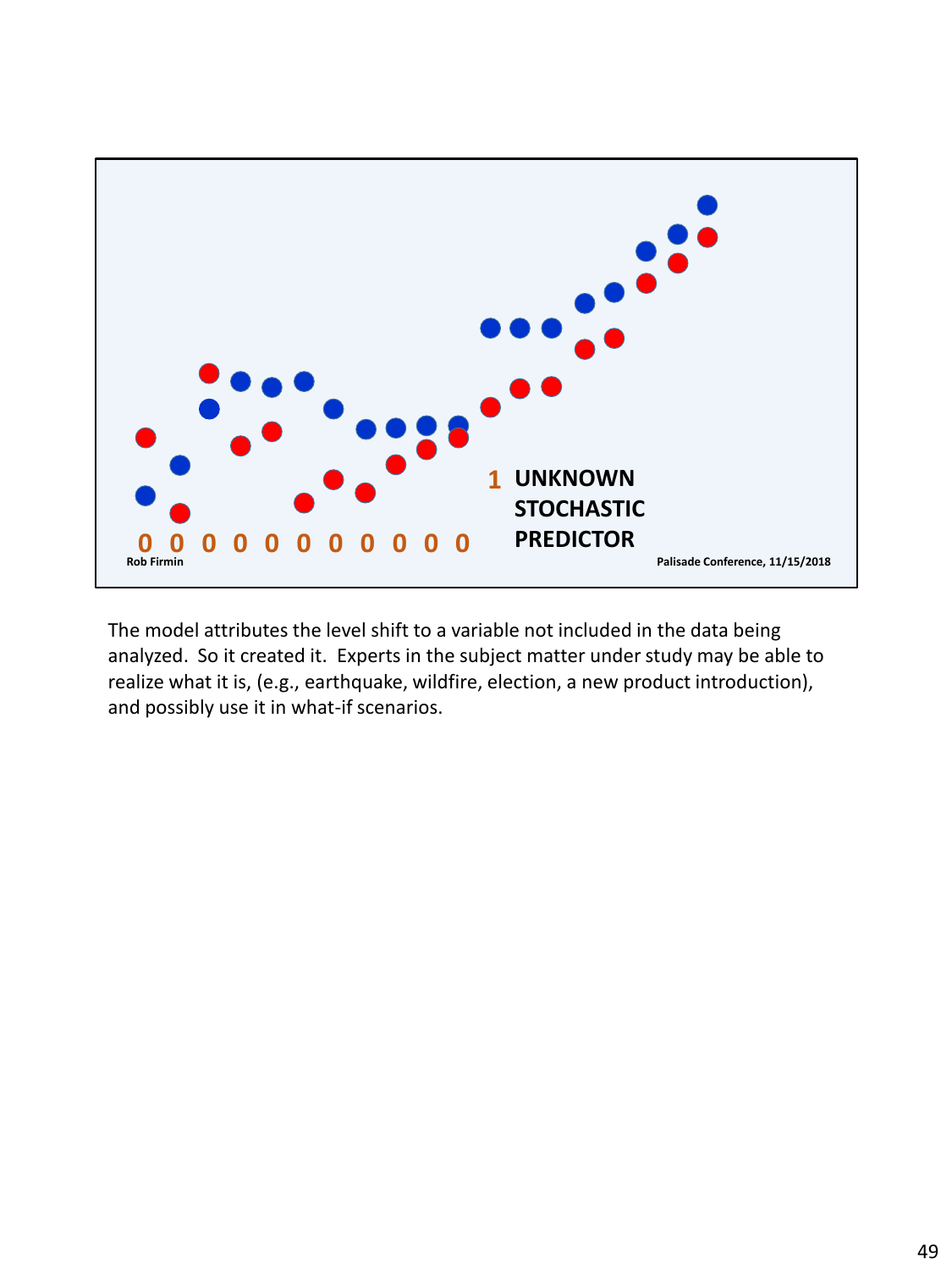0 0 0 0 0 0 0 0 0 0 0

1 **UNKNOWN STOCHASTIC PREDICTOR**

Rob Firmin

Palisade Conference, 11/15/2018

The model attributes the level shift to a variable not included in the data being analyzed. So it created it. Experts in the subject matter under study may be able to realize what it is, (e.g., earthquake, wildfire, election, a new product introduction), and possibly use it in what-if scenarios.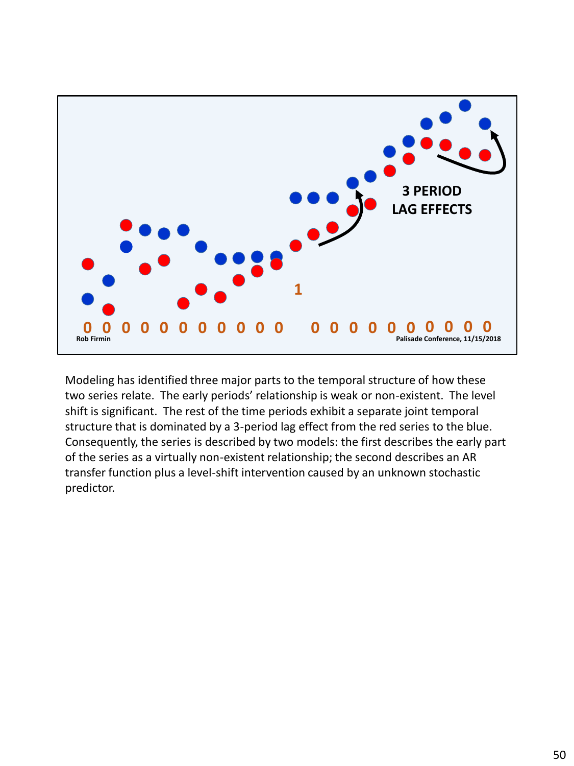3 PERIOD LAG EFFECTS

1

0 0 0 0 0 0 0 0 0 0 0 0 0 0 0 0 0 0 0 0 0

Rob Firmin

Palisade Conference, 11/15/2018

Modeling has identified three major parts to the temporal structure of how these two series relate. The early periods' relationship is weak or non-existent. The level shift is significant. The rest of the time periods exhibit a separate joint temporal structure that is dominated by a 3-period lag effect from the red series to the blue. Consequently, the series is described by two models: the first describes the early part of the series as a virtually non-existent relationship; the second describes an AR transfer function plus a level-shift intervention caused by an unknown stochastic predictor.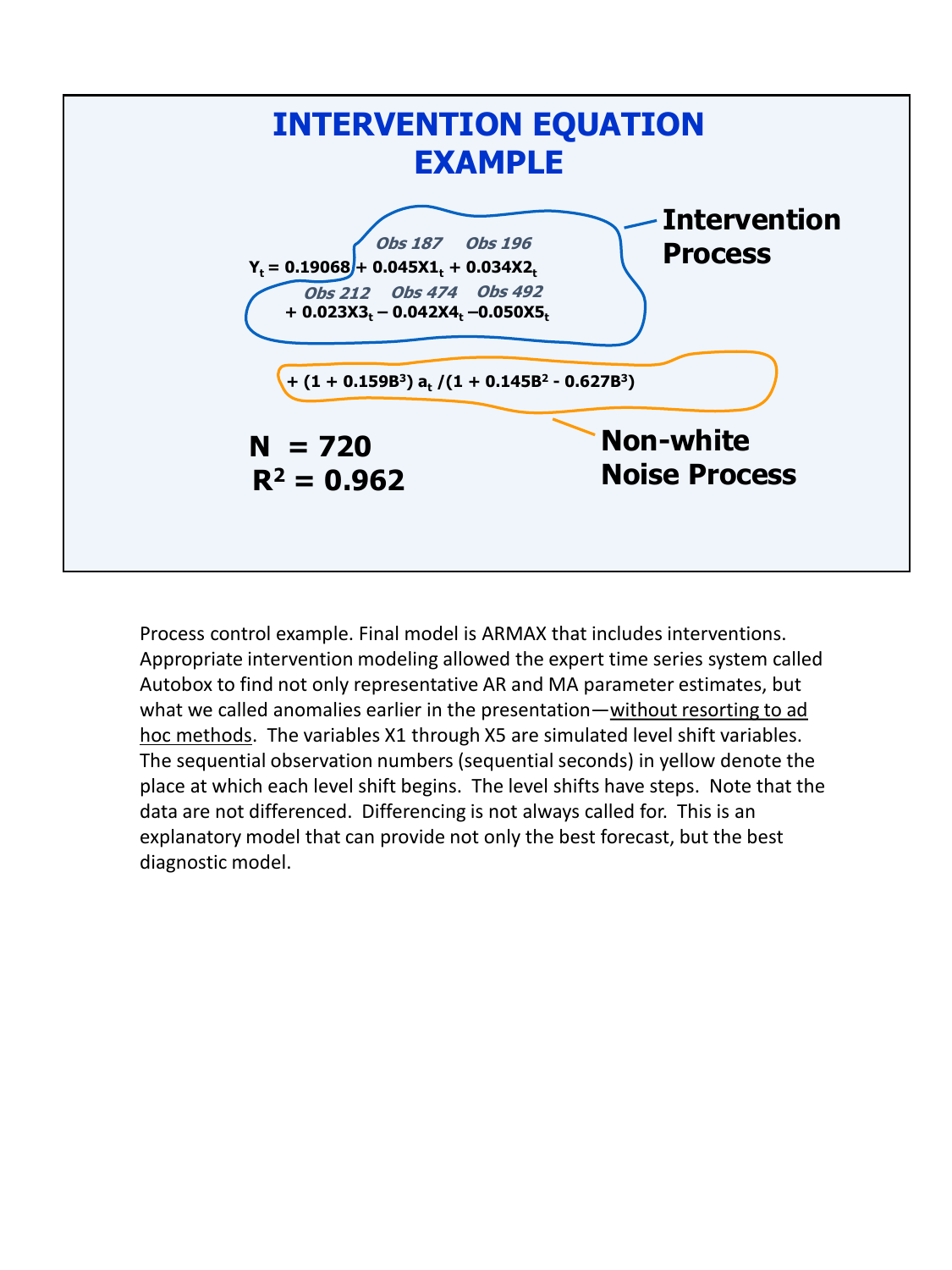# INTERVENTION EQUATION EXAMPLE

Obs 187 Obs 196

$$Y_t = 0.19068 + 0.045X1_t + 0.034X2_t$$

Obs 212 Obs 474 Obs 492

$$+ 0.023X3_t - 0.042X4_t - 0.050X5_t$$

**Intervention Process**

$$+ (1 + 0.159B^3)\, a_t / (1 + 0.145B^2 - 0.627B^3)$$

**Non-white Noise Process**

**N = 720**

**$R^2$ = 0.962**

Process control example. Final model is ARMAX that includes interventions. Appropriate intervention modeling allowed the expert time series system called Autobox to find not only representative AR and MA parameter estimates, but what we called anomalies earlier in the presentation—without resorting to ad hoc methods. The variables X1 through X5 are simulated level shift variables. The sequential observation numbers (sequential seconds) in yellow denote the place at which each level shift begins. The level shifts have steps. Note that the data are not differenced. Differencing is not always called for. This is an explanatory model that can provide not only the best forecast, but the best diagnostic model.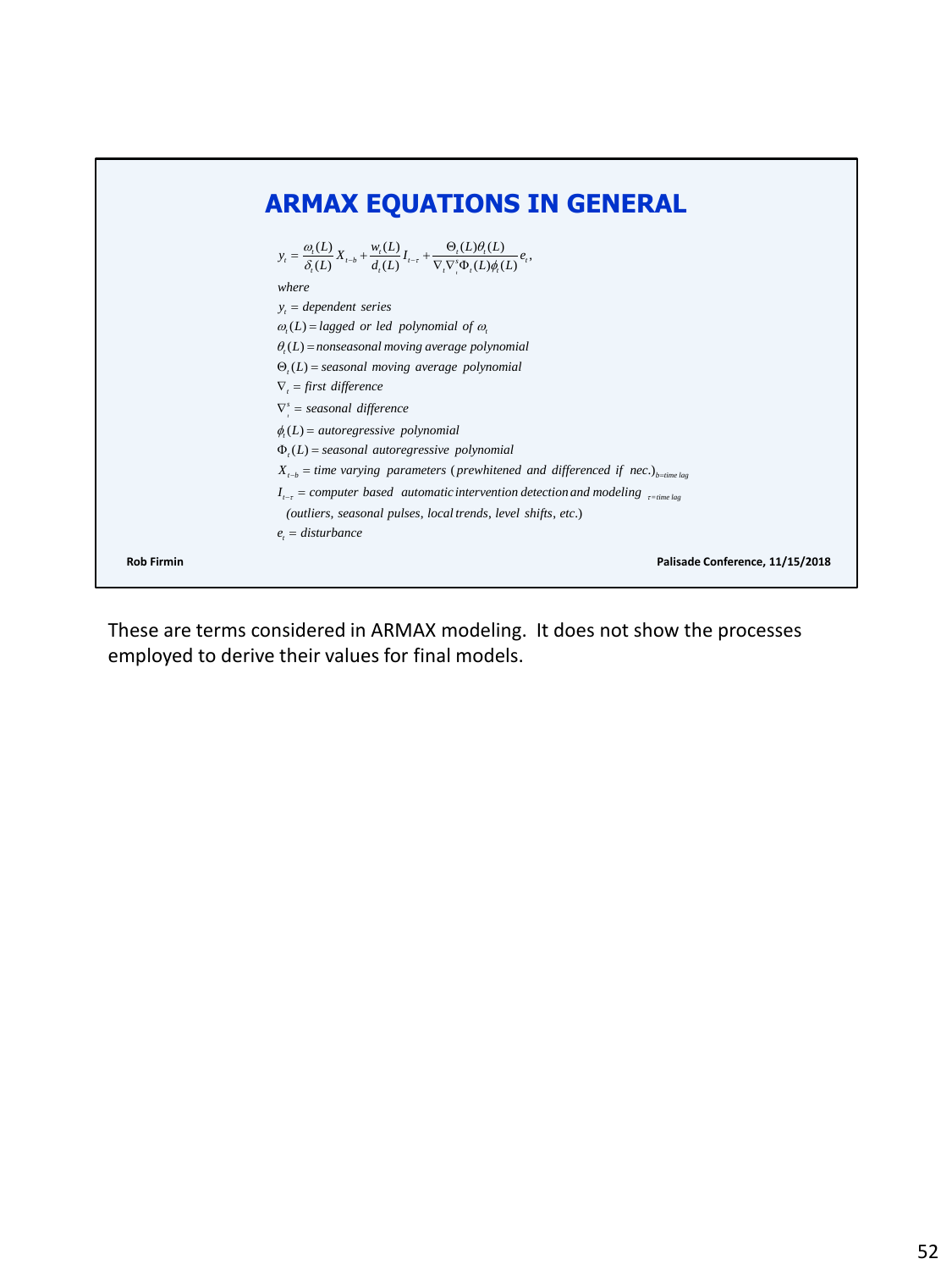## ARMAX EQUATIONS IN GENERAL

$$y_t = \frac{\omega_t(L)}{\delta_t(L)} X_{t-b} + \frac{w_t(L)}{d_t(L)} I_{t-\tau} + \frac{\Theta_t(L)\theta_t(L)}{\nabla_t \nabla_t^s \Phi_t(L)\phi_t(L)} e_t,$$

*where*

$y_t =$ *dependent series*

$\omega_t(L) =$ *lagged or led polynomial of* $\omega_t$

$\theta_t(L) =$ *nonseasonal moving average polynomial*

$\Theta_t(L) =$ *seasonal moving average polynomial*

$\nabla_t =$ *first difference*

$\nabla_t^s =$ *seasonal difference*

$\phi_t(L) =$ *autoregressive polynomial*

$\Phi_t(L) =$ *seasonal autoregressive polynomial*

$X_{t-b} =$ *time varying parameters (prewhitened and differenced if nec.)* $_{b=\text{time lag}}$

$I_{t-\tau} =$ *computer based automatic intervention detection and modeling* $_{\tau=\text{time lag}}$
*(outliers, seasonal pulses, local trends, level shifts, etc.)*

$e_t =$ *disturbance*

Rob Firmin

Palisade Conference, 11/15/2018

These are terms considered in ARMAX modeling. It does not show the processes employed to derive their values for final models.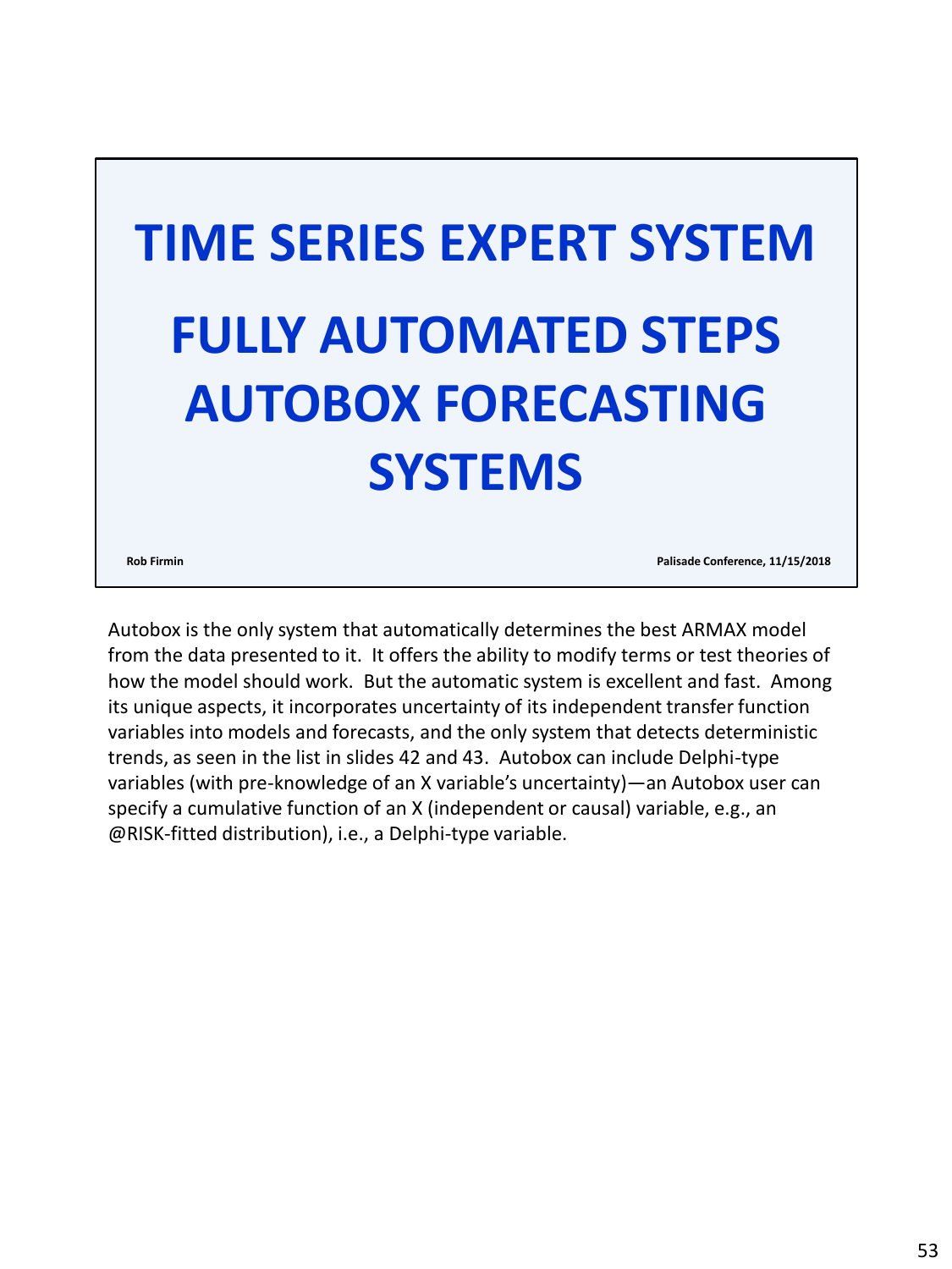# TIME SERIES EXPERT SYSTEM

## FULLY AUTOMATED STEPS AUTOBOX FORECASTING SYSTEMS

Rob Firmin

Palisade Conference, 11/15/2018

Autobox is the only system that automatically determines the best ARMAX model from the data presented to it. It offers the ability to modify terms or test theories of how the model should work. But the automatic system is excellent and fast. Among its unique aspects, it incorporates uncertainty of its independent transfer function variables into models and forecasts, and the only system that detects deterministic trends, as seen in the list in slides 42 and 43. Autobox can include Delphi-type variables (with pre-knowledge of an X variable's uncertainty)—an Autobox user can specify a cumulative function of an X (independent or causal) variable, e.g., an @RISK-fitted distribution), i.e., a Delphi-type variable.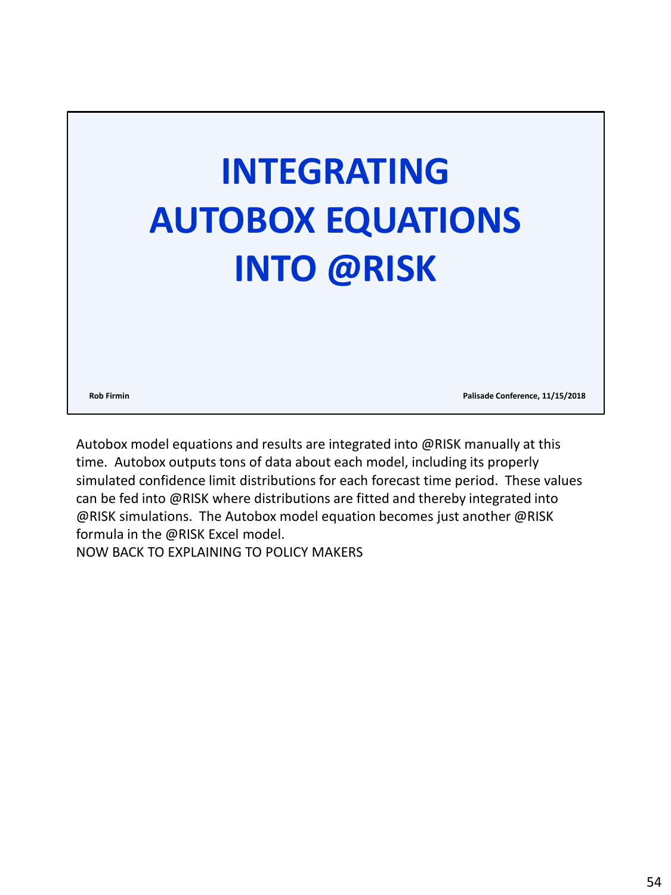# INTEGRATING AUTOBOX EQUATIONS INTO @RISK

Rob Firmin

Palisade Conference, 11/15/2018

Autobox model equations and results are integrated into @RISK manually at this time. Autobox outputs tons of data about each model, including its properly simulated confidence limit distributions for each forecast time period. These values can be fed into @RISK where distributions are fitted and thereby integrated into @RISK simulations. The Autobox model equation becomes just another @RISK formula in the @RISK Excel model.

NOW BACK TO EXPLAINING TO POLICY MAKERS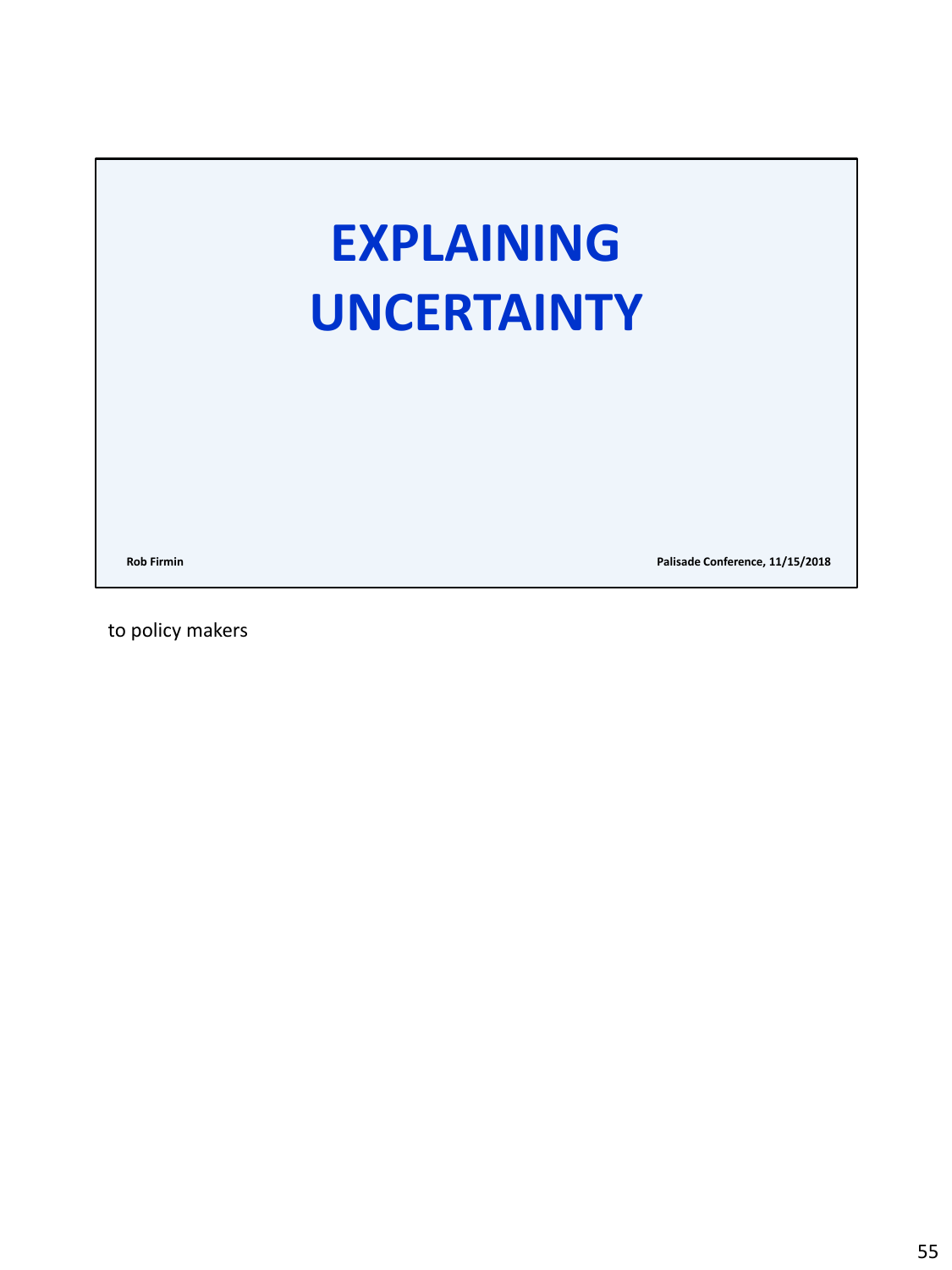# EXPLAINING UNCERTAINTY

**Rob Firmin**

**Palisade Conference, 11/15/2018**

to policy makers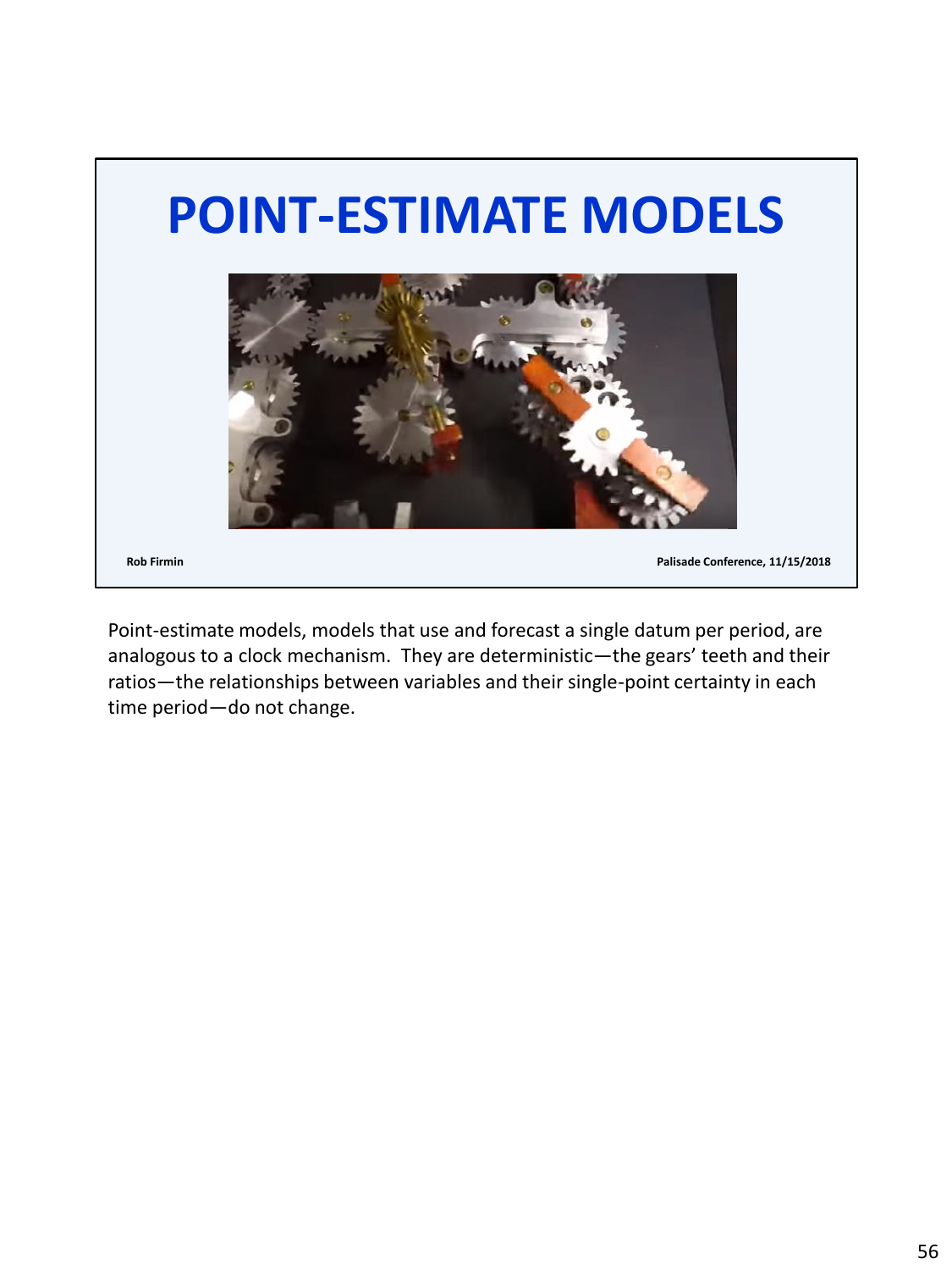# POINT-ESTIMATE MODELS

Rob Firmin

Palisade Conference, 11/15/2018

Point-estimate models, models that use and forecast a single datum per period, are analogous to a clock mechanism. They are deterministic—the gears' teeth and their ratios—the relationships between variables and their single-point certainty in each time period—do not change.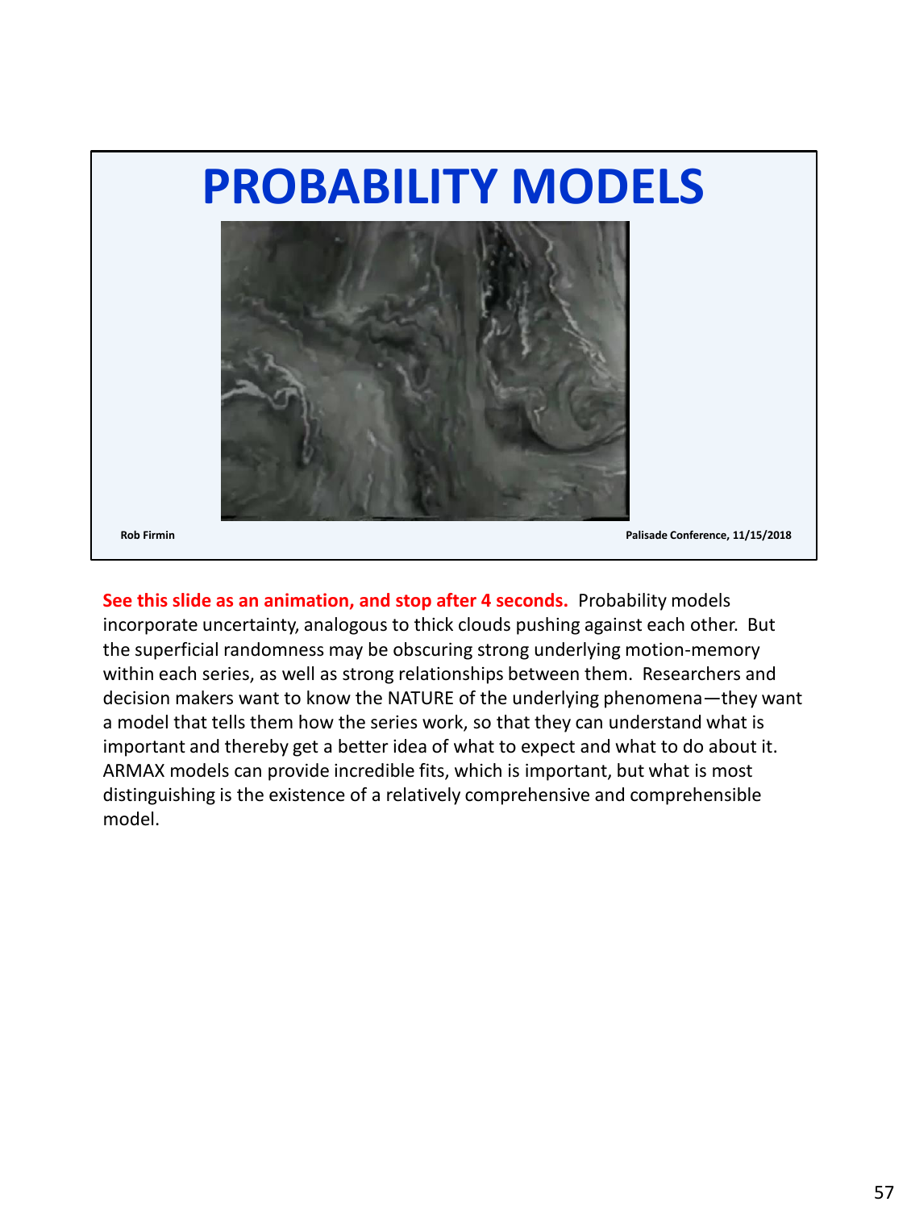# PROBABILITY MODELS

Rob Firmin

Palisade Conference, 11/15/2018

**See this slide as an animation, and stop after 4 seconds.** Probability models incorporate uncertainty, analogous to thick clouds pushing against each other. But the superficial randomness may be obscuring strong underlying motion-memory within each series, as well as strong relationships between them. Researchers and decision makers want to know the NATURE of the underlying phenomena—they want a model that tells them how the series work, so that they can understand what is important and thereby get a better idea of what to expect and what to do about it. ARMAX models can provide incredible fits, which is important, but what is most distinguishing is the existence of a relatively comprehensive and comprehensible model.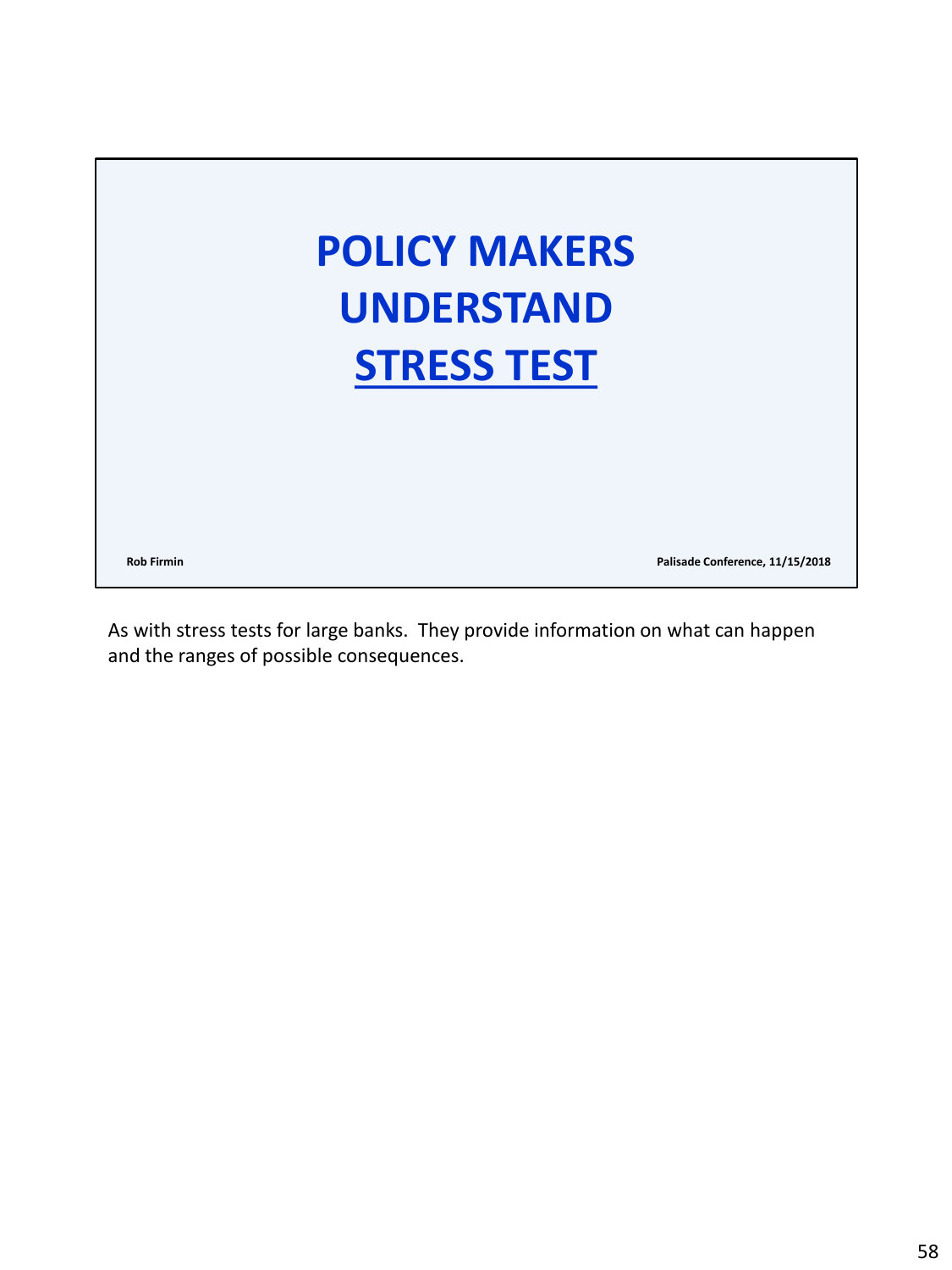# POLICY MAKERS UNDERSTAND STRESS TEST

Rob Firmin

Palisade Conference, 11/15/2018

As with stress tests for large banks. They provide information on what can happen and the ranges of possible consequences.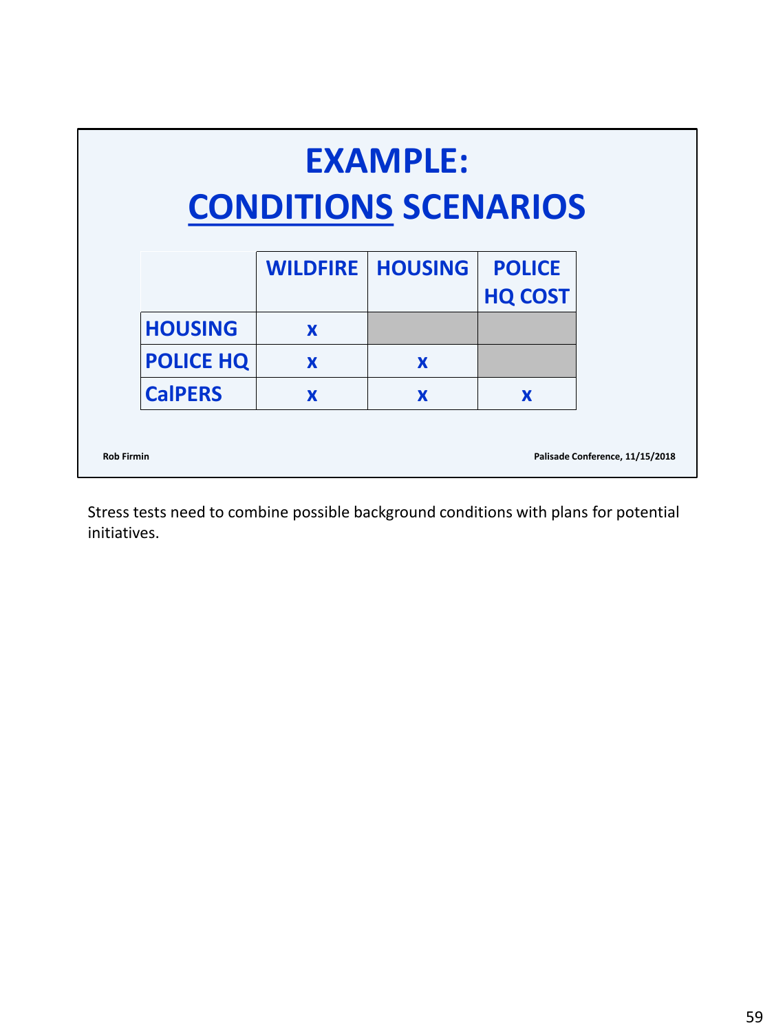# EXAMPLE: CONDITIONS SCENARIOS

| | WILDFIRE | HOUSING | POLICE HQ COST |
|---|---|---|---|
| HOUSING | x | | |
| POLICE HQ | x | x | |
| CalPERS | x | x | x |

Rob Firmin

Palisade Conference, 11/15/2018

Stress tests need to combine possible background conditions with plans for potential initiatives.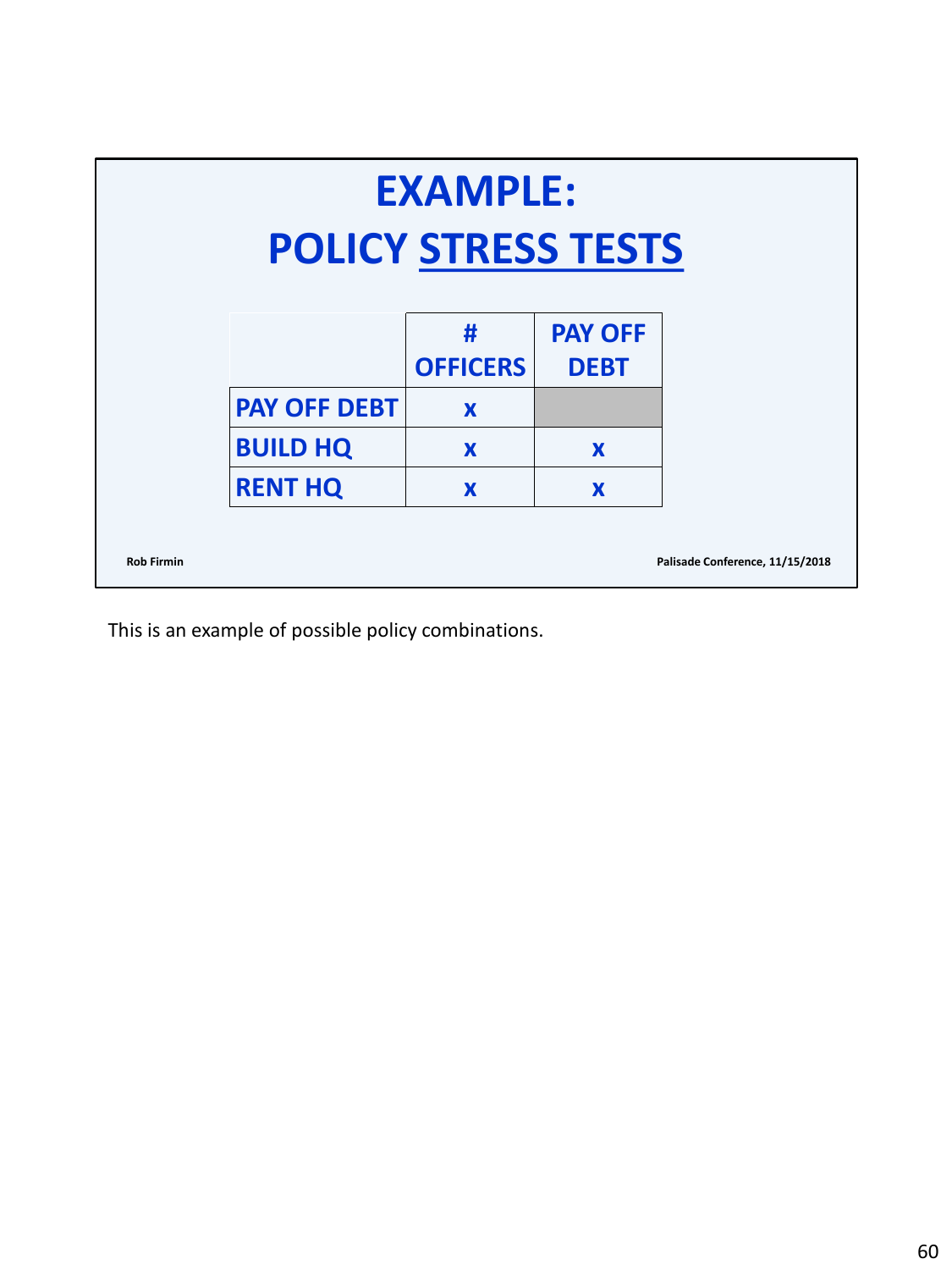# EXAMPLE:
# POLICY STRESS TESTS

| | # OFFICERS | PAY OFF DEBT |
|---|---|---|
| PAY OFF DEBT | x | |
| BUILD HQ | x | x |
| RENT HQ | x | x |

Rob Firmin

Palisade Conference, 11/15/2018

This is an example of possible policy combinations.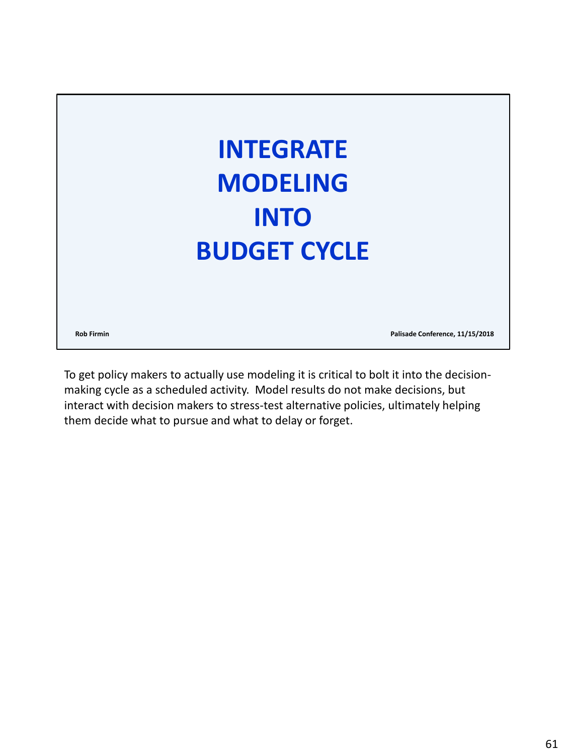# INTEGRATE MODELING INTO BUDGET CYCLE

Rob Firmin

Palisade Conference, 11/15/2018

To get policy makers to actually use modeling it is critical to bolt it into the decision-making cycle as a scheduled activity. Model results do not make decisions, but interact with decision makers to stress-test alternative policies, ultimately helping them decide what to pursue and what to delay or forget.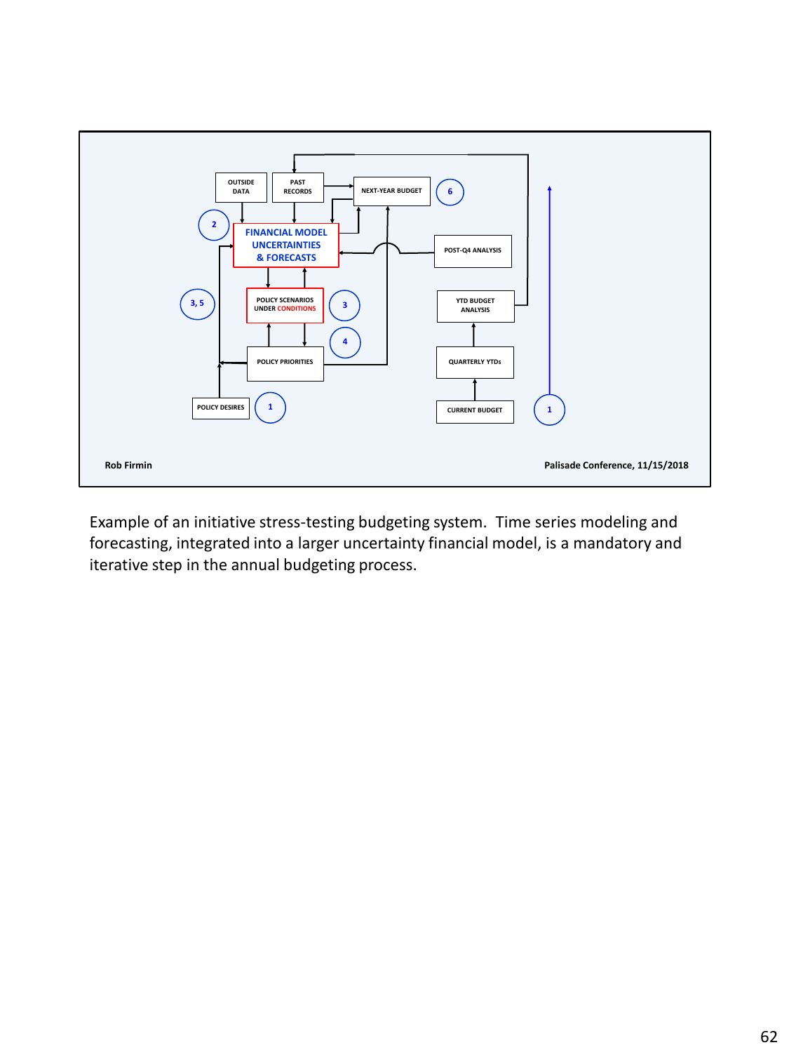OUTSIDE DATA

PAST RECORDS

NEXT-YEAR BUDGET

6

2

FINANCIAL MODEL UNCERTAINTIES & FORECASTS

POST-Q4 ANALYSIS

3, 5

POLICY SCENARIOS UNDER CONDITIONS

3

YTD BUDGET ANALYSIS

4

POLICY PRIORITIES

QUARTERLY YTDs

POLICY DESIRES

1

CURRENT BUDGET

1

Rob Firmin

Palisade Conference, 11/15/2018

Example of an initiative stress-testing budgeting system. Time series modeling and forecasting, integrated into a larger uncertainty financial model, is a mandatory and iterative step in the annual budgeting process.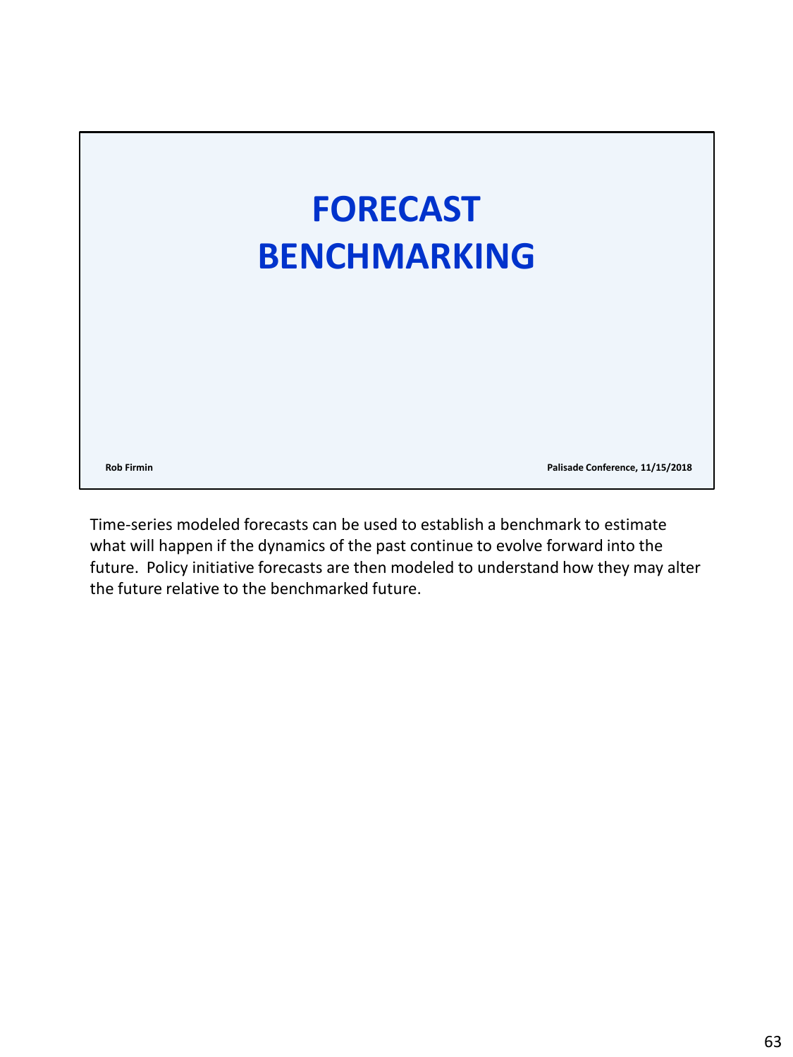# FORECAST BENCHMARKING

Rob Firmin

Palisade Conference, 11/15/2018

Time-series modeled forecasts can be used to establish a benchmark to estimate what will happen if the dynamics of the past continue to evolve forward into the future. Policy initiative forecasts are then modeled to understand how they may alter the future relative to the benchmarked future.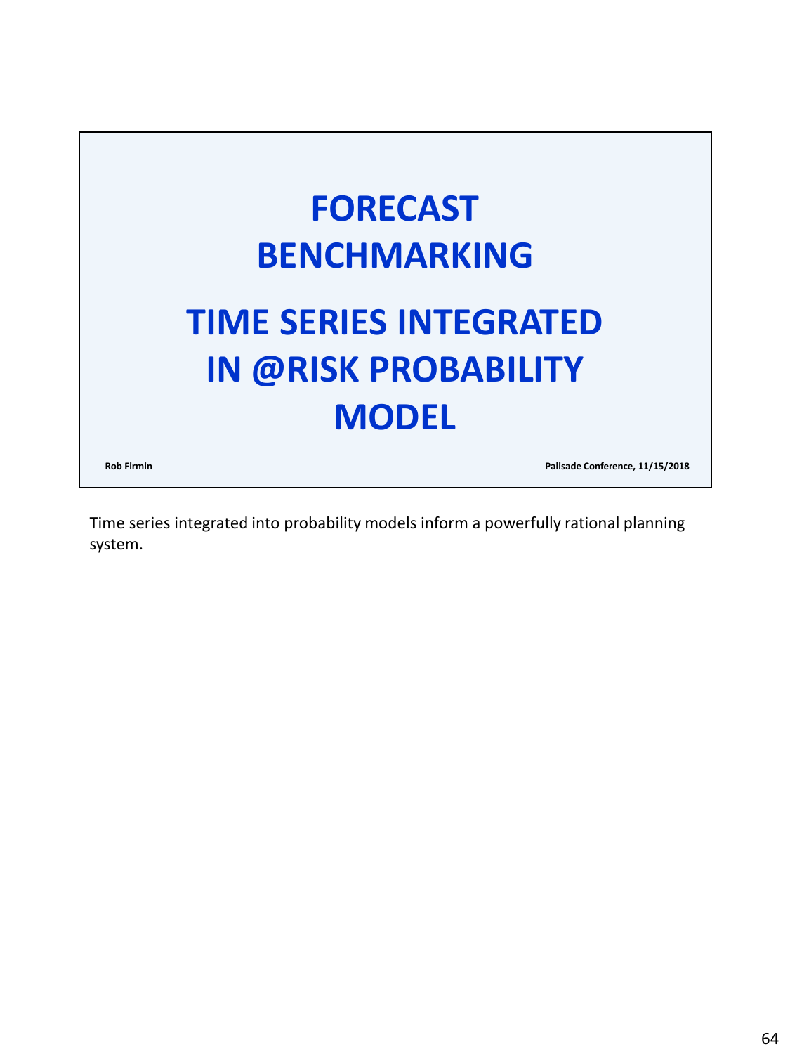# FORECAST BENCHMARKING

# TIME SERIES INTEGRATED IN @RISK PROBABILITY MODEL

**Rob Firmin**

**Palisade Conference, 11/15/2018**

Time series integrated into probability models inform a powerfully rational planning system.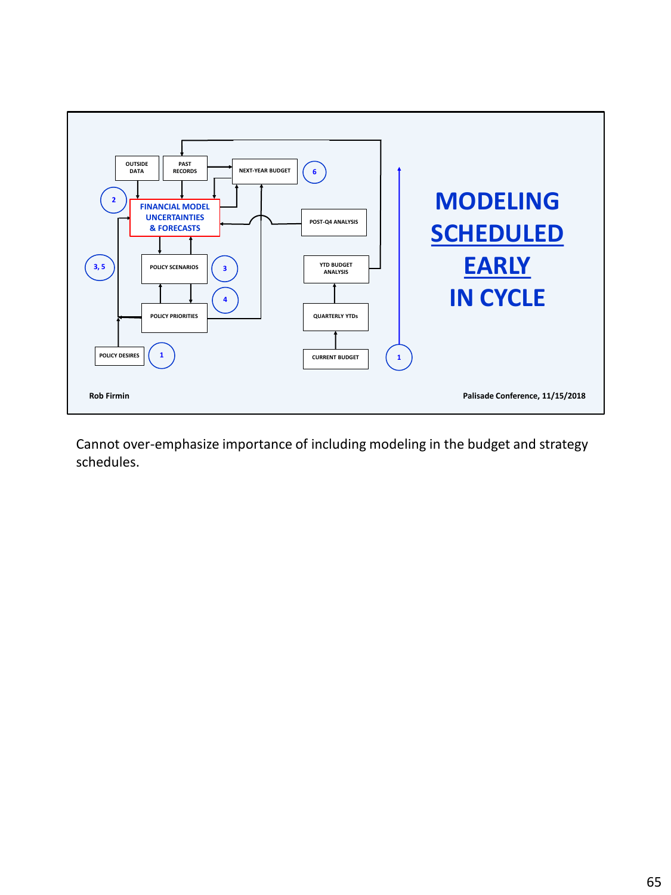OUTSIDE DATA

PAST RECORDS

NEXT-YEAR BUDGET

6

2

FINANCIAL MODEL UNCERTAINTIES & FORECASTS

POST-Q4 ANALYSIS

3, 5

POLICY SCENARIOS

3

YTD BUDGET ANALYSIS

4

POLICY PRIORITIES

QUARTERLY YTDs

POLICY DESIRES

1

CURRENT BUDGET

1

# MODELING SCHEDULED EARLY IN CYCLE

Rob Firmin

Palisade Conference, 11/15/2018

Cannot over-emphasize importance of including modeling in the budget and strategy schedules.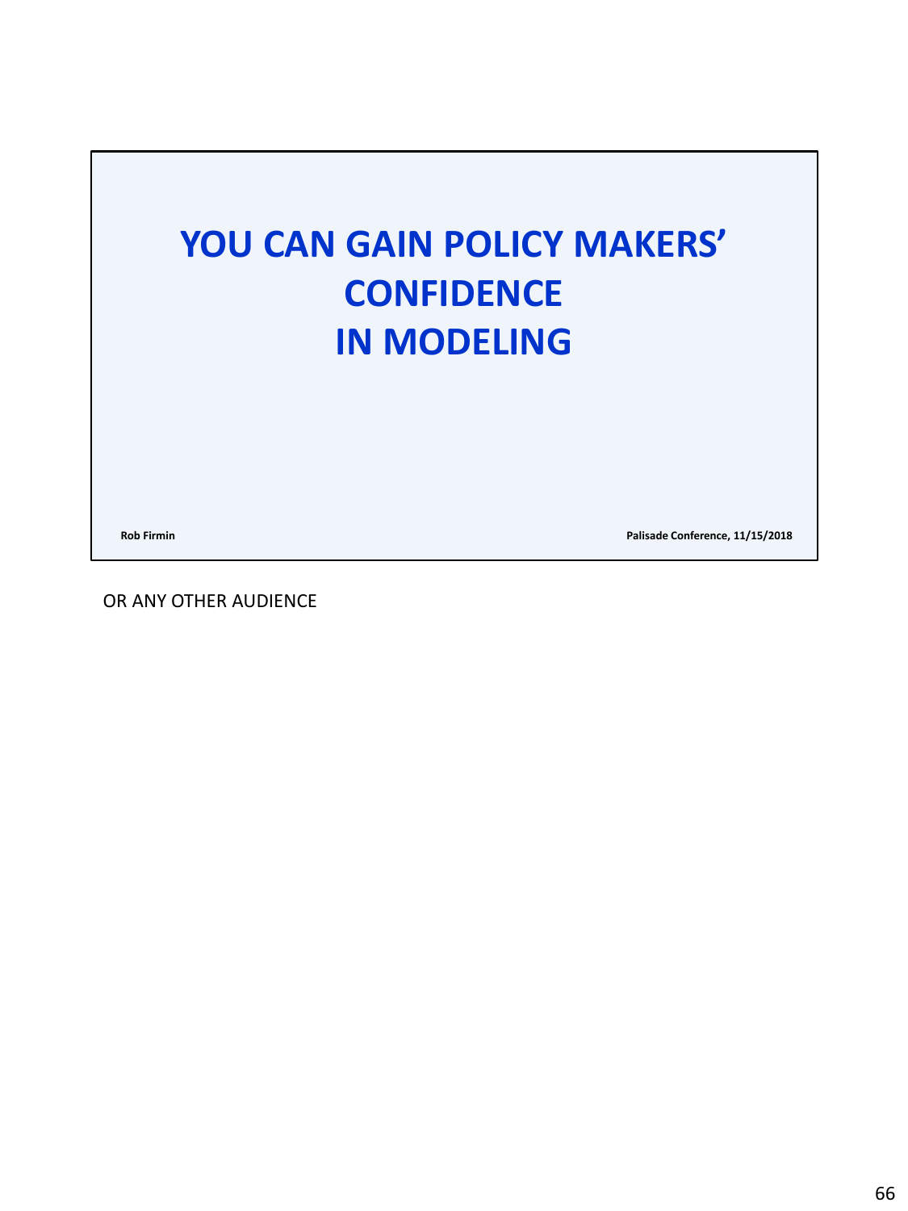# YOU CAN GAIN POLICY MAKERS' CONFIDENCE IN MODELING

**Rob Firmin**

**Palisade Conference, 11/15/2018**

OR ANY OTHER AUDIENCE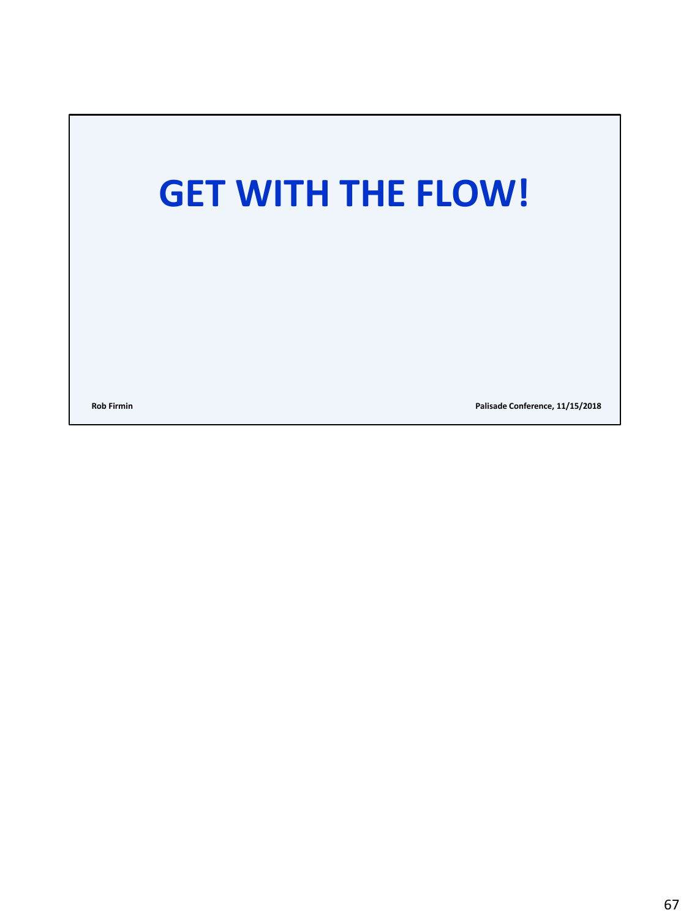# GET WITH THE FLOW!

**Rob Firmin**

**Palisade Conference, 11/15/2018**